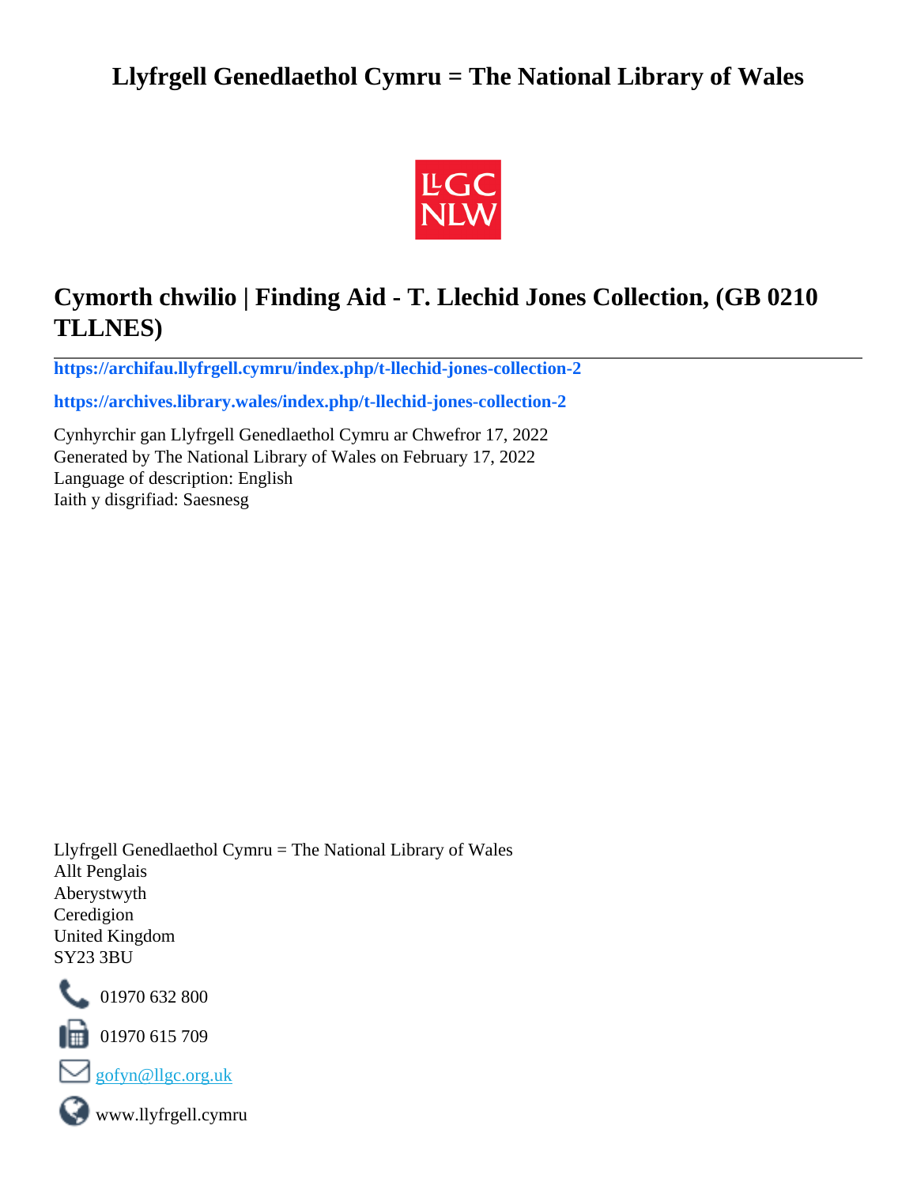# Llyfrgell Genedlaethol Cymru = The National Library of Wales

## Cymorth chwilio | Finding Aid - T. Llechid Jones Collection, (GB 0210 TLLNES)

**https://archifau.llyfrgell.cymru/index.php/t-llechid-jones-collection-2**

**https://archives.library.wales/index.php/t-llechid-jones-collection-2**

Cynhyrchir gan Llyfrgell Genedlaethol Cymru ar Chwefror 17, 2022
Generated by The National Library of Wales on February 17, 2022
Language of description: English
Iaith y disgrifiad: Saesnesg

Llyfrgell Genedlaethol Cymru = The National Library of Wales
Allt Penglais
Aberystwyth
Ceredigion
United Kingdom
SY23 3BU

01970 632 800

01970 615 709

gofyn@llgc.org.uk

www.llyfrgell.cymru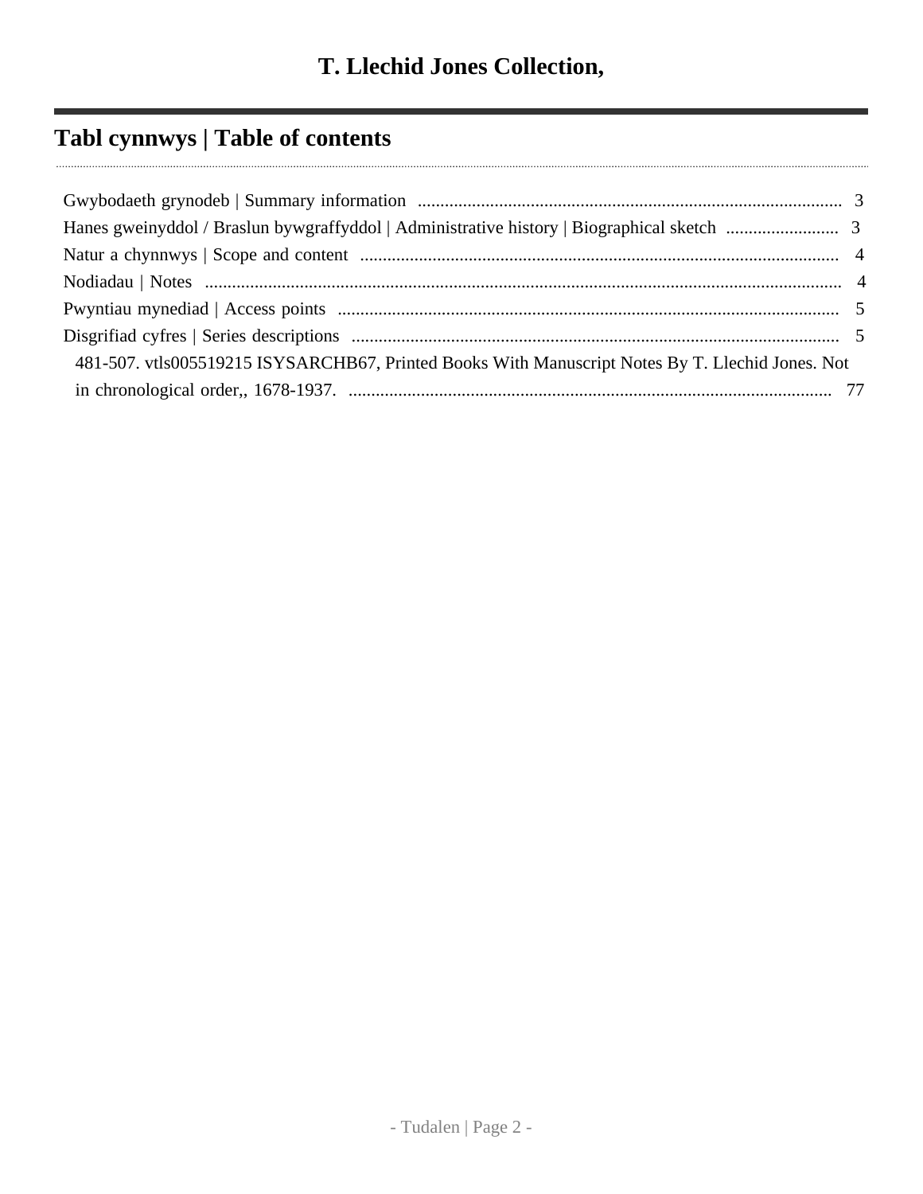# T. Llechid Jones Collection,

## Tabl cynnwys | Table of contents

- Gwybodaeth grynodeb | Summary information .......... 3
- Hanes gweinyddol / Braslun bywgraffyddol | Administrative history | Biographical sketch .......... 3
- Natur a chynnwys | Scope and content .......... 4
- Nodiadau | Notes .......... 4
- Pwyntiau mynediad | Access points .......... 5
- Disgrifiad cyfres | Series descriptions .......... 5
  - 481-507. vtls005519215 ISYSARCHB67, Printed Books With Manuscript Notes By T. Llechid Jones. Not in chronological order,, 1678-1937. .......... 77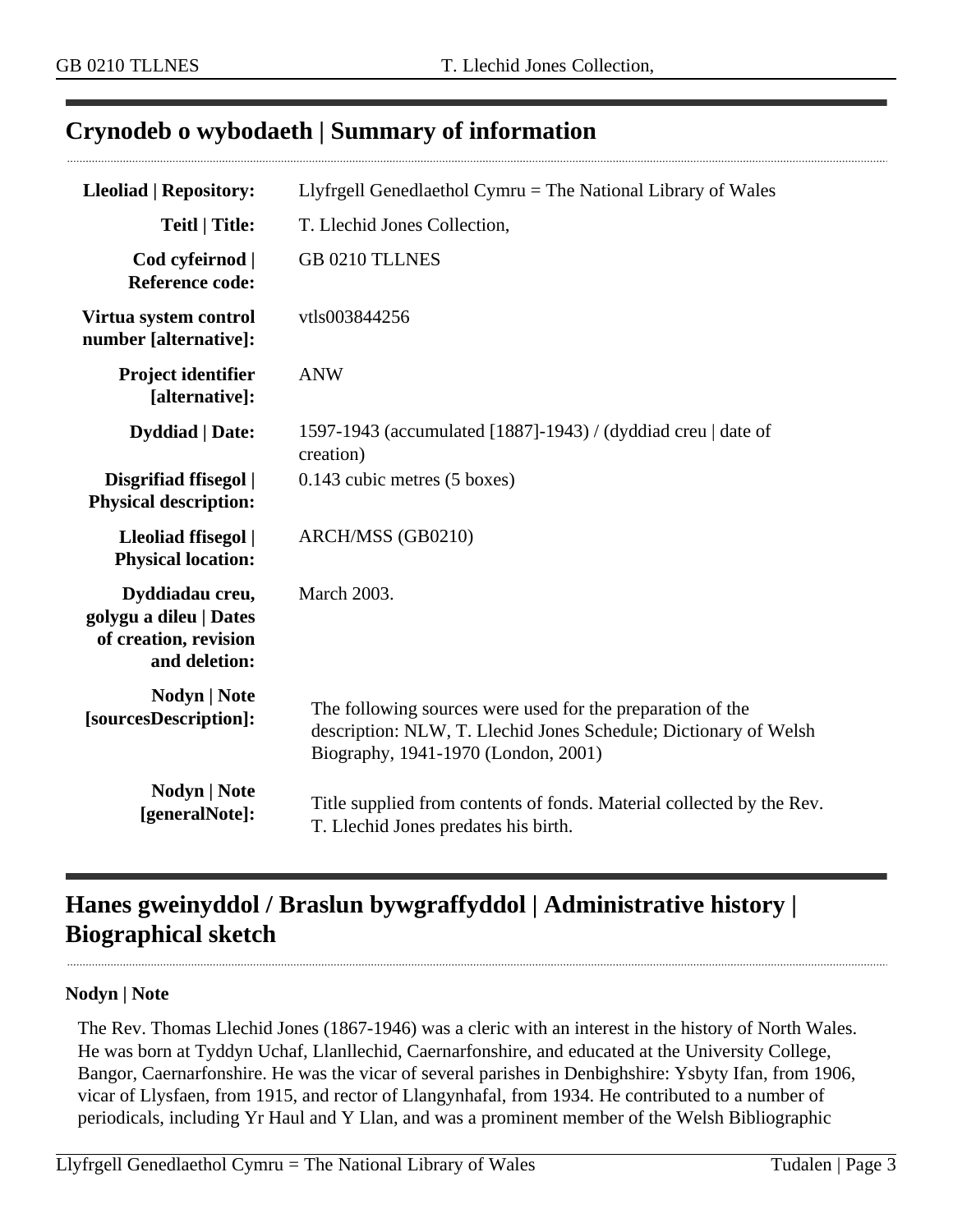## Crynodeb o wybodaeth | Summary of information

| | |
|---|---|
| **Lleoliad \| Repository:** | Llyfrgell Genedlaethol Cymru = The National Library of Wales |
| **Teitl \| Title:** | T. Llechid Jones Collection, |
| **Cod cyfeirnod \| Reference code:** | GB 0210 TLLNES |
| **Virtua system control number [alternative]:** | vtls003844256 |
| **Project identifier [alternative]:** | ANW |
| **Dyddiad \| Date:** | 1597-1943 (accumulated [1887]-1943) / (dyddiad creu \| date of creation) |
| **Disgrifiad ffisegol \| Physical description:** | 0.143 cubic metres (5 boxes) |
| **Lleoliad ffisegol \| Physical location:** | ARCH/MSS (GB0210) |
| **Dyddiadau creu, golygu a dileu \| Dates of creation, revision and deletion:** | March 2003. |
| **Nodyn \| Note [sourcesDescription]:** | The following sources were used for the preparation of the description: NLW, T. Llechid Jones Schedule; Dictionary of Welsh Biography, 1941-1970 (London, 2001) |
| **Nodyn \| Note [generalNote]:** | Title supplied from contents of fonds. Material collected by the Rev. T. Llechid Jones predates his birth. |

## Hanes gweinyddol / Braslun bywgraffyddol | Administrative history | Biographical sketch

**Nodyn | Note**

The Rev. Thomas Llechid Jones (1867-1946) was a cleric with an interest in the history of North Wales. He was born at Tyddyn Uchaf, Llanllechid, Caernarfonshire, and educated at the University College, Bangor, Caernarfonshire. He was the vicar of several parishes in Denbighshire: Ysbyty Ifan, from 1906, vicar of Llysfaen, from 1915, and rector of Llangynhafal, from 1934. He contributed to a number of periodicals, including Yr Haul and Y Llan, and was a prominent member of the Welsh Bibliographic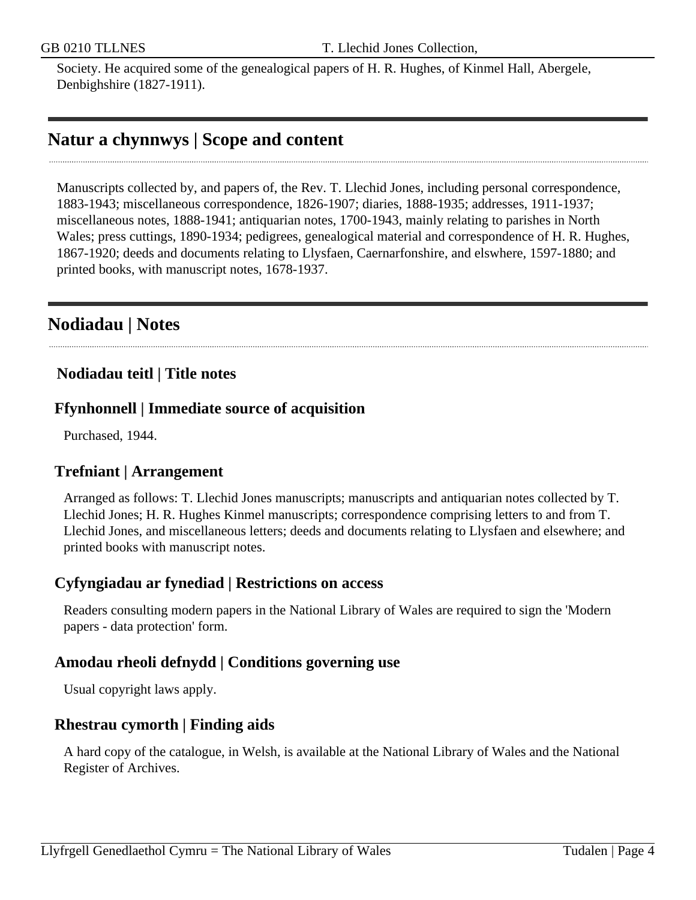Society. He acquired some of the genealogical papers of H. R. Hughes, of Kinmel Hall, Abergele, Denbighshire (1827-1911).

## Natur a chynnwys | Scope and content

Manuscripts collected by, and papers of, the Rev. T. Llechid Jones, including personal correspondence, 1883-1943; miscellaneous correspondence, 1826-1907; diaries, 1888-1935; addresses, 1911-1937; miscellaneous notes, 1888-1941; antiquarian notes, 1700-1943, mainly relating to parishes in North Wales; press cuttings, 1890-1934; pedigrees, genealogical material and correspondence of H. R. Hughes, 1867-1920; deeds and documents relating to Llysfaen, Caernarfonshire, and elswhere, 1597-1880; and printed books, with manuscript notes, 1678-1937.

## Nodiadau | Notes

### Nodiadau teitl | Title notes

### Ffynhonnell | Immediate source of acquisition

Purchased, 1944.

### Trefniant | Arrangement

Arranged as follows: T. Llechid Jones manuscripts; manuscripts and antiquarian notes collected by T. Llechid Jones; H. R. Hughes Kinmel manuscripts; correspondence comprising letters to and from T. Llechid Jones, and miscellaneous letters; deeds and documents relating to Llysfaen and elsewhere; and printed books with manuscript notes.

### Cyfyngiadau ar fynediad | Restrictions on access

Readers consulting modern papers in the National Library of Wales are required to sign the 'Modern papers - data protection' form.

### Amodau rheoli defnydd | Conditions governing use

Usual copyright laws apply.

### Rhestrau cymorth | Finding aids

A hard copy of the catalogue, in Welsh, is available at the National Library of Wales and the National Register of Archives.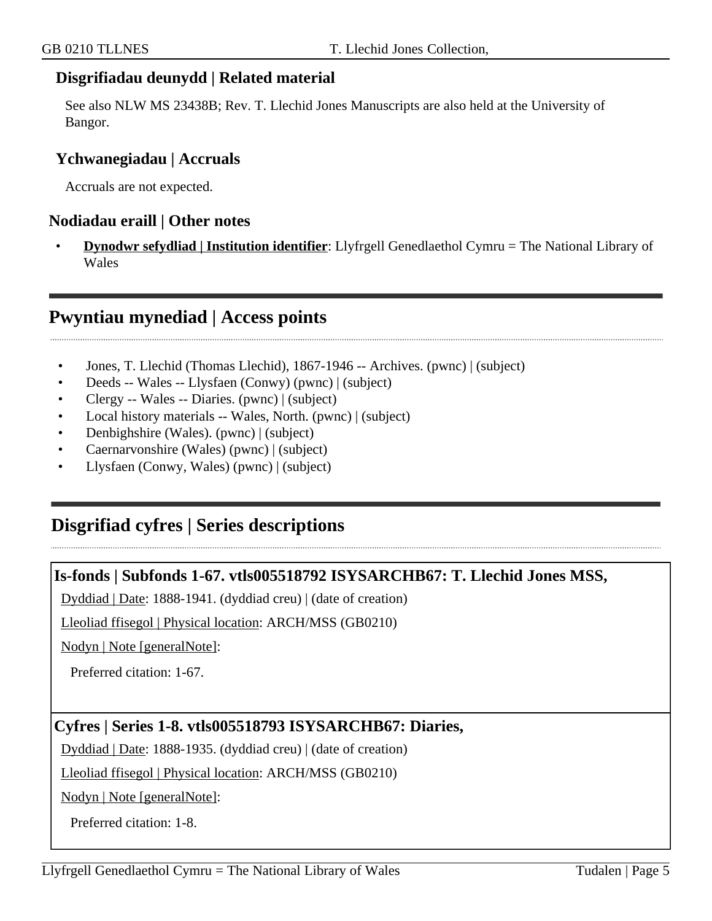### Disgrifiadau deunydd | Related material

See also NLW MS 23438B; Rev. T. Llechid Jones Manuscripts are also held at the University of Bangor.

### Ychwanegiadau | Accruals

Accruals are not expected.

### Nodiadau eraill | Other notes

- **Dynodwr sefydliad | Institution identifier**: Llyfrgell Genedlaethol Cymru = The National Library of Wales

## Pwyntiau mynediad | Access points

- Jones, T. Llechid (Thomas Llechid), 1867-1946 -- Archives. (pwnc) | (subject)
- Deeds -- Wales -- Llysfaen (Conwy) (pwnc) | (subject)
- Clergy -- Wales -- Diaries. (pwnc) | (subject)
- Local history materials -- Wales, North. (pwnc) | (subject)
- Denbighshire (Wales). (pwnc) | (subject)
- Caernarvonshire (Wales) (pwnc) | (subject)
- Llysfaen (Conwy, Wales) (pwnc) | (subject)

## Disgrifiad cyfres | Series descriptions

### Is-fonds | Subfonds 1-67. vtls005518792 ISYSARCHB67: T. Llechid Jones MSS,

Dyddiad | Date: 1888-1941. (dyddiad creu) | (date of creation)

Lleoliad ffisegol | Physical location: ARCH/MSS (GB0210)

Nodyn | Note [generalNote]:

Preferred citation: 1-67.

### Cyfres | Series 1-8. vtls005518793 ISYSARCHB67: Diaries,

Dyddiad | Date: 1888-1935. (dyddiad creu) | (date of creation)

Lleoliad ffisegol | Physical location: ARCH/MSS (GB0210)

Nodyn | Note [generalNote]:

Preferred citation: 1-8.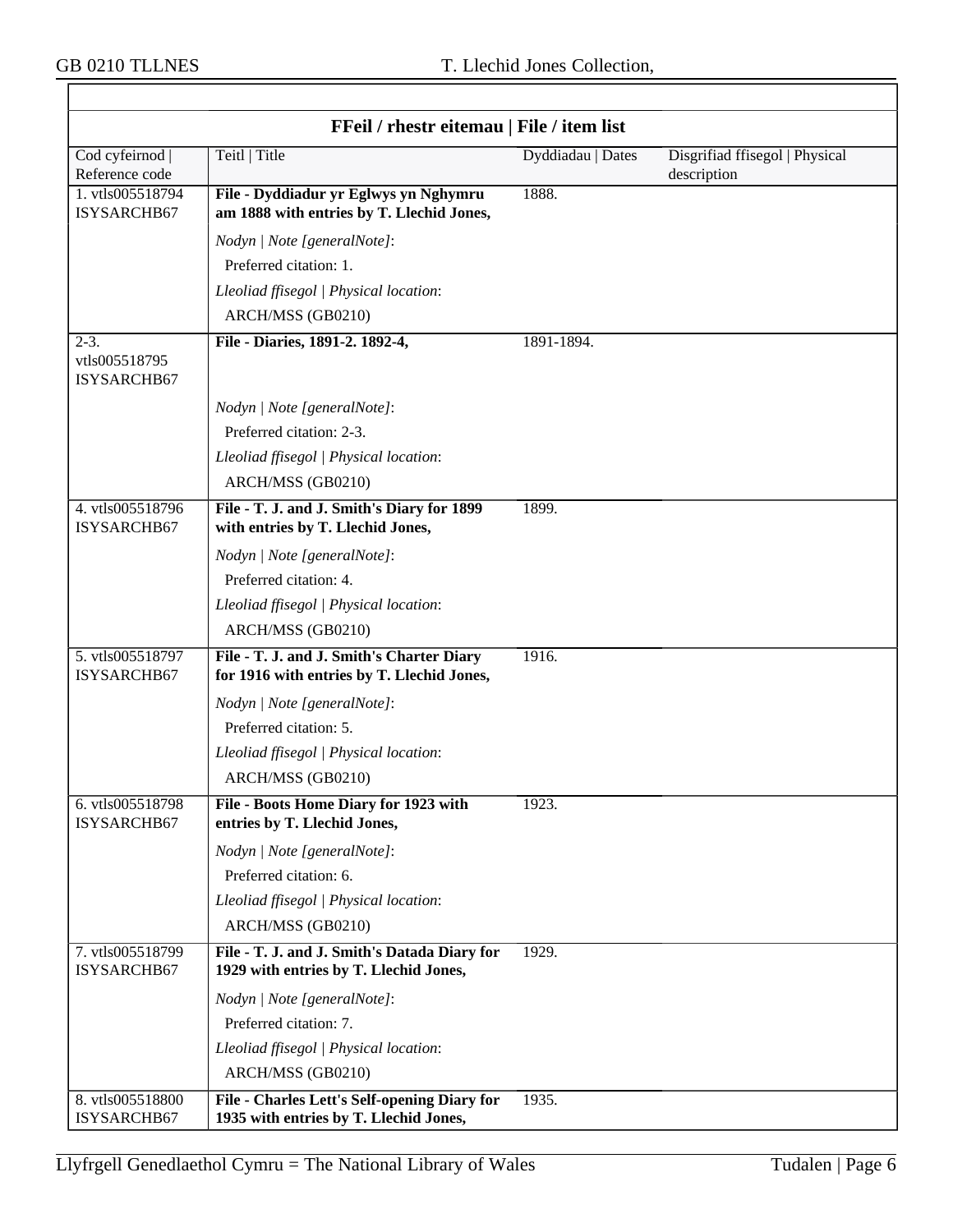| FFeil / rhestr eitemau \| File / item list | | | |
|---|---|---|---|
| Cod cyfeirnod \| Reference code | Teitl \| Title | Dyddiadau \| Dates | Disgrifiad ffisegol \| Physical description |
| 1. vtls005518794 ISYSARCHB67 | **File - Dyddiadur yr Eglwys yn Nghymru am 1888 with entries by T. Llechid Jones,**<br>*Nodyn \| Note [generalNote]*:<br>Preferred citation: 1.<br>*Lleoliad ffisegol \| Physical location*:<br>ARCH/MSS (GB0210) | 1888. | |
| 2-3. vtls005518795 ISYSARCHB67 | **File - Diaries, 1891-2. 1892-4,**<br>*Nodyn \| Note [generalNote]*:<br>Preferred citation: 2-3.<br>*Lleoliad ffisegol \| Physical location*:<br>ARCH/MSS (GB0210) | 1891-1894. | |
| 4. vtls005518796 ISYSARCHB67 | **File - T. J. and J. Smith's Diary for 1899 with entries by T. Llechid Jones,**<br>*Nodyn \| Note [generalNote]*:<br>Preferred citation: 4.<br>*Lleoliad ffisegol \| Physical location*:<br>ARCH/MSS (GB0210) | 1899. | |
| 5. vtls005518797 ISYSARCHB67 | **File - T. J. and J. Smith's Charter Diary for 1916 with entries by T. Llechid Jones,**<br>*Nodyn \| Note [generalNote]*:<br>Preferred citation: 5.<br>*Lleoliad ffisegol \| Physical location*:<br>ARCH/MSS (GB0210) | 1916. | |
| 6. vtls005518798 ISYSARCHB67 | **File - Boots Home Diary for 1923 with entries by T. Llechid Jones,**<br>*Nodyn \| Note [generalNote]*:<br>Preferred citation: 6.<br>*Lleoliad ffisegol \| Physical location*:<br>ARCH/MSS (GB0210) | 1923. | |
| 7. vtls005518799 ISYSARCHB67 | **File - T. J. and J. Smith's Datada Diary for 1929 with entries by T. Llechid Jones,**<br>*Nodyn \| Note [generalNote]*:<br>Preferred citation: 7.<br>*Lleoliad ffisegol \| Physical location*:<br>ARCH/MSS (GB0210) | 1929. | |
| 8. vtls005518800 ISYSARCHB67 | **File - Charles Lett's Self-opening Diary for 1935 with entries by T. Llechid Jones,** | 1935. | |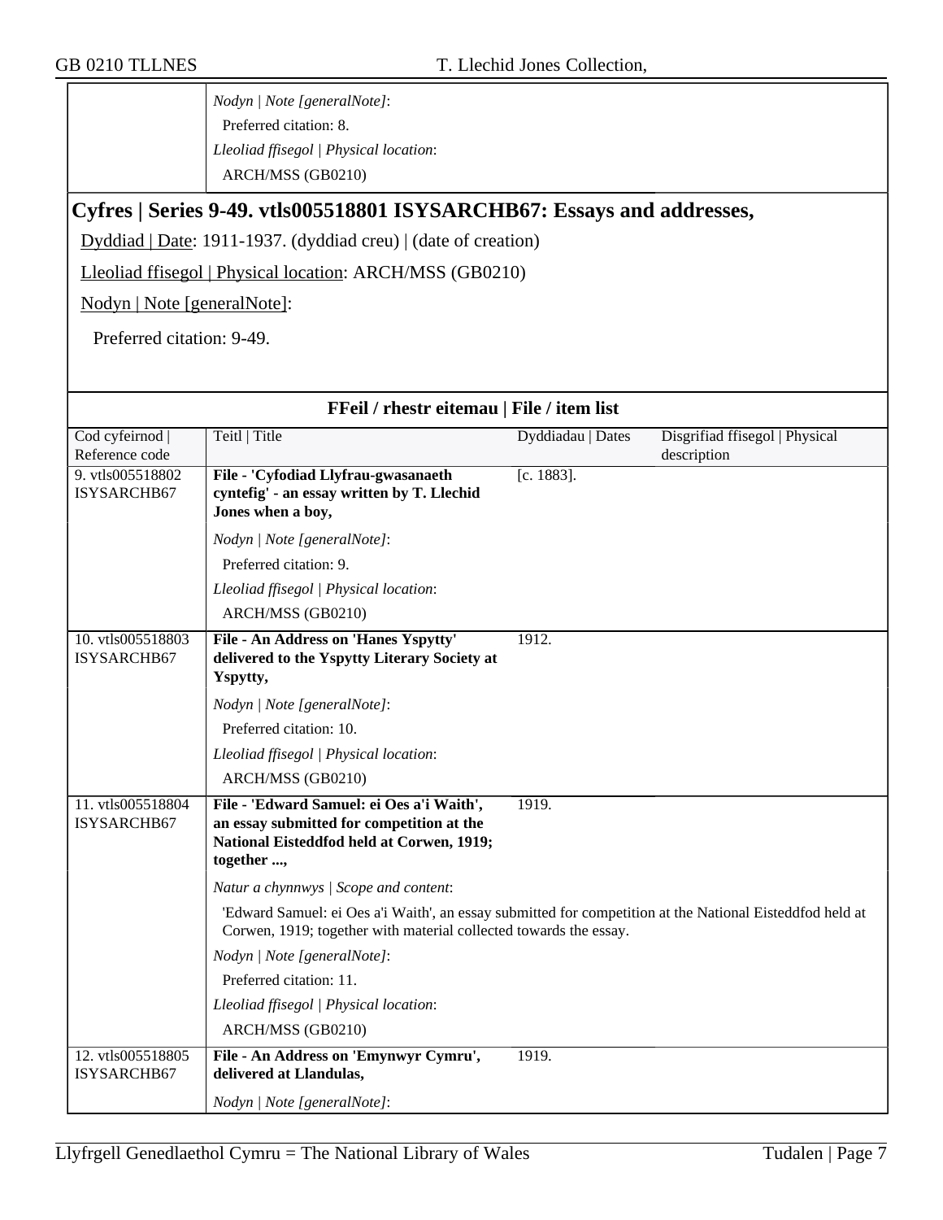| | |
|---|---|
| | *Nodyn \| Note [generalNote]*: |
| | Preferred citation: 8. |
| | *Lleoliad ffisegol \| Physical location*: |
| | ARCH/MSS (GB0210) |

## Cyfres | Series 9-49. vtls005518801 ISYSARCHB67: Essays and addresses,

Dyddiad | Date: 1911-1937. (dyddiad creu) | (date of creation)

Lleoliad ffisegol | Physical location: ARCH/MSS (GB0210)

Nodyn | Note [generalNote]:

Preferred citation: 9-49.

### FFeil / rhestr eitemau | File / item list

| Cod cyfeirnod \| Reference code | Teitl \| Title | Dyddiadau \| Dates | Disgrifiad ffisegol \| Physical description |
|---|---|---|---|
| 9. vtls005518802 ISYSARCHB67 | **File - 'Cyfodiad Llyfrau-gwasanaeth cyntefig' - an essay written by T. Llechid Jones when a boy,** | [c. 1883]. | |
| | *Nodyn \| Note [generalNote]*:<br>Preferred citation: 9.<br>*Lleoliad ffisegol \| Physical location*:<br>ARCH/MSS (GB0210) | | |
| 10. vtls005518803 ISYSARCHB67 | **File - An Address on 'Hanes Yspytty' delivered to the Yspytty Literary Society at Yspytty,** | 1912. | |
| | *Nodyn \| Note [generalNote]*:<br>Preferred citation: 10.<br>*Lleoliad ffisegol \| Physical location*:<br>ARCH/MSS (GB0210) | | |
| 11. vtls005518804 ISYSARCHB67 | **File - 'Edward Samuel: ei Oes a'i Waith', an essay submitted for competition at the National Eisteddfod held at Corwen, 1919; together ...,** | 1919. | |
| | *Natur a chynnwys \| Scope and content*:<br>'Edward Samuel: ei Oes a'i Waith', an essay submitted for competition at the National Eisteddfod held at Corwen, 1919; together with material collected towards the essay.<br>*Nodyn \| Note [generalNote]*:<br>Preferred citation: 11.<br>*Lleoliad ffisegol \| Physical location*:<br>ARCH/MSS (GB0210) | | |
| 12. vtls005518805 ISYSARCHB67 | **File - An Address on 'Emynwyr Cymru', delivered at Llandulas,** | 1919. | |
| | *Nodyn \| Note [generalNote]*: | | |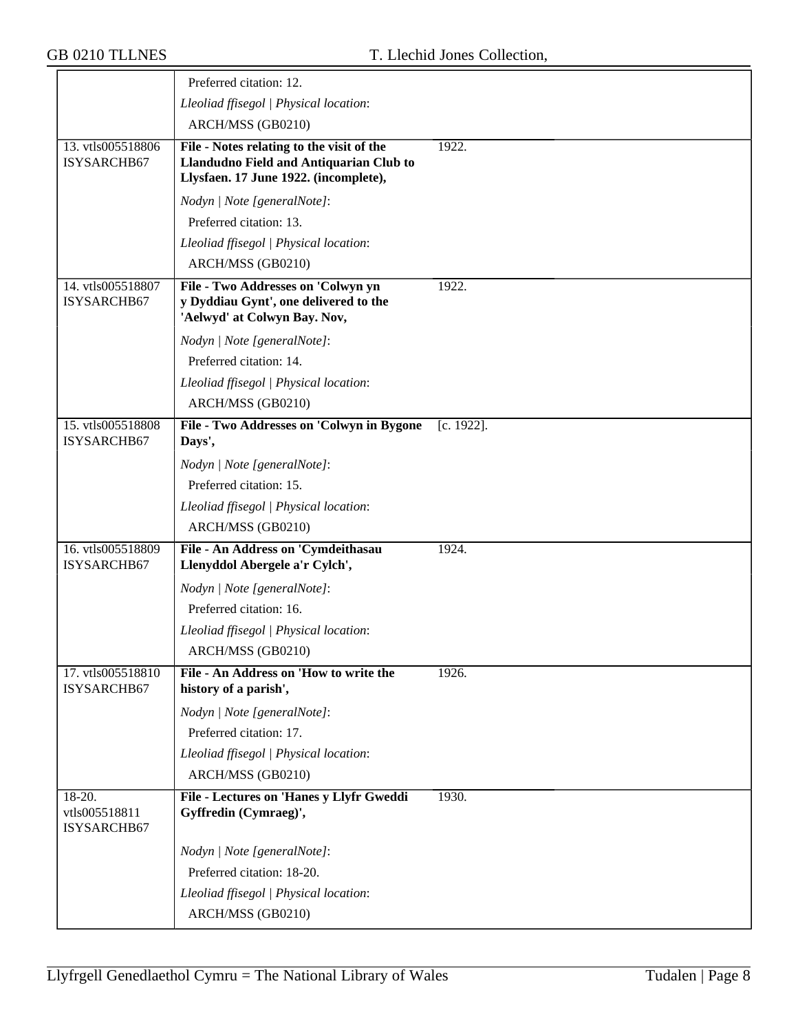| | | |
|---|---|---|
| | Preferred citation: 12.<br>*Lleoliad ffisegol \| Physical location*:<br>ARCH/MSS (GB0210) | |
| 13. vtls005518806 ISYSARCHB67 | **File - Notes relating to the visit of the Llandudno Field and Antiquarian Club to Llysfaen. 17 June 1922. (incomplete),**<br>*Nodyn \| Note [generalNote]*:<br>Preferred citation: 13.<br>*Lleoliad ffisegol \| Physical location*:<br>ARCH/MSS (GB0210) | 1922. |
| 14. vtls005518807 ISYSARCHB67 | **File - Two Addresses on 'Colwyn yn y Dyddiau Gynt', one delivered to the 'Aelwyd' at Colwyn Bay. Nov,**<br>*Nodyn \| Note [generalNote]*:<br>Preferred citation: 14.<br>*Lleoliad ffisegol \| Physical location*:<br>ARCH/MSS (GB0210) | 1922. |
| 15. vtls005518808 ISYSARCHB67 | **File - Two Addresses on 'Colwyn in Bygone Days',**<br>*Nodyn \| Note [generalNote]*:<br>Preferred citation: 15.<br>*Lleoliad ffisegol \| Physical location*:<br>ARCH/MSS (GB0210) | [c. 1922]. |
| 16. vtls005518809 ISYSARCHB67 | **File - An Address on 'Cymdeithasau Llenyddol Abergele a'r Cylch',**<br>*Nodyn \| Note [generalNote]*:<br>Preferred citation: 16.<br>*Lleoliad ffisegol \| Physical location*:<br>ARCH/MSS (GB0210) | 1924. |
| 17. vtls005518810 ISYSARCHB67 | **File - An Address on 'How to write the history of a parish',**<br>*Nodyn \| Note [generalNote]*:<br>Preferred citation: 17.<br>*Lleoliad ffisegol \| Physical location*:<br>ARCH/MSS (GB0210) | 1926. |
| 18-20. vtls005518811 ISYSARCHB67 | **File - Lectures on 'Hanes y Llyfr Gweddi Gyffredin (Cymraeg)',**<br>*Nodyn \| Note [generalNote]*:<br>Preferred citation: 18-20.<br>*Lleoliad ffisegol \| Physical location*:<br>ARCH/MSS (GB0210) | 1930. |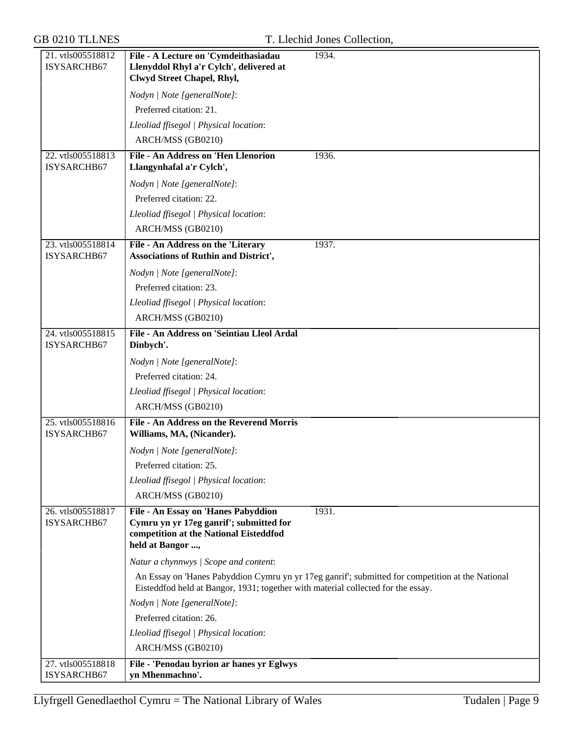| | | |
|---|---|---|
| 21. vtls005518812 ISYSARCHB67 | **File - A Lecture on 'Cymdeithasiadau Llenyddol Rhyl a'r Cylch', delivered at Clwyd Street Chapel, Rhyl,** | 1934. |
| | *Nodyn \| Note [generalNote]*: Preferred citation: 21. *Lleoliad ffisegol \| Physical location*: ARCH/MSS (GB0210) | |
| 22. vtls005518813 ISYSARCHB67 | **File - An Address on 'Hen Llenorion Llangynhafal a'r Cylch',** | 1936. |
| | *Nodyn \| Note [generalNote]*: Preferred citation: 22. *Lleoliad ffisegol \| Physical location*: ARCH/MSS (GB0210) | |
| 23. vtls005518814 ISYSARCHB67 | **File - An Address on the 'Literary Associations of Ruthin and District',** | 1937. |
| | *Nodyn \| Note [generalNote]*: Preferred citation: 23. *Lleoliad ffisegol \| Physical location*: ARCH/MSS (GB0210) | |
| 24. vtls005518815 ISYSARCHB67 | **File - An Address on 'Seintiau Lleol Ardal Dinbych'.** | |
| | *Nodyn \| Note [generalNote]*: Preferred citation: 24. *Lleoliad ffisegol \| Physical location*: ARCH/MSS (GB0210) | |
| 25. vtls005518816 ISYSARCHB67 | **File - An Address on the Reverend Morris Williams, MA, (Nicander).** | |
| | *Nodyn \| Note [generalNote]*: Preferred citation: 25. *Lleoliad ffisegol \| Physical location*: ARCH/MSS (GB0210) | |
| 26. vtls005518817 ISYSARCHB67 | **File - An Essay on 'Hanes Pabyddion Cymru yn yr 17eg ganrif'; submitted for competition at the National Eisteddfod held at Bangor ...,** | 1931. |
| | *Natur a chynnwys \| Scope and content*: An Essay on 'Hanes Pabyddion Cymru yn yr 17eg ganrif'; submitted for competition at the National Eisteddfod held at Bangor, 1931; together with material collected for the essay. *Nodyn \| Note [generalNote]*: Preferred citation: 26. *Lleoliad ffisegol \| Physical location*: ARCH/MSS (GB0210) | |
| 27. vtls005518818 ISYSARCHB67 | **File - 'Penodau byrion ar hanes yr Eglwys yn Mhenmachno'.** | |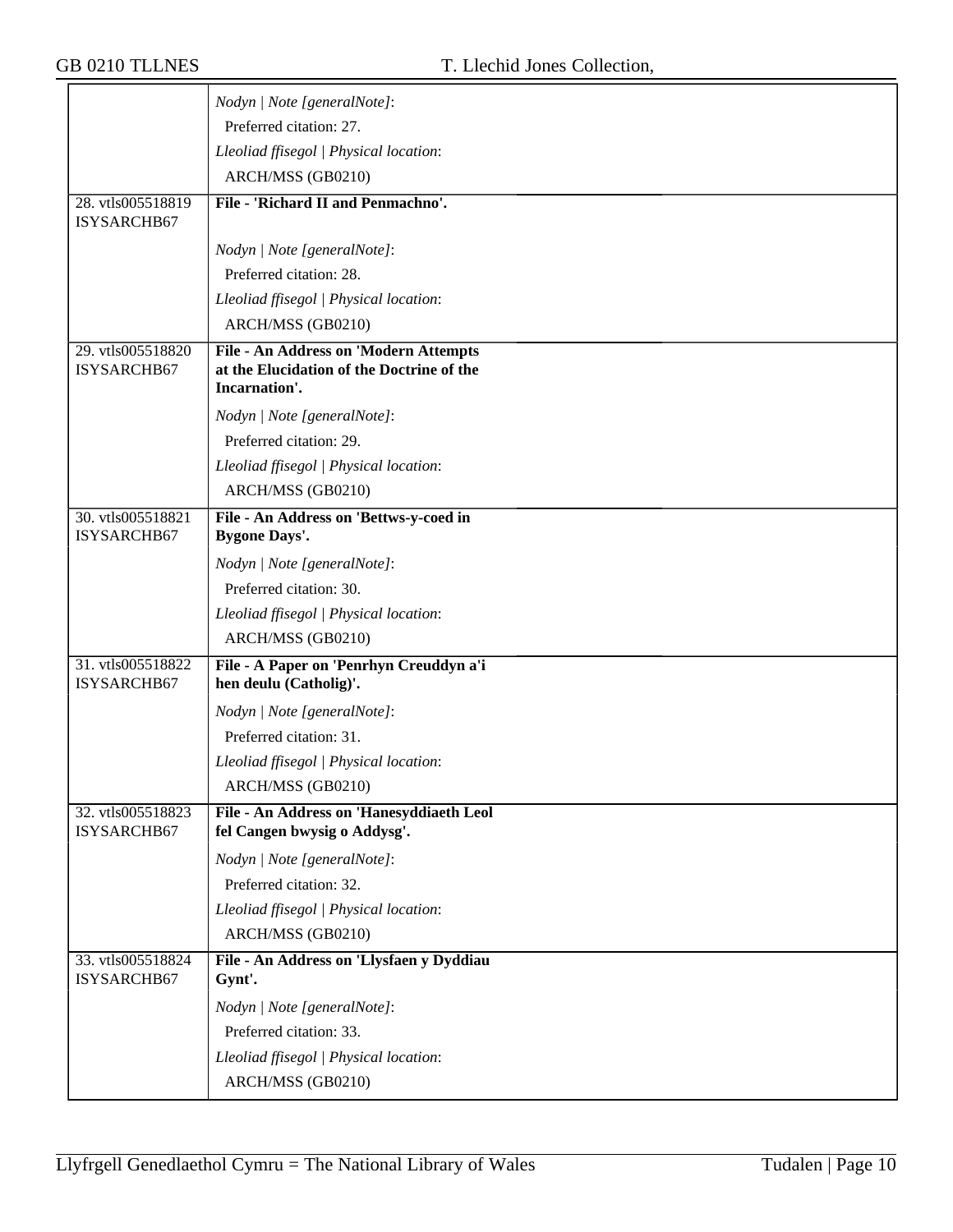| | |
|---|---|
| | *Nodyn \| Note [generalNote]*:<br>Preferred citation: 27.<br>*Lleoliad ffisegol \| Physical location*:<br>ARCH/MSS (GB0210) |
| 28. vtls005518819 ISYSARCHB67 | **File - 'Richard II and Penmachno'.**<br><br>*Nodyn \| Note [generalNote]*:<br>Preferred citation: 28.<br>*Lleoliad ffisegol \| Physical location*:<br>ARCH/MSS (GB0210) |
| 29. vtls005518820 ISYSARCHB67 | **File - An Address on 'Modern Attempts at the Elucidation of the Doctrine of the Incarnation'.**<br><br>*Nodyn \| Note [generalNote]*:<br>Preferred citation: 29.<br>*Lleoliad ffisegol \| Physical location*:<br>ARCH/MSS (GB0210) |
| 30. vtls005518821 ISYSARCHB67 | **File - An Address on 'Bettws-y-coed in Bygone Days'.**<br><br>*Nodyn \| Note [generalNote]*:<br>Preferred citation: 30.<br>*Lleoliad ffisegol \| Physical location*:<br>ARCH/MSS (GB0210) |
| 31. vtls005518822 ISYSARCHB67 | **File - A Paper on 'Penrhyn Creuddyn a'i hen deulu (Catholig)'.**<br><br>*Nodyn \| Note [generalNote]*:<br>Preferred citation: 31.<br>*Lleoliad ffisegol \| Physical location*:<br>ARCH/MSS (GB0210) |
| 32. vtls005518823 ISYSARCHB67 | **File - An Address on 'Hanesyddiaeth Leol fel Cangen bwysig o Addysg'.**<br><br>*Nodyn \| Note [generalNote]*:<br>Preferred citation: 32.<br>*Lleoliad ffisegol \| Physical location*:<br>ARCH/MSS (GB0210) |
| 33. vtls005518824 ISYSARCHB67 | **File - An Address on 'Llysfaen y Dyddiau Gynt'.**<br><br>*Nodyn \| Note [generalNote]*:<br>Preferred citation: 33.<br>*Lleoliad ffisegol \| Physical location*:<br>ARCH/MSS (GB0210) |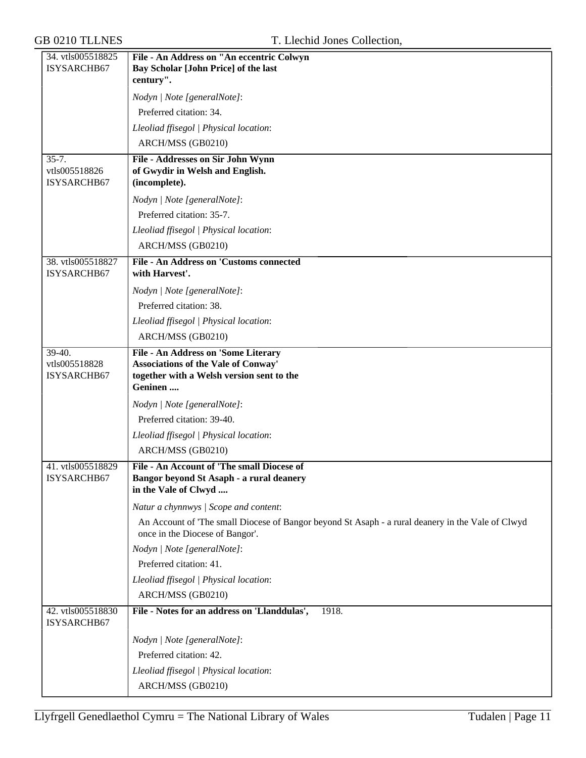| | |
|---|---|
| 34. vtls005518825 ISYSARCHB67 | **File - An Address on "An eccentric Colwyn Bay Scholar [John Price] of the last century".**<br>*Nodyn \| Note [generalNote]*:<br>Preferred citation: 34.<br>*Lleoliad ffisegol \| Physical location*:<br>ARCH/MSS (GB0210) |
| 35-7. vtls005518826 ISYSARCHB67 | **File - Addresses on Sir John Wynn of Gwydir in Welsh and English. (incomplete).**<br>*Nodyn \| Note [generalNote]*:<br>Preferred citation: 35-7.<br>*Lleoliad ffisegol \| Physical location*:<br>ARCH/MSS (GB0210) |
| 38. vtls005518827 ISYSARCHB67 | **File - An Address on 'Customs connected with Harvest'.**<br>*Nodyn \| Note [generalNote]*:<br>Preferred citation: 38.<br>*Lleoliad ffisegol \| Physical location*:<br>ARCH/MSS (GB0210) |
| 39-40. vtls005518828 ISYSARCHB67 | **File - An Address on 'Some Literary Associations of the Vale of Conway' together with a Welsh version sent to the Geninen ....**<br>*Nodyn \| Note [generalNote]*:<br>Preferred citation: 39-40.<br>*Lleoliad ffisegol \| Physical location*:<br>ARCH/MSS (GB0210) |
| 41. vtls005518829 ISYSARCHB67 | **File - An Account of 'The small Diocese of Bangor beyond St Asaph - a rural deanery in the Vale of Clwyd ....**<br>*Natur a chynnwys \| Scope and content*:<br>An Account of 'The small Diocese of Bangor beyond St Asaph - a rural deanery in the Vale of Clwyd once in the Diocese of Bangor'.<br>*Nodyn \| Note [generalNote]*:<br>Preferred citation: 41.<br>*Lleoliad ffisegol \| Physical location*:<br>ARCH/MSS (GB0210) |
| 42. vtls005518830 ISYSARCHB67 | **File - Notes for an address on 'Llanddulas',** 1918.<br>*Nodyn \| Note [generalNote]*:<br>Preferred citation: 42.<br>*Lleoliad ffisegol \| Physical location*:<br>ARCH/MSS (GB0210) |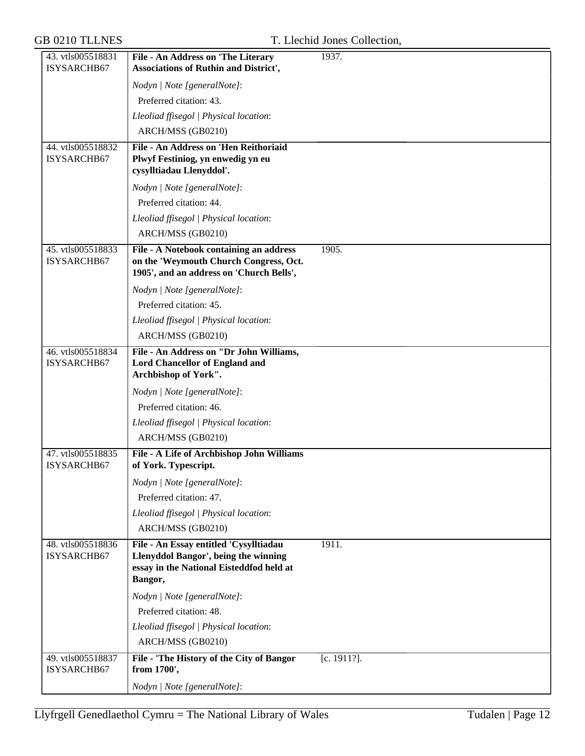| | | |
|---|---|---|
| 43. vtls005518831 ISYSARCHB67 | **File - An Address on 'The Literary Associations of Ruthin and District',** | 1937. |
| | *Nodyn \| Note [generalNote]*:<br>Preferred citation: 43.<br>*Lleoliad ffisegol \| Physical location*:<br>ARCH/MSS (GB0210) | |
| 44. vtls005518832 ISYSARCHB67 | **File - An Address on 'Hen Reithoriaid Plwyf Festiniog, yn enwedig yn eu cysylltiadau Llenyddol'.** | |
| | *Nodyn \| Note [generalNote]*:<br>Preferred citation: 44.<br>*Lleoliad ffisegol \| Physical location*:<br>ARCH/MSS (GB0210) | |
| 45. vtls005518833 ISYSARCHB67 | **File - A Notebook containing an address on the 'Weymouth Church Congress, Oct. 1905', and an address on 'Church Bells',** | 1905. |
| | *Nodyn \| Note [generalNote]*:<br>Preferred citation: 45.<br>*Lleoliad ffisegol \| Physical location*:<br>ARCH/MSS (GB0210) | |
| 46. vtls005518834 ISYSARCHB67 | **File - An Address on "Dr John Williams, Lord Chancellor of England and Archbishop of York".** | |
| | *Nodyn \| Note [generalNote]*:<br>Preferred citation: 46.<br>*Lleoliad ffisegol \| Physical location*:<br>ARCH/MSS (GB0210) | |
| 47. vtls005518835 ISYSARCHB67 | **File - A Life of Archbishop John Williams of York. Typescript.** | |
| | *Nodyn \| Note [generalNote]*:<br>Preferred citation: 47.<br>*Lleoliad ffisegol \| Physical location*:<br>ARCH/MSS (GB0210) | |
| 48. vtls005518836 ISYSARCHB67 | **File - An Essay entitled 'Cysylltiadau Llenyddol Bangor', being the winning essay in the National Eisteddfod held at Bangor,** | 1911. |
| | *Nodyn \| Note [generalNote]*:<br>Preferred citation: 48.<br>*Lleoliad ffisegol \| Physical location*:<br>ARCH/MSS (GB0210) | |
| 49. vtls005518837 ISYSARCHB67 | **File - 'The History of the City of Bangor from 1700',** | [c. 1911?]. |
| | *Nodyn \| Note [generalNote]*: | |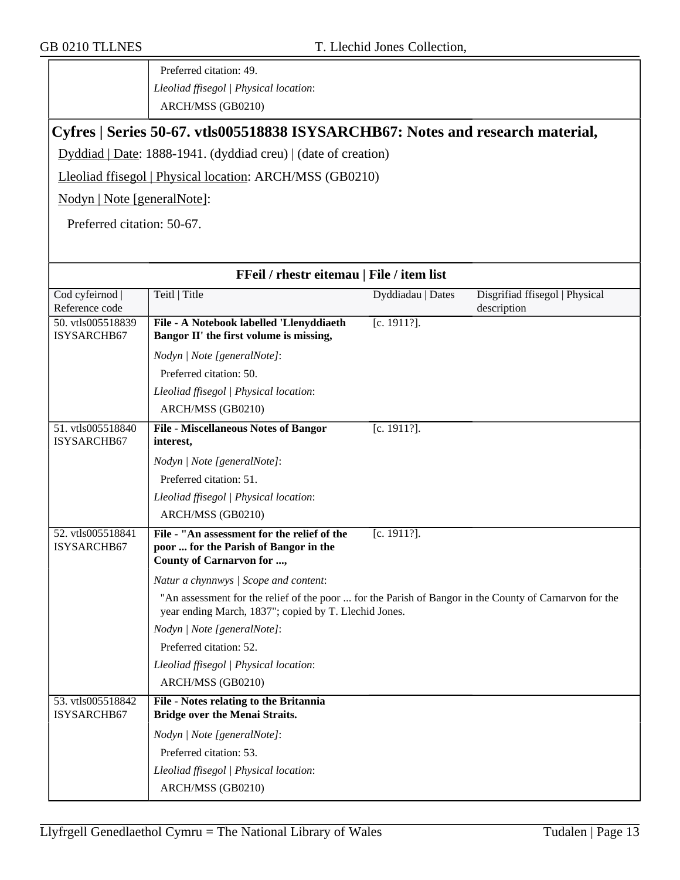Preferred citation: 49.

*Lleoliad ffisegol | Physical location*:

ARCH/MSS (GB0210)

## Cyfres | Series 50-67. vtls005518838 ISYSARCHB67: Notes and research material,

Dyddiad | Date: 1888-1941. (dyddiad creu) | (date of creation)

Lleoliad ffisegol | Physical location: ARCH/MSS (GB0210)

Nodyn | Note [generalNote]:

Preferred citation: 50-67.

### FFeil / rhestr eitemau | File / item list

| Cod cyfeirnod \| Reference code | Teitl \| Title | Dyddiadau \| Dates | Disgrifiad ffisegol \| Physical description |
|---|---|---|---|
| 50. vtls005518839 ISYSARCHB67 | **File - A Notebook labelled 'Llenyddiaeth Bangor II' the first volume is missing,**<br>*Nodyn \| Note [generalNote]*:<br>Preferred citation: 50.<br>*Lleoliad ffisegol \| Physical location*:<br>ARCH/MSS (GB0210) | [c. 1911?]. | |
| 51. vtls005518840 ISYSARCHB67 | **File - Miscellaneous Notes of Bangor interest,**<br>*Nodyn \| Note [generalNote]*:<br>Preferred citation: 51.<br>*Lleoliad ffisegol \| Physical location*:<br>ARCH/MSS (GB0210) | [c. 1911?]. | |
| 52. vtls005518841 ISYSARCHB67 | **File - "An assessment for the relief of the poor ... for the Parish of Bangor in the County of Carnarvon for ...,**<br>*Natur a chynnwys \| Scope and content*:<br>"An assessment for the relief of the poor ... for the Parish of Bangor in the County of Carnarvon for the year ending March, 1837"; copied by T. Llechid Jones.<br>*Nodyn \| Note [generalNote]*:<br>Preferred citation: 52.<br>*Lleoliad ffisegol \| Physical location*:<br>ARCH/MSS (GB0210) | [c. 1911?]. | |
| 53. vtls005518842 ISYSARCHB67 | **File - Notes relating to the Britannia Bridge over the Menai Straits.**<br>*Nodyn \| Note [generalNote]*:<br>Preferred citation: 53.<br>*Lleoliad ffisegol \| Physical location*:<br>ARCH/MSS (GB0210) | | |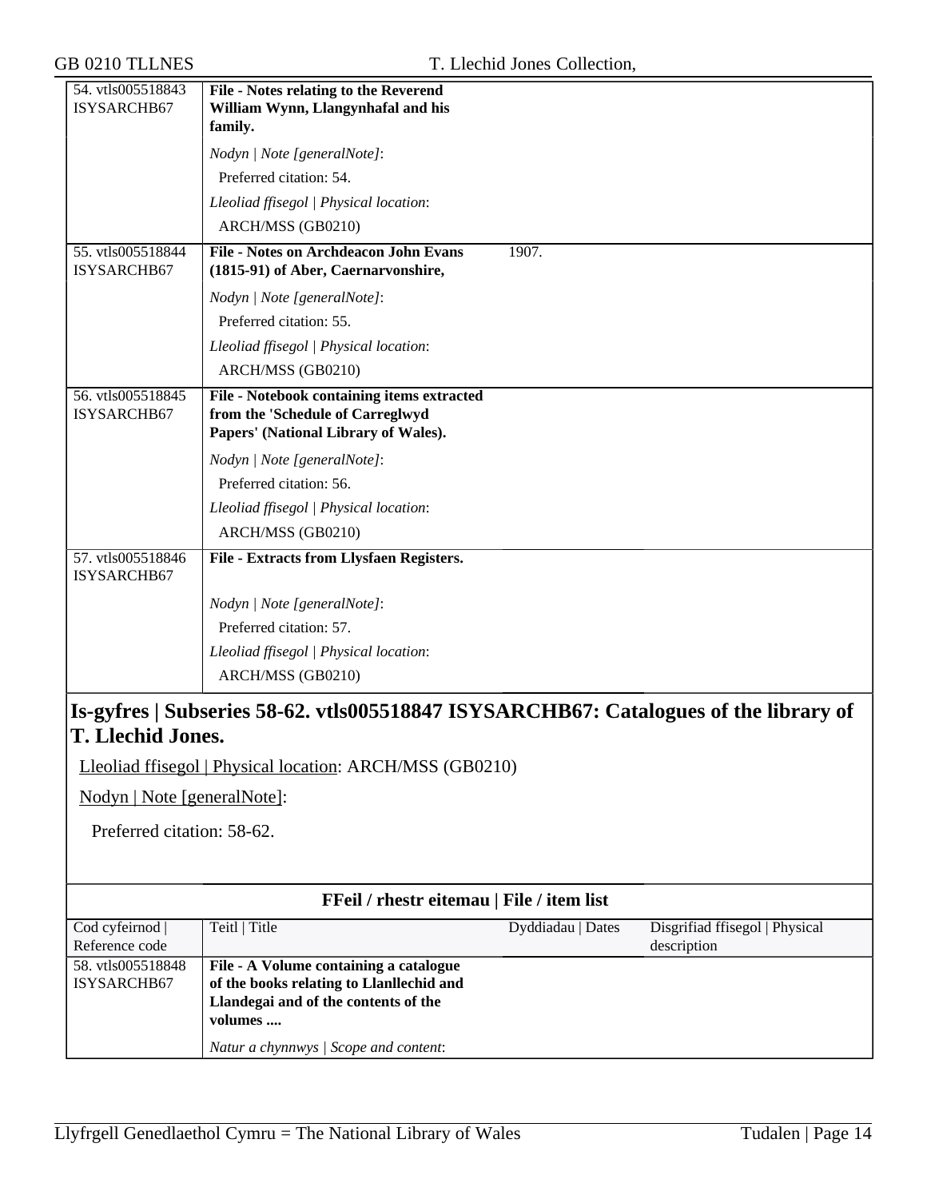| | | | |
|---|---|---|---|
| 54. vtls005518843 ISYSARCHB67 | **File - Notes relating to the Reverend William Wynn, Llangynhafal and his family.** | | |
| | *Nodyn \| Note [generalNote]*: Preferred citation: 54. *Lleoliad ffisegol \| Physical location*: ARCH/MSS (GB0210) | | |
| 55. vtls005518844 ISYSARCHB67 | **File - Notes on Archdeacon John Evans (1815-91) of Aber, Caernarvonshire,** | 1907. | |
| | *Nodyn \| Note [generalNote]*: Preferred citation: 55. *Lleoliad ffisegol \| Physical location*: ARCH/MSS (GB0210) | | |
| 56. vtls005518845 ISYSARCHB67 | **File - Notebook containing items extracted from the 'Schedule of Carreglwyd Papers' (National Library of Wales).** | | |
| | *Nodyn \| Note [generalNote]*: Preferred citation: 56. *Lleoliad ffisegol \| Physical location*: ARCH/MSS (GB0210) | | |
| 57. vtls005518846 ISYSARCHB67 | **File - Extracts from Llysfaen Registers.** | | |
| | *Nodyn \| Note [generalNote]*: Preferred citation: 57. *Lleoliad ffisegol \| Physical location*: ARCH/MSS (GB0210) | | |

## Is-gyfres | Subseries 58-62. vtls005518847 ISYSARCHB67: Catalogues of the library of T. Llechid Jones.

Lleoliad ffisegol | Physical location: ARCH/MSS (GB0210)

Nodyn | Note [generalNote]:

Preferred citation: 58-62.

**FFeil / rhestr eitemau | File / item list**

| Cod cyfeirnod \| Reference code | Teitl \| Title | Dyddiadau \| Dates | Disgrifiad ffisegol \| Physical description |
|---|---|---|---|
| 58. vtls005518848 ISYSARCHB67 | **File - A Volume containing a catalogue of the books relating to Llanllechid and Llandegai and of the contents of the volumes ....** | | |
| | *Natur a chynnwys \| Scope and content*: | | |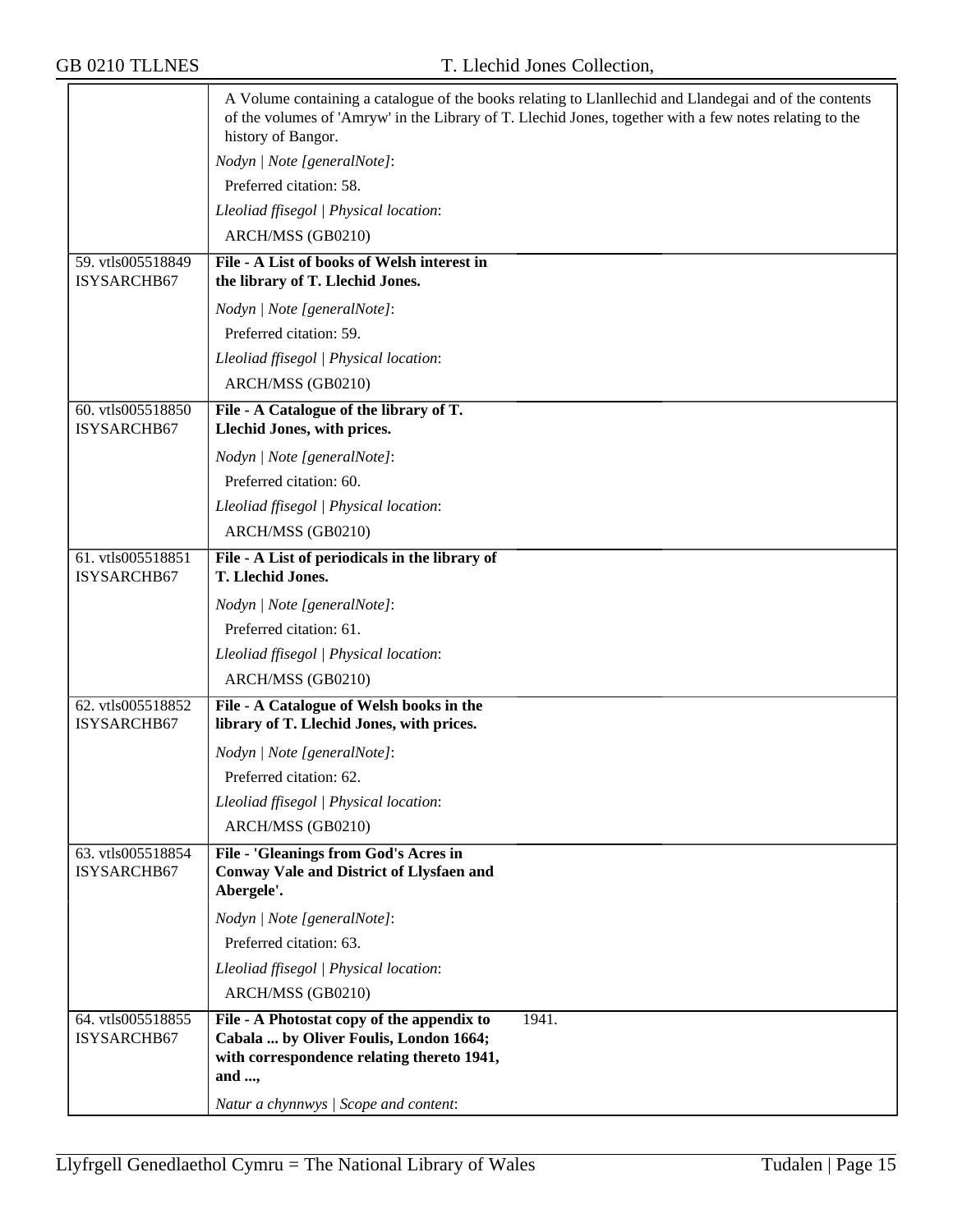A Volume containing a catalogue of the books relating to Llanllechid and Llandegai and of the contents of the volumes of 'Amryw' in the Library of T. Llechid Jones, together with a few notes relating to the history of Bangor.

*Nodyn | Note [generalNote]*:

Preferred citation: 58.

*Lleoliad ffisegol | Physical location*:

ARCH/MSS (GB0210)

---

59. vtls005518849 ISYSARCHB67

**File - A List of books of Welsh interest in the library of T. Llechid Jones.**

*Nodyn | Note [generalNote]*:

Preferred citation: 59.

*Lleoliad ffisegol | Physical location*:

ARCH/MSS (GB0210)

---

60. vtls005518850 ISYSARCHB67

**File - A Catalogue of the library of T. Llechid Jones, with prices.**

*Nodyn | Note [generalNote]*:

Preferred citation: 60.

*Lleoliad ffisegol | Physical location*:

ARCH/MSS (GB0210)

---

61. vtls005518851 ISYSARCHB67

**File - A List of periodicals in the library of T. Llechid Jones.**

*Nodyn | Note [generalNote]*:

Preferred citation: 61.

*Lleoliad ffisegol | Physical location*:

ARCH/MSS (GB0210)

---

62. vtls005518852 ISYSARCHB67

**File - A Catalogue of Welsh books in the library of T. Llechid Jones, with prices.**

*Nodyn | Note [generalNote]*:

Preferred citation: 62.

*Lleoliad ffisegol | Physical location*:

ARCH/MSS (GB0210)

---

63. vtls005518854 ISYSARCHB67

**File - 'Gleanings from God's Acres in Conway Vale and District of Llysfaen and Abergele'.**

*Nodyn | Note [generalNote]*:

Preferred citation: 63.

*Lleoliad ffisegol | Physical location*:

ARCH/MSS (GB0210)

---

64. vtls005518855 ISYSARCHB67

**File - A Photostat copy of the appendix to Cabala ... by Oliver Foulis, London 1664; with correspondence relating thereto 1941, and ...,** 1941.

*Natur a chynnwys | Scope and content*: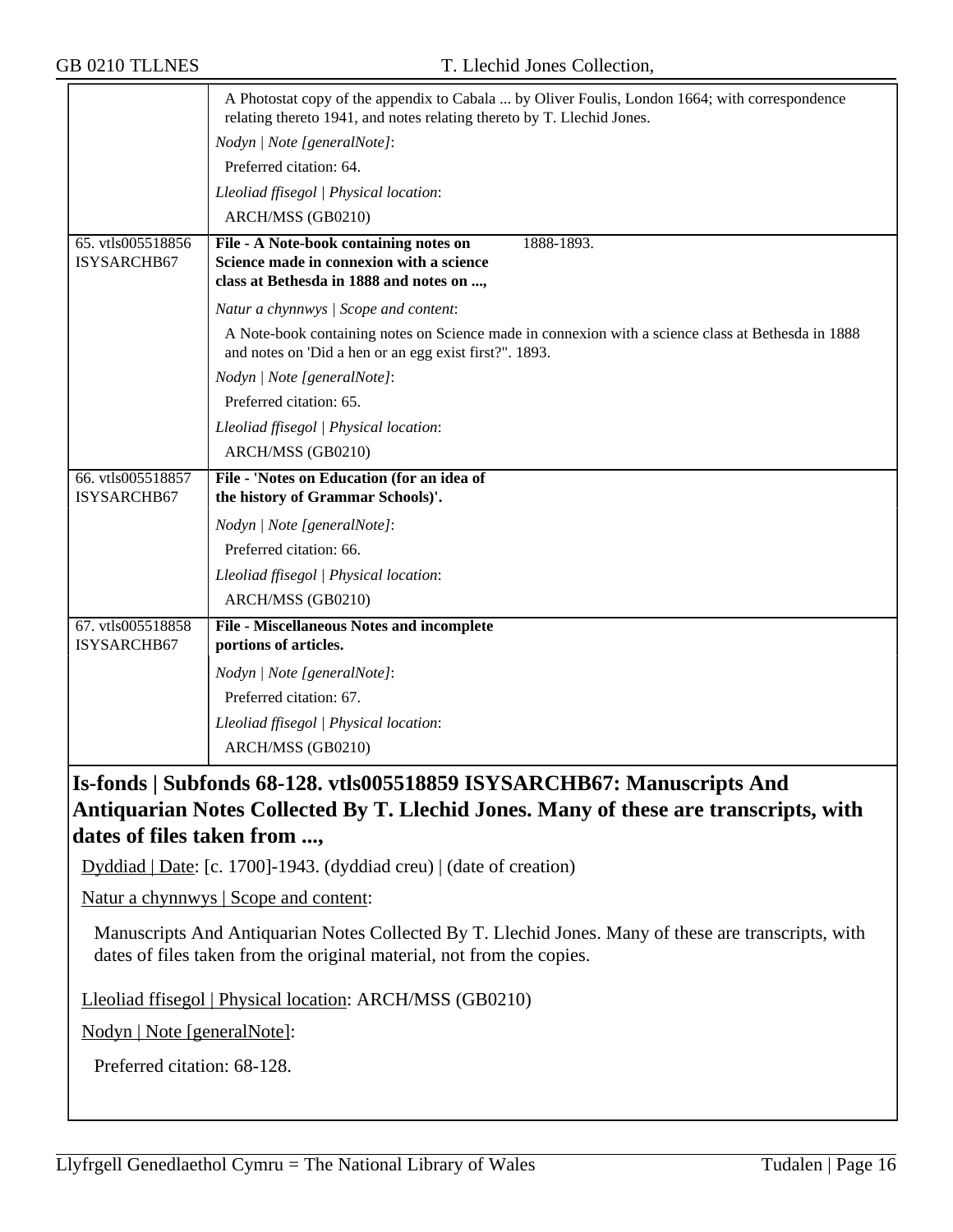| | |
|---|---|
| | A Photostat copy of the appendix to Cabala ... by Oliver Foulis, London 1664; with correspondence relating thereto 1941, and notes relating thereto by T. Llechid Jones.<br>*Nodyn \| Note [generalNote]*:<br>Preferred citation: 64.<br>*Lleoliad ffisegol \| Physical location*:<br>ARCH/MSS (GB0210) |
| 65. vtls005518856 ISYSARCHB67 | **File - A Note-book containing notes on Science made in connexion with a science class at Bethesda in 1888 and notes on ...,** 1888-1893.<br>*Natur a chynnwys \| Scope and content*:<br>A Note-book containing notes on Science made in connexion with a science class at Bethesda in 1888 and notes on 'Did a hen or an egg exist first?". 1893.<br>*Nodyn \| Note [generalNote]*:<br>Preferred citation: 65.<br>*Lleoliad ffisegol \| Physical location*:<br>ARCH/MSS (GB0210) |
| 66. vtls005518857 ISYSARCHB67 | **File - 'Notes on Education (for an idea of the history of Grammar Schools)'.**<br>*Nodyn \| Note [generalNote]*:<br>Preferred citation: 66.<br>*Lleoliad ffisegol \| Physical location*:<br>ARCH/MSS (GB0210) |
| 67. vtls005518858 ISYSARCHB67 | **File - Miscellaneous Notes and incomplete portions of articles.**<br>*Nodyn \| Note [generalNote]*:<br>Preferred citation: 67.<br>*Lleoliad ffisegol \| Physical location*:<br>ARCH/MSS (GB0210) |

## Is-fonds | Subfonds 68-128. vtls005518859 ISYSARCHB67: Manuscripts And Antiquarian Notes Collected By T. Llechid Jones. Many of these are transcripts, with dates of files taken from ...,

Dyddiad | Date: [c. 1700]-1943. (dyddiad creu) | (date of creation)

Natur a chynnwys | Scope and content:

Manuscripts And Antiquarian Notes Collected By T. Llechid Jones. Many of these are transcripts, with dates of files taken from the original material, not from the copies.

Lleoliad ffisegol | Physical location: ARCH/MSS (GB0210)

Nodyn | Note [generalNote]:

Preferred citation: 68-128.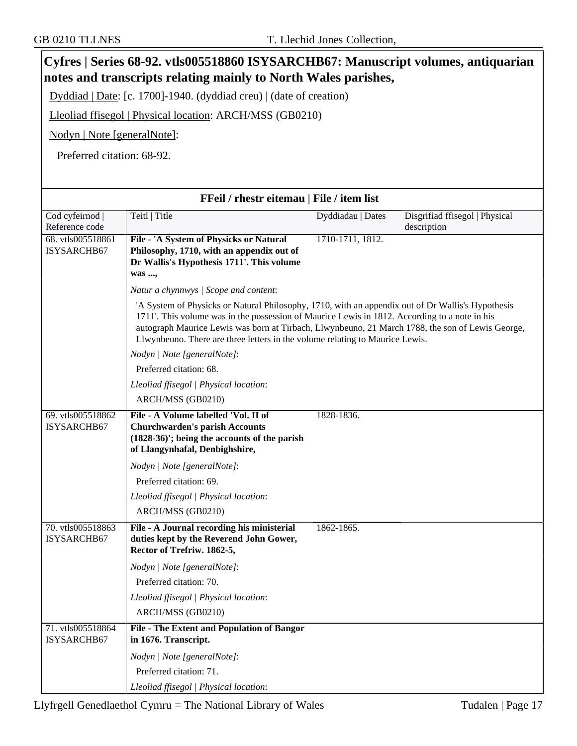## Cyfres | Series 68-92. vtls005518860 ISYSARCHB67: Manuscript volumes, antiquarian notes and transcripts relating mainly to North Wales parishes,

Dyddiad | Date: [c. 1700]-1940. (dyddiad creu) | (date of creation)

Lleoliad ffisegol | Physical location: ARCH/MSS (GB0210)

Nodyn | Note [generalNote]:

Preferred citation: 68-92.

### FFeil / rhestr eitemau | File / item list

| Cod cyfeirnod \| Reference code | Teitl \| Title | Dyddiadau \| Dates | Disgrifiad ffisegol \| Physical description |
|---|---|---|---|
| 68. vtls005518861 ISYSARCHB67 | **File - 'A System of Physicks or Natural Philosophy, 1710, with an appendix out of Dr Wallis's Hypothesis 1711'. This volume was ...,** | 1710-1711, 1812. | |
| | *Natur a chynnwys \| Scope and content*: 'A System of Physicks or Natural Philosophy, 1710, with an appendix out of Dr Wallis's Hypothesis 1711'. This volume was in the possession of Maurice Lewis in 1812. According to a note in his autograph Maurice Lewis was born at Tirbach, Llwynbeuno, 21 March 1788, the son of Lewis George, Llwynbeuno. There are three letters in the volume relating to Maurice Lewis. | | |
| | *Nodyn \| Note [generalNote]*: Preferred citation: 68. | | |
| | *Lleoliad ffisegol \| Physical location*: ARCH/MSS (GB0210) | | |
| 69. vtls005518862 ISYSARCHB67 | **File - A Volume labelled 'Vol. II of Churchwarden's parish Accounts (1828-36)'; being the accounts of the parish of Llangynhafal, Denbighshire,** | 1828-1836. | |
| | *Nodyn \| Note [generalNote]*: Preferred citation: 69. | | |
| | *Lleoliad ffisegol \| Physical location*: ARCH/MSS (GB0210) | | |
| 70. vtls005518863 ISYSARCHB67 | **File - A Journal recording his ministerial duties kept by the Reverend John Gower, Rector of Trefriw. 1862-5,** | 1862-1865. | |
| | *Nodyn \| Note [generalNote]*: Preferred citation: 70. | | |
| | *Lleoliad ffisegol \| Physical location*: ARCH/MSS (GB0210) | | |
| 71. vtls005518864 ISYSARCHB67 | **File - The Extent and Population of Bangor in 1676. Transcript.** | | |
| | *Nodyn \| Note [generalNote]*: Preferred citation: 71. | | |
| | *Lleoliad ffisegol \| Physical location*: | | |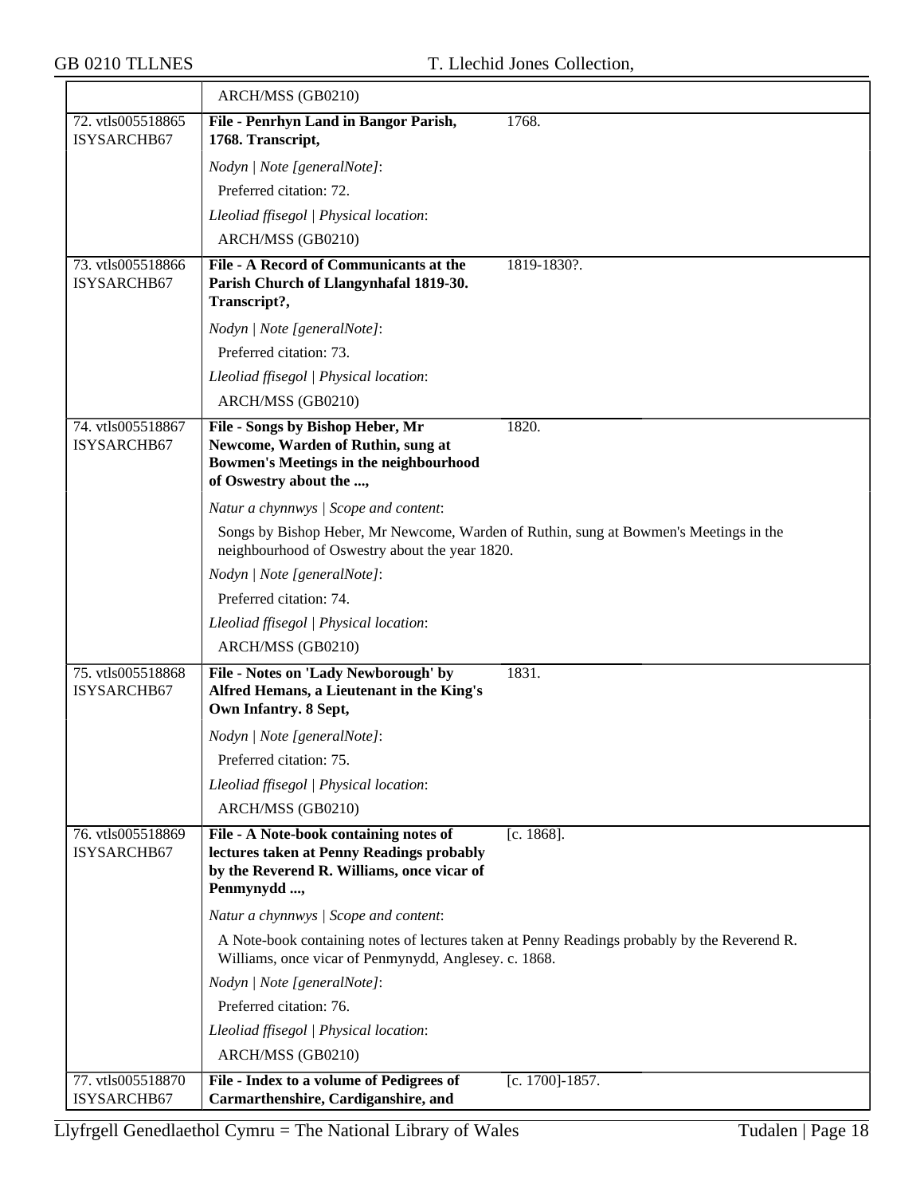| | ARCH/MSS (GB0210) | |
|---|---|---|
| 72. vtls005518865 ISYSARCHB67 | **File - Penrhyn Land in Bangor Parish, 1768. Transcript,** | 1768. |
| | *Nodyn \| Note [generalNote]*: Preferred citation: 72. *Lleoliad ffisegol \| Physical location*: ARCH/MSS (GB0210) | |
| 73. vtls005518866 ISYSARCHB67 | **File - A Record of Communicants at the Parish Church of Llangynhafal 1819-30. Transcript?,** | 1819-1830?. |
| | *Nodyn \| Note [generalNote]*: Preferred citation: 73. *Lleoliad ffisegol \| Physical location*: ARCH/MSS (GB0210) | |
| 74. vtls005518867 ISYSARCHB67 | **File - Songs by Bishop Heber, Mr Newcome, Warden of Ruthin, sung at Bowmen's Meetings in the neighbourhood of Oswestry about the ...,** | 1820. |
| | *Natur a chynnwys \| Scope and content*: Songs by Bishop Heber, Mr Newcome, Warden of Ruthin, sung at Bowmen's Meetings in the neighbourhood of Oswestry about the year 1820. *Nodyn \| Note [generalNote]*: Preferred citation: 74. *Lleoliad ffisegol \| Physical location*: ARCH/MSS (GB0210) | |
| 75. vtls005518868 ISYSARCHB67 | **File - Notes on 'Lady Newborough' by Alfred Hemans, a Lieutenant in the King's Own Infantry. 8 Sept,** | 1831. |
| | *Nodyn \| Note [generalNote]*: Preferred citation: 75. *Lleoliad ffisegol \| Physical location*: ARCH/MSS (GB0210) | |
| 76. vtls005518869 ISYSARCHB67 | **File - A Note-book containing notes of lectures taken at Penny Readings probably by the Reverend R. Williams, once vicar of Penmynydd ...,** | [c. 1868]. |
| | *Natur a chynnwys \| Scope and content*: A Note-book containing notes of lectures taken at Penny Readings probably by the Reverend R. Williams, once vicar of Penmynydd, Anglesey. c. 1868. *Nodyn \| Note [generalNote]*: Preferred citation: 76. *Lleoliad ffisegol \| Physical location*: ARCH/MSS (GB0210) | |
| 77. vtls005518870 ISYSARCHB67 | **File - Index to a volume of Pedigrees of Carmarthenshire, Cardiganshire, and** | [c. 1700]-1857. |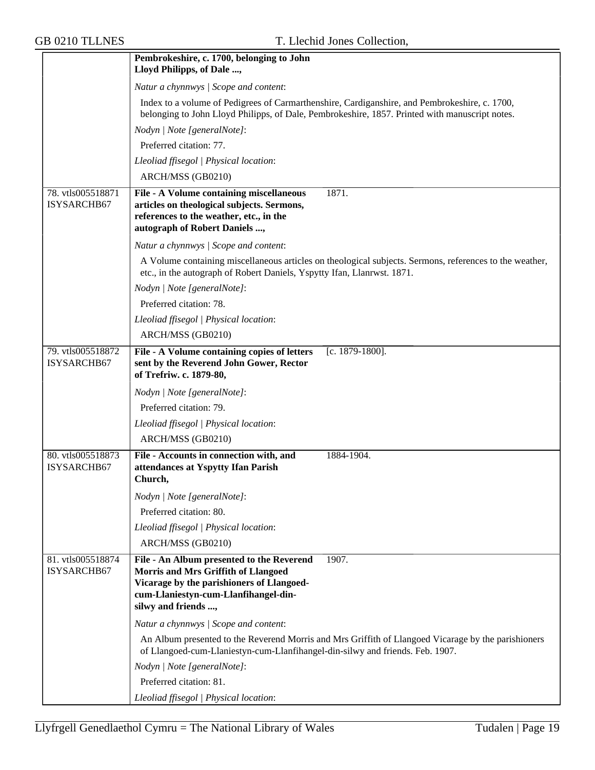| | |
|---|---|
| | **Pembrokeshire, c. 1700, belonging to John Lloyd Philipps, of Dale ...,** |
| | *Natur a chynnwys \| Scope and content*: |
| | Index to a volume of Pedigrees of Carmarthenshire, Cardiganshire, and Pembrokeshire, c. 1700, belonging to John Lloyd Philipps, of Dale, Pembrokeshire, 1857. Printed with manuscript notes. |
| | *Nodyn \| Note [generalNote]*: |
| | Preferred citation: 77. |
| | *Lleoliad ffisegol \| Physical location*: |
| | ARCH/MSS (GB0210) |
| 78. vtls005518871 ISYSARCHB67 | **File - A Volume containing miscellaneous articles on theological subjects. Sermons, references to the weather, etc., in the autograph of Robert Daniels ...,** 1871. |
| | *Natur a chynnwys \| Scope and content*: |
| | A Volume containing miscellaneous articles on theological subjects. Sermons, references to the weather, etc., in the autograph of Robert Daniels, Yspytty Ifan, Llanrwst. 1871. |
| | *Nodyn \| Note [generalNote]*: |
| | Preferred citation: 78. |
| | *Lleoliad ffisegol \| Physical location*: |
| | ARCH/MSS (GB0210) |
| 79. vtls005518872 ISYSARCHB67 | **File - A Volume containing copies of letters sent by the Reverend John Gower, Rector of Trefriw. c. 1879-80,** [c. 1879-1800]. |
| | *Nodyn \| Note [generalNote]*: |
| | Preferred citation: 79. |
| | *Lleoliad ffisegol \| Physical location*: |
| | ARCH/MSS (GB0210) |
| 80. vtls005518873 ISYSARCHB67 | **File - Accounts in connection with, and attendances at Yspytty Ifan Parish Church,** 1884-1904. |
| | *Nodyn \| Note [generalNote]*: |
| | Preferred citation: 80. |
| | *Lleoliad ffisegol \| Physical location*: |
| | ARCH/MSS (GB0210) |
| 81. vtls005518874 ISYSARCHB67 | **File - An Album presented to the Reverend Morris and Mrs Griffith of Llangoed Vicarage by the parishioners of Llangoed-cum-Llaniestyn-cum-Llanfihangel-din-silwy and friends ...,** 1907. |
| | *Natur a chynnwys \| Scope and content*: |
| | An Album presented to the Reverend Morris and Mrs Griffith of Llangoed Vicarage by the parishioners of Llangoed-cum-Llaniestyn-cum-Llanfihangel-din-silwy and friends. Feb. 1907. |
| | *Nodyn \| Note [generalNote]*: |
| | Preferred citation: 81. |
| | *Lleoliad ffisegol \| Physical location*: |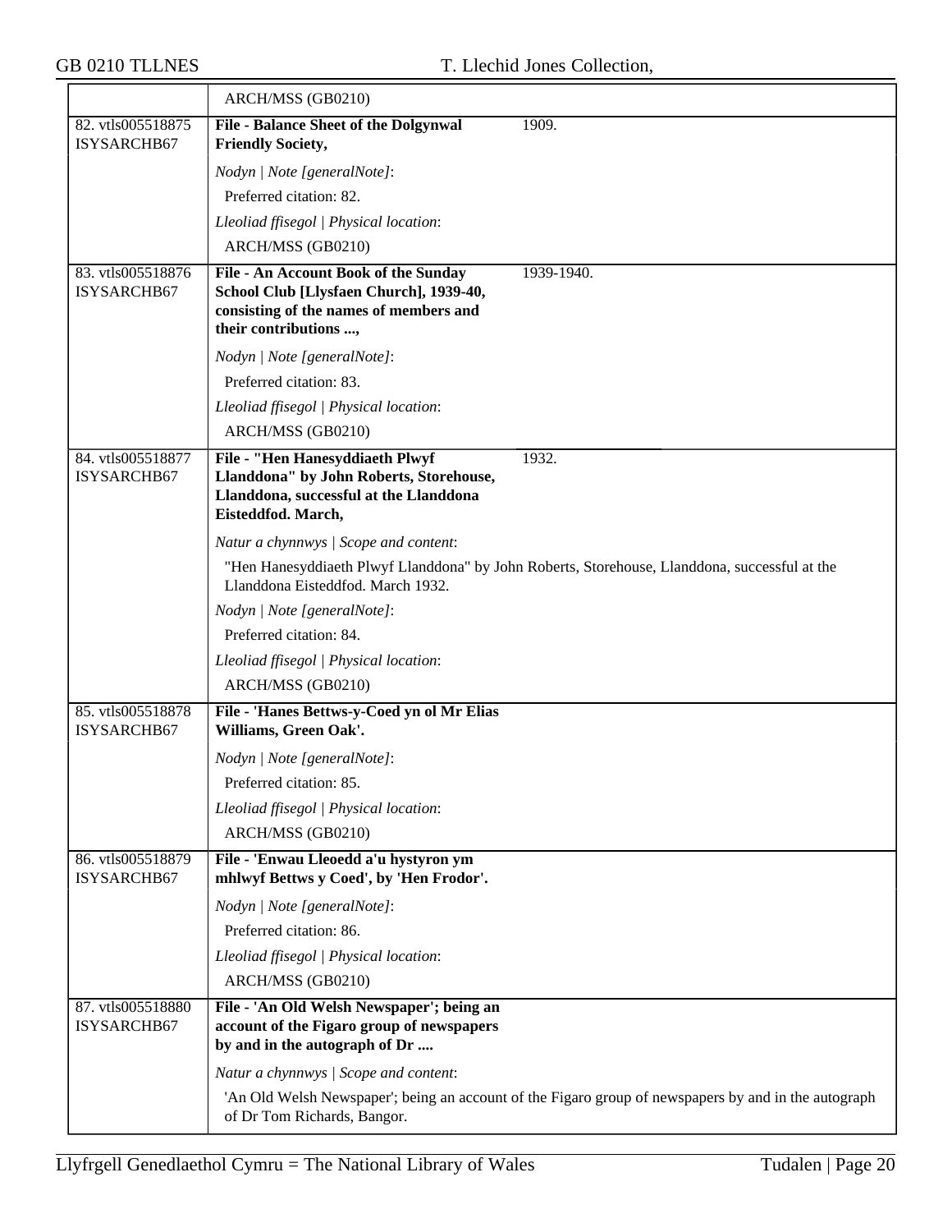| | |
|---|---|
| | ARCH/MSS (GB0210) |
| 82. vtls005518875 ISYSARCHB67 | **File - Balance Sheet of the Dolgynwal Friendly Society,** 1909.<br><br>*Nodyn \| Note [generalNote]*:<br>Preferred citation: 82.<br>*Lleoliad ffisegol \| Physical location*:<br>ARCH/MSS (GB0210) |
| 83. vtls005518876 ISYSARCHB67 | **File - An Account Book of the Sunday School Club [Llysfaen Church], 1939-40, consisting of the names of members and their contributions ...,** 1939-1940.<br><br>*Nodyn \| Note [generalNote]*:<br>Preferred citation: 83.<br>*Lleoliad ffisegol \| Physical location*:<br>ARCH/MSS (GB0210) |
| 84. vtls005518877 ISYSARCHB67 | **File - "Hen Hanesyddiaeth Plwyf Llanddona" by John Roberts, Storehouse, Llanddona, successful at the Llanddona Eisteddfod. March,** 1932.<br><br>*Natur a chynnwys \| Scope and content*:<br>"Hen Hanesyddiaeth Plwyf Llanddona" by John Roberts, Storehouse, Llanddona, successful at the Llanddona Eisteddfod. March 1932.<br>*Nodyn \| Note [generalNote]*:<br>Preferred citation: 84.<br>*Lleoliad ffisegol \| Physical location*:<br>ARCH/MSS (GB0210) |
| 85. vtls005518878 ISYSARCHB67 | **File - 'Hanes Bettws-y-Coed yn ol Mr Elias Williams, Green Oak'.**<br><br>*Nodyn \| Note [generalNote]*:<br>Preferred citation: 85.<br>*Lleoliad ffisegol \| Physical location*:<br>ARCH/MSS (GB0210) |
| 86. vtls005518879 ISYSARCHB67 | **File - 'Enwau Lleoedd a'u hystyron ym mhlwyf Bettws y Coed', by 'Hen Frodor'.**<br><br>*Nodyn \| Note [generalNote]*:<br>Preferred citation: 86.<br>*Lleoliad ffisegol \| Physical location*:<br>ARCH/MSS (GB0210) |
| 87. vtls005518880 ISYSARCHB67 | **File - 'An Old Welsh Newspaper'; being an account of the Figaro group of newspapers by and in the autograph of Dr ....**<br><br>*Natur a chynnwys \| Scope and content*:<br>'An Old Welsh Newspaper'; being an account of the Figaro group of newspapers by and in the autograph of Dr Tom Richards, Bangor. |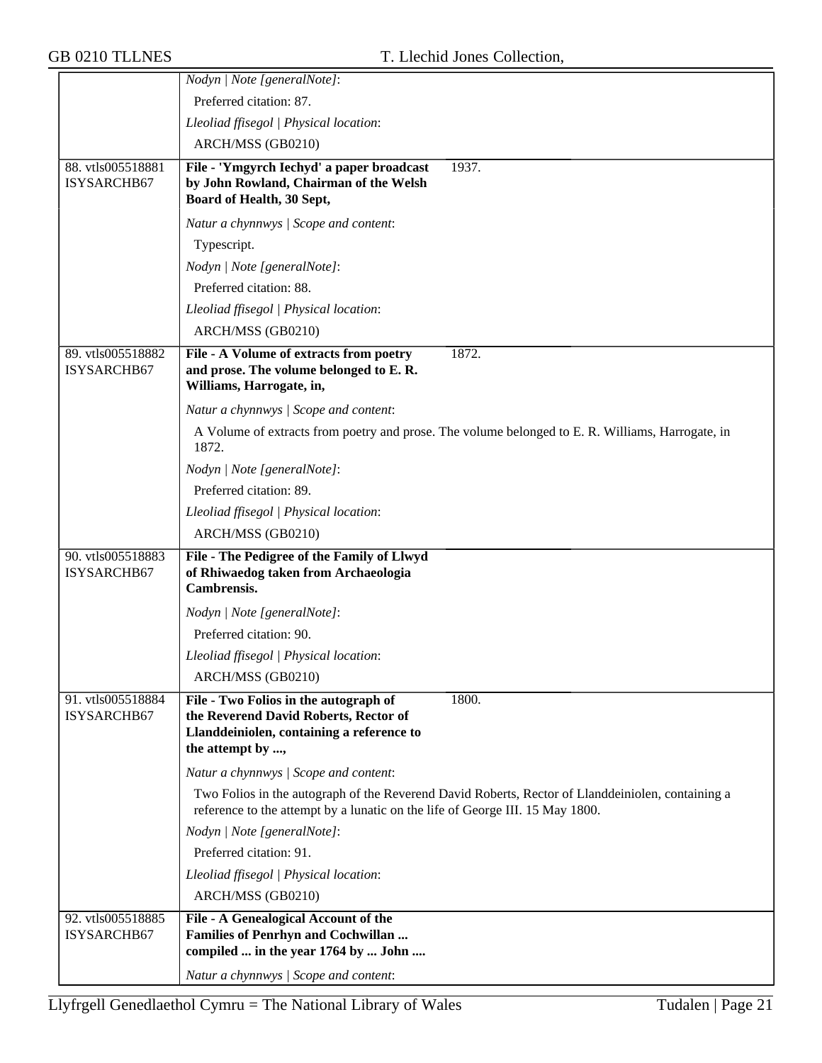| | |
|---|---|
| | *Nodyn \| Note [generalNote]*:<br>Preferred citation: 87.<br>*Lleoliad ffisegol \| Physical location*:<br>ARCH/MSS (GB0210) |
| 88. vtls005518881 ISYSARCHB67 | **File - 'Ymgyrch Iechyd' a paper broadcast by John Rowland, Chairman of the Welsh Board of Health, 30 Sept,** 1937.<br>*Natur a chynnwys \| Scope and content*:<br>Typescript.<br>*Nodyn \| Note [generalNote]*:<br>Preferred citation: 88.<br>*Lleoliad ffisegol \| Physical location*:<br>ARCH/MSS (GB0210) |
| 89. vtls005518882 ISYSARCHB67 | **File - A Volume of extracts from poetry and prose. The volume belonged to E. R. Williams, Harrogate, in,** 1872.<br>*Natur a chynnwys \| Scope and content*:<br>A Volume of extracts from poetry and prose. The volume belonged to E. R. Williams, Harrogate, in 1872.<br>*Nodyn \| Note [generalNote]*:<br>Preferred citation: 89.<br>*Lleoliad ffisegol \| Physical location*:<br>ARCH/MSS (GB0210) |
| 90. vtls005518883 ISYSARCHB67 | **File - The Pedigree of the Family of Llwyd of Rhiwaedog taken from Archaeologia Cambrensis.**<br>*Nodyn \| Note [generalNote]*:<br>Preferred citation: 90.<br>*Lleoliad ffisegol \| Physical location*:<br>ARCH/MSS (GB0210) |
| 91. vtls005518884 ISYSARCHB67 | **File - Two Folios in the autograph of the Reverend David Roberts, Rector of Llanddeiniolen, containing a reference to the attempt by ...,** 1800.<br>*Natur a chynnwys \| Scope and content*:<br>Two Folios in the autograph of the Reverend David Roberts, Rector of Llanddeiniolen, containing a reference to the attempt by a lunatic on the life of George III. 15 May 1800.<br>*Nodyn \| Note [generalNote]*:<br>Preferred citation: 91.<br>*Lleoliad ffisegol \| Physical location*:<br>ARCH/MSS (GB0210) |
| 92. vtls005518885 ISYSARCHB67 | **File - A Genealogical Account of the Families of Penrhyn and Cochwillan ... compiled ... in the year 1764 by ... John ....**<br>*Natur a chynnwys \| Scope and content*: |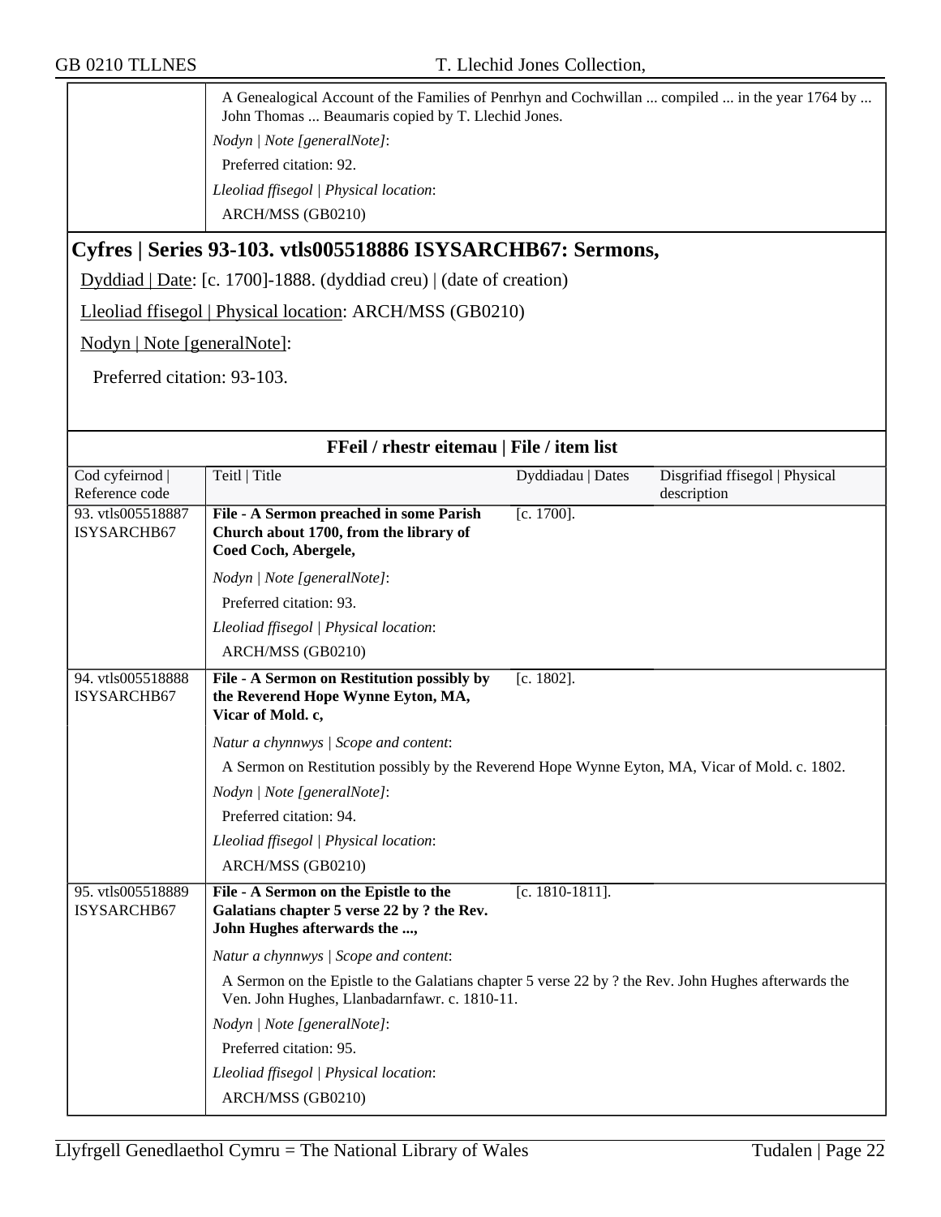A Genealogical Account of the Families of Penrhyn and Cochwillan ... compiled ... in the year 1764 by ... John Thomas ... Beaumaris copied by T. Llechid Jones.

*Nodyn | Note [generalNote]*:

Preferred citation: 92.

*Lleoliad ffisegol | Physical location*:

ARCH/MSS (GB0210)

## Cyfres | Series 93-103. vtls005518886 ISYSARCHB67: Sermons,

Dyddiad | Date: [c. 1700]-1888. (dyddiad creu) | (date of creation)

Lleoliad ffisegol | Physical location: ARCH/MSS (GB0210)

Nodyn | Note [generalNote]:

Preferred citation: 93-103.

### FFeil / rhestr eitemau | File / item list

| Cod cyfeirnod \| Reference code | Teitl \| Title | Dyddiadau \| Dates | Disgrifiad ffisegol \| Physical description |
|---|---|---|---|
| 93. vtls005518887 ISYSARCHB67 | **File - A Sermon preached in some Parish Church about 1700, from the library of Coed Coch, Abergele,** | [c. 1700]. | |

*Nodyn | Note [generalNote]*:

Preferred citation: 93.

*Lleoliad ffisegol | Physical location*:

ARCH/MSS (GB0210)

| Cod cyfeirnod \| Reference code | Teitl \| Title | Dyddiadau \| Dates | Disgrifiad ffisegol \| Physical description |
|---|---|---|---|
| 94. vtls005518888 ISYSARCHB67 | **File - A Sermon on Restitution possibly by the Reverend Hope Wynne Eyton, MA, Vicar of Mold. c,** | [c. 1802]. | |

*Natur a chynnwys | Scope and content*:

A Sermon on Restitution possibly by the Reverend Hope Wynne Eyton, MA, Vicar of Mold. c. 1802.

*Nodyn | Note [generalNote]*:

Preferred citation: 94.

*Lleoliad ffisegol | Physical location*:

ARCH/MSS (GB0210)

| Cod cyfeirnod \| Reference code | Teitl \| Title | Dyddiadau \| Dates | Disgrifiad ffisegol \| Physical description |
|---|---|---|---|
| 95. vtls005518889 ISYSARCHB67 | **File - A Sermon on the Epistle to the Galatians chapter 5 verse 22 by ? the Rev. John Hughes afterwards the ...,** | [c. 1810-1811]. | |

*Natur a chynnwys | Scope and content*:

A Sermon on the Epistle to the Galatians chapter 5 verse 22 by ? the Rev. John Hughes afterwards the Ven. John Hughes, Llanbadarnfawr. c. 1810-11.

*Nodyn | Note [generalNote]*:

Preferred citation: 95.

*Lleoliad ffisegol | Physical location*:

ARCH/MSS (GB0210)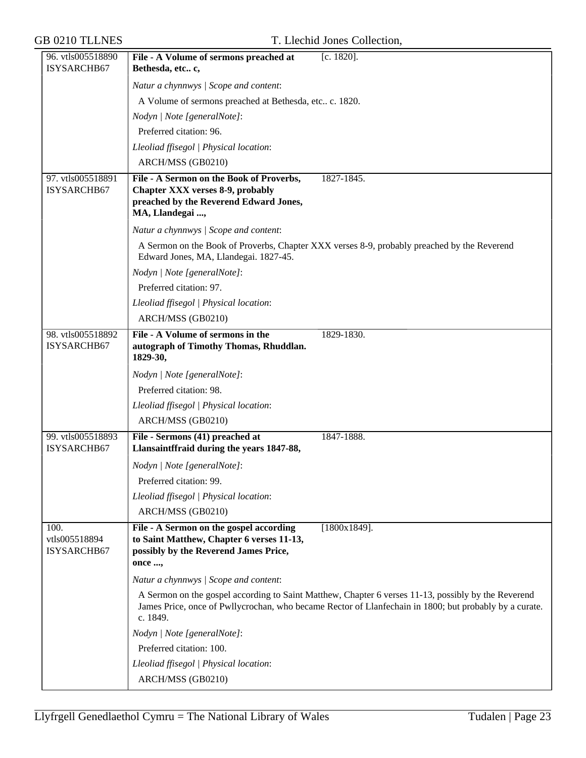| | | |
|---|---|---|
| 96. vtls005518890 ISYSARCHB67 | **File - A Volume of sermons preached at Bethesda, etc.. c,** | [c. 1820]. |
| | *Natur a chynnwys \| Scope and content*:<br>A Volume of sermons preached at Bethesda, etc.. c. 1820.<br>*Nodyn \| Note [generalNote]*:<br>Preferred citation: 96.<br>*Lleoliad ffisegol \| Physical location*:<br>ARCH/MSS (GB0210) | |
| 97. vtls005518891 ISYSARCHB67 | **File - A Sermon on the Book of Proverbs, Chapter XXX verses 8-9, probably preached by the Reverend Edward Jones, MA, Llandegai ...,** | 1827-1845. |
| | *Natur a chynnwys \| Scope and content*:<br>A Sermon on the Book of Proverbs, Chapter XXX verses 8-9, probably preached by the Reverend Edward Jones, MA, Llandegai. 1827-45.<br>*Nodyn \| Note [generalNote]*:<br>Preferred citation: 97.<br>*Lleoliad ffisegol \| Physical location*:<br>ARCH/MSS (GB0210) | |
| 98. vtls005518892 ISYSARCHB67 | **File - A Volume of sermons in the autograph of Timothy Thomas, Rhuddlan. 1829-30,** | 1829-1830. |
| | *Nodyn \| Note [generalNote]*:<br>Preferred citation: 98.<br>*Lleoliad ffisegol \| Physical location*:<br>ARCH/MSS (GB0210) | |
| 99. vtls005518893 ISYSARCHB67 | **File - Sermons (41) preached at Llansaintffraid during the years 1847-88,** | 1847-1888. |
| | *Nodyn \| Note [generalNote]*:<br>Preferred citation: 99.<br>*Lleoliad ffisegol \| Physical location*:<br>ARCH/MSS (GB0210) | |
| 100. vtls005518894 ISYSARCHB67 | **File - A Sermon on the gospel according to Saint Matthew, Chapter 6 verses 11-13, possibly by the Reverend James Price, once ...,** | [1800x1849]. |
| | *Natur a chynnwys \| Scope and content*:<br>A Sermon on the gospel according to Saint Matthew, Chapter 6 verses 11-13, possibly by the Reverend James Price, once of Pwllycrochan, who became Rector of Llanfechain in 1800; but probably by a curate. c. 1849.<br>*Nodyn \| Note [generalNote]*:<br>Preferred citation: 100.<br>*Lleoliad ffisegol \| Physical location*:<br>ARCH/MSS (GB0210) | |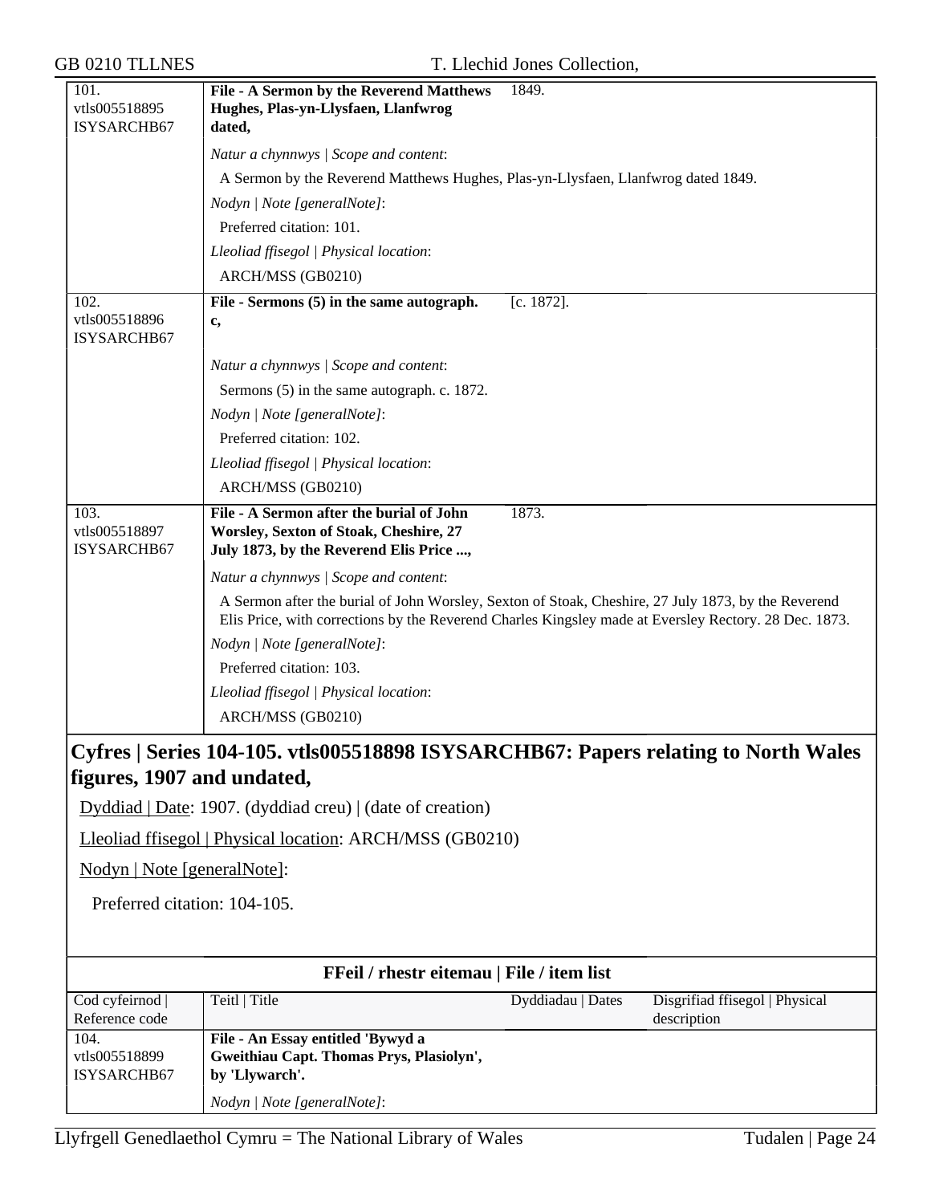| | | |
|---|---|---|
| 101.<br>vtls005518895<br>ISYSARCHB67 | **File - A Sermon by the Reverend Matthews Hughes, Plas-yn-Llysfaen, Llanfwrog dated,** | 1849. |
| | *Natur a chynnwys \| Scope and content*:<br>A Sermon by the Reverend Matthews Hughes, Plas-yn-Llysfaen, Llanfwrog dated 1849.<br>*Nodyn \| Note [generalNote]*:<br>Preferred citation: 101.<br>*Lleoliad ffisegol \| Physical location*:<br>ARCH/MSS (GB0210) | |
| 102.<br>vtls005518896<br>ISYSARCHB67 | **File - Sermons (5) in the same autograph. c,** | [c. 1872]. |
| | *Natur a chynnwys \| Scope and content*:<br>Sermons (5) in the same autograph. c. 1872.<br>*Nodyn \| Note [generalNote]*:<br>Preferred citation: 102.<br>*Lleoliad ffisegol \| Physical location*:<br>ARCH/MSS (GB0210) | |
| 103.<br>vtls005518897<br>ISYSARCHB67 | **File - A Sermon after the burial of John Worsley, Sexton of Stoak, Cheshire, 27 July 1873, by the Reverend Elis Price ...,** | 1873. |
| | *Natur a chynnwys \| Scope and content*:<br>A Sermon after the burial of John Worsley, Sexton of Stoak, Cheshire, 27 July 1873, by the Reverend Elis Price, with corrections by the Reverend Charles Kingsley made at Eversley Rectory. 28 Dec. 1873.<br>*Nodyn \| Note [generalNote]*:<br>Preferred citation: 103.<br>*Lleoliad ffisegol \| Physical location*:<br>ARCH/MSS (GB0210) | |

## Cyfres | Series 104-105. vtls005518898 ISYSARCHB67: Papers relating to North Wales figures, 1907 and undated,

Dyddiad | Date: 1907. (dyddiad creu) | (date of creation)

Lleoliad ffisegol | Physical location: ARCH/MSS (GB0210)

Nodyn | Note [generalNote]:

Preferred citation: 104-105.

**FFeil / rhestr eitemau | File / item list**

| Cod cyfeirnod \| Reference code | Teitl \| Title | Dyddiadau \| Dates | Disgrifiad ffisegol \| Physical description |
|---|---|---|---|
| 104.<br>vtls005518899<br>ISYSARCHB67 | **File - An Essay entitled 'Bywyd a Gweithiau Capt. Thomas Prys, Plasiolyn', by 'Llywarch'.** | | |
| | *Nodyn \| Note [generalNote]*: | | |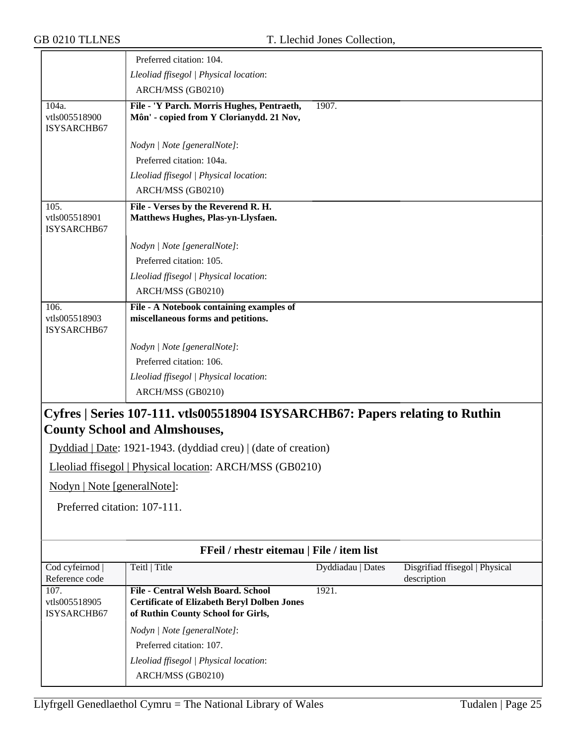| | |
|---|---|
| | Preferred citation: 104. |
| | *Lleoliad ffisegol \| Physical location*: |
| | ARCH/MSS (GB0210) |

| | | | |
|---|---|---|---|
| 104a. vtls005518900 ISYSARCHB67 | **File - 'Y Parch. Morris Hughes, Pentraeth, Môn' - copied from Y Clorianydd. 21 Nov,** | 1907. | |
| | *Nodyn \| Note [generalNote]*: | | |
| | Preferred citation: 104a. | | |
| | *Lleoliad ffisegol \| Physical location*: | | |
| | ARCH/MSS (GB0210) | | |
| 105. vtls005518901 ISYSARCHB67 | **File - Verses by the Reverend R. H. Matthews Hughes, Plas-yn-Llysfaen.** | | |
| | *Nodyn \| Note [generalNote]*: | | |
| | Preferred citation: 105. | | |
| | *Lleoliad ffisegol \| Physical location*: | | |
| | ARCH/MSS (GB0210) | | |
| 106. vtls005518903 ISYSARCHB67 | **File - A Notebook containing examples of miscellaneous forms and petitions.** | | |
| | *Nodyn \| Note [generalNote]*: | | |
| | Preferred citation: 106. | | |
| | *Lleoliad ffisegol \| Physical location*: | | |
| | ARCH/MSS (GB0210) | | |

## Cyfres | Series 107-111. vtls005518904 ISYSARCHB67: Papers relating to Ruthin County School and Almshouses,

Dyddiad | Date: 1921-1943. (dyddiad creu) | (date of creation)

Lleoliad ffisegol | Physical location: ARCH/MSS (GB0210)

Nodyn | Note [generalNote]:

Preferred citation: 107-111.

**FFeil / rhestr eitemau | File / item list**

| Cod cyfeirnod \| Reference code | Teitl \| Title | Dyddiadau \| Dates | Disgrifiad ffisegol \| Physical description |
|---|---|---|---|
| 107. vtls005518905 ISYSARCHB67 | **File - Central Welsh Board. School Certificate of Elizabeth Beryl Dolben Jones of Ruthin County School for Girls,** | 1921. | |
| | *Nodyn \| Note [generalNote]*: | | |
| | Preferred citation: 107. | | |
| | *Lleoliad ffisegol \| Physical location*: | | |
| | ARCH/MSS (GB0210) | | |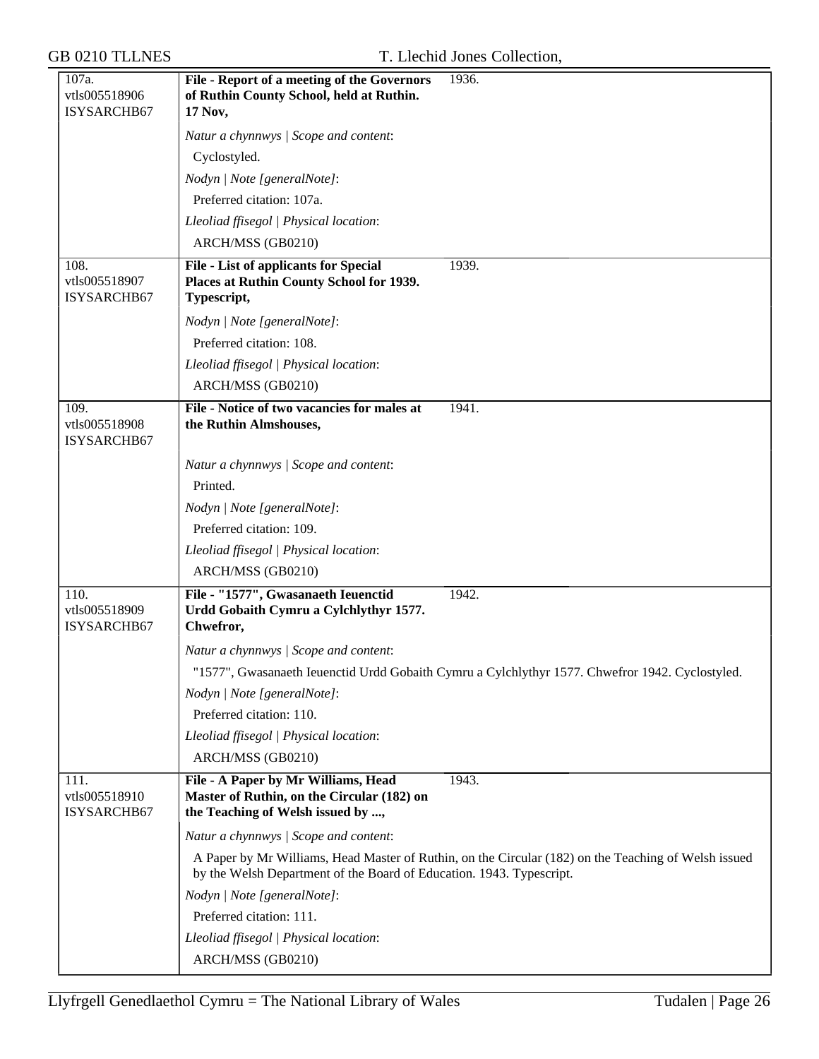| | | |
|---|---|---|
| 107a.<br>vtls005518906<br>ISYSARCHB67 | **File - Report of a meeting of the Governors of Ruthin County School, held at Ruthin. 17 Nov,** | 1936. |
| | *Natur a chynnwys \| Scope and content*:<br>Cyclostyled.<br>*Nodyn \| Note [generalNote]*:<br>Preferred citation: 107a.<br>*Lleoliad ffisegol \| Physical location*:<br>ARCH/MSS (GB0210) | |
| 108.<br>vtls005518907<br>ISYSARCHB67 | **File - List of applicants for Special Places at Ruthin County School for 1939. Typescript,** | 1939. |
| | *Nodyn \| Note [generalNote]*:<br>Preferred citation: 108.<br>*Lleoliad ffisegol \| Physical location*:<br>ARCH/MSS (GB0210) | |
| 109.<br>vtls005518908<br>ISYSARCHB67 | **File - Notice of two vacancies for males at the Ruthin Almshouses,** | 1941. |
| | *Natur a chynnwys \| Scope and content*:<br>Printed.<br>*Nodyn \| Note [generalNote]*:<br>Preferred citation: 109.<br>*Lleoliad ffisegol \| Physical location*:<br>ARCH/MSS (GB0210) | |
| 110.<br>vtls005518909<br>ISYSARCHB67 | **File - "1577", Gwasanaeth Ieuenctid Urdd Gobaith Cymru a Cylchlythyr 1577. Chwefror,** | 1942. |
| | *Natur a chynnwys \| Scope and content*:<br>"1577", Gwasanaeth Ieuenctid Urdd Gobaith Cymru a Cylchlythyr 1577. Chwefror 1942. Cyclostyled.<br>*Nodyn \| Note [generalNote]*:<br>Preferred citation: 110.<br>*Lleoliad ffisegol \| Physical location*:<br>ARCH/MSS (GB0210) | |
| 111.<br>vtls005518910<br>ISYSARCHB67 | **File - A Paper by Mr Williams, Head Master of Ruthin, on the Circular (182) on the Teaching of Welsh issued by ...,** | 1943. |
| | *Natur a chynnwys \| Scope and content*:<br>A Paper by Mr Williams, Head Master of Ruthin, on the Circular (182) on the Teaching of Welsh issued by the Welsh Department of the Board of Education. 1943. Typescript.<br>*Nodyn \| Note [generalNote]*:<br>Preferred citation: 111.<br>*Lleoliad ffisegol \| Physical location*:<br>ARCH/MSS (GB0210) | |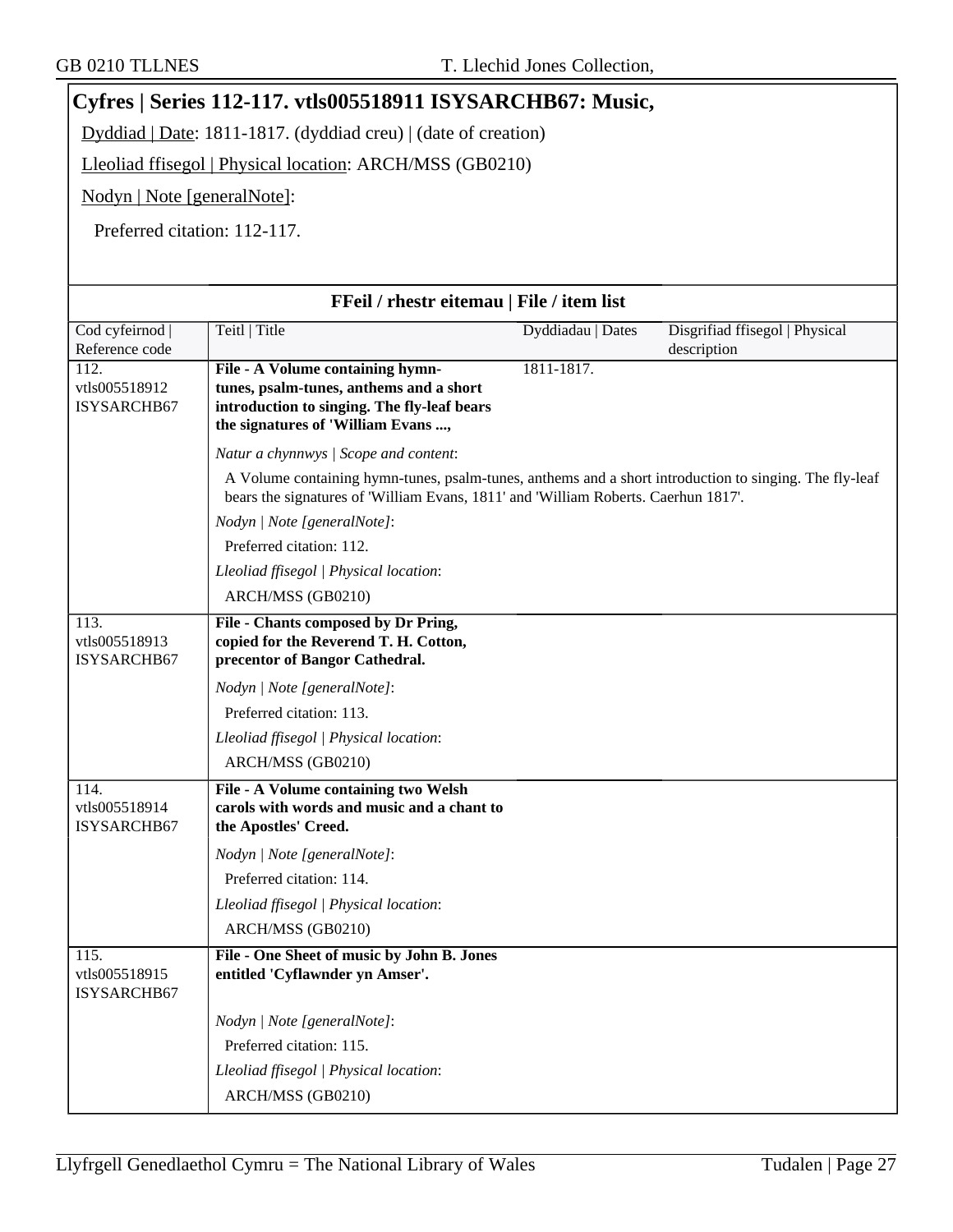## Cyfres | Series 112-117. vtls005518911 ISYSARCHB67: Music,

Dyddiad | Date: 1811-1817. (dyddiad creu) | (date of creation)

Lleoliad ffisegol | Physical location: ARCH/MSS (GB0210)

Nodyn | Note [generalNote]:

Preferred citation: 112-117.

### FFeil / rhestr eitemau | File / item list

| Cod cyfeirnod \| Reference code | Teitl \| Title | Dyddiadau \| Dates | Disgrifiad ffisegol \| Physical description |
|---|---|---|---|
| 112. vtls005518912 ISYSARCHB67 | **File - A Volume containing hymn-tunes, psalm-tunes, anthems and a short introduction to singing. The fly-leaf bears the signatures of 'William Evans ...,**<br>*Natur a chynnwys \| Scope and content*:<br>A Volume containing hymn-tunes, psalm-tunes, anthems and a short introduction to singing. The fly-leaf bears the signatures of 'William Evans, 1811' and 'William Roberts. Caerhun 1817'.<br>*Nodyn \| Note [generalNote]*:<br>Preferred citation: 112.<br>*Lleoliad ffisegol \| Physical location*:<br>ARCH/MSS (GB0210) | 1811-1817. | |
| 113. vtls005518913 ISYSARCHB67 | **File - Chants composed by Dr Pring, copied for the Reverend T. H. Cotton, precentor of Bangor Cathedral.**<br>*Nodyn \| Note [generalNote]*:<br>Preferred citation: 113.<br>*Lleoliad ffisegol \| Physical location*:<br>ARCH/MSS (GB0210) | | |
| 114. vtls005518914 ISYSARCHB67 | **File - A Volume containing two Welsh carols with words and music and a chant to the Apostles' Creed.**<br>*Nodyn \| Note [generalNote]*:<br>Preferred citation: 114.<br>*Lleoliad ffisegol \| Physical location*:<br>ARCH/MSS (GB0210) | | |
| 115. vtls005518915 ISYSARCHB67 | **File - One Sheet of music by John B. Jones entitled 'Cyflawnder yn Amser'.**<br>*Nodyn \| Note [generalNote]*:<br>Preferred citation: 115.<br>*Lleoliad ffisegol \| Physical location*:<br>ARCH/MSS (GB0210) | | |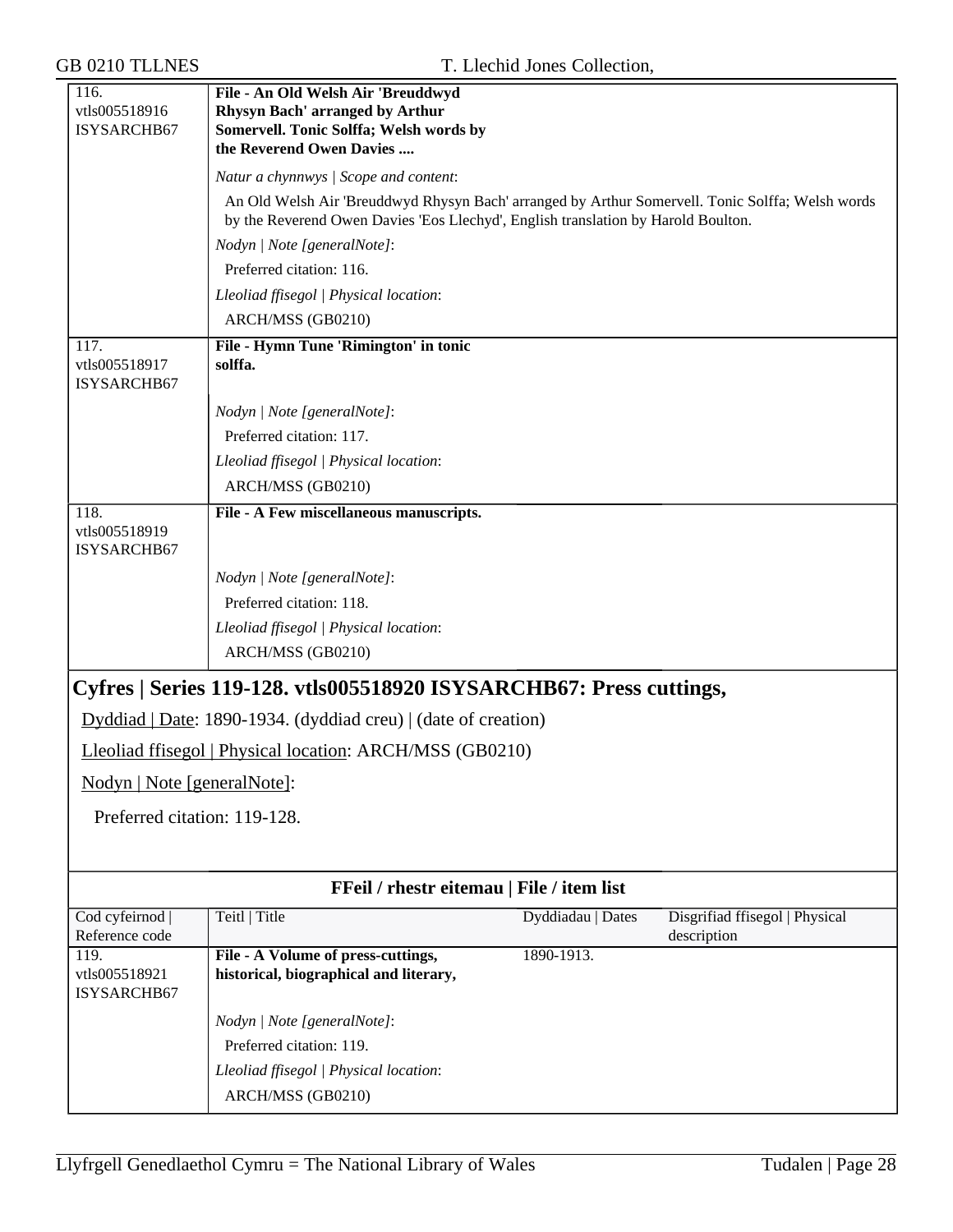| | |
|---|---|
| 116.<br>vtls005518916<br>ISYSARCHB67 | **File - An Old Welsh Air 'Breuddwyd Rhysyn Bach' arranged by Arthur Somervell. Tonic Solffa; Welsh words by the Reverend Owen Davies ....**<br><br>*Natur a chynnwys \| Scope and content*:<br>An Old Welsh Air 'Breuddwyd Rhysyn Bach' arranged by Arthur Somervell. Tonic Solffa; Welsh words by the Reverend Owen Davies 'Eos Llechyd', English translation by Harold Boulton.<br>*Nodyn \| Note [generalNote]*:<br>Preferred citation: 116.<br>*Lleoliad ffisegol \| Physical location*:<br>ARCH/MSS (GB0210) |
| 117.<br>vtls005518917<br>ISYSARCHB67 | **File - Hymn Tune 'Rimington' in tonic solffa.**<br><br>*Nodyn \| Note [generalNote]*:<br>Preferred citation: 117.<br>*Lleoliad ffisegol \| Physical location*:<br>ARCH/MSS (GB0210) |
| 118.<br>vtls005518919<br>ISYSARCHB67 | **File - A Few miscellaneous manuscripts.**<br><br>*Nodyn \| Note [generalNote]*:<br>Preferred citation: 118.<br>*Lleoliad ffisegol \| Physical location*:<br>ARCH/MSS (GB0210) |

## Cyfres | Series 119-128. vtls005518920 ISYSARCHB67: Press cuttings,

Dyddiad | Date: 1890-1934. (dyddiad creu) | (date of creation)

Lleoliad ffisegol | Physical location: ARCH/MSS (GB0210)

Nodyn | Note [generalNote]:

Preferred citation: 119-128.

**FFeil / rhestr eitemau | File / item list**

| Cod cyfeirnod \| Reference code | Teitl \| Title | Dyddiadau \| Dates | Disgrifiad ffisegol \| Physical description |
|---|---|---|---|
| 119.<br>vtls005518921<br>ISYSARCHB67 | **File - A Volume of press-cuttings, historical, biographical and literary,**<br><br>*Nodyn \| Note [generalNote]*:<br>Preferred citation: 119.<br>*Lleoliad ffisegol \| Physical location*:<br>ARCH/MSS (GB0210) | 1890-1913. | |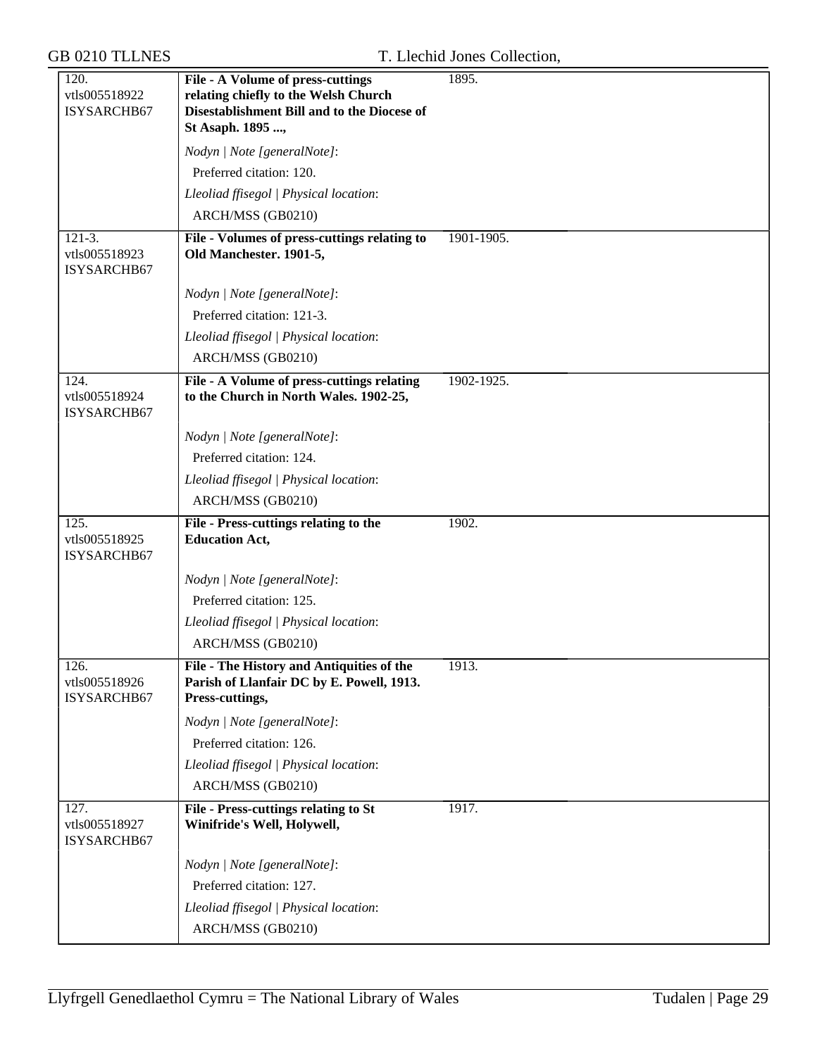| | | |
|---|---|---|
| 120.<br>vtls005518922<br>ISYSARCHB67 | **File - A Volume of press-cuttings relating chiefly to the Welsh Church Disestablishment Bill and to the Diocese of St Asaph. 1895 ...,**<br><br>*Nodyn \| Note [generalNote]*:<br>Preferred citation: 120.<br>*Lleoliad ffisegol \| Physical location*:<br>ARCH/MSS (GB0210) | 1895. |
| 121-3.<br>vtls005518923<br>ISYSARCHB67 | **File - Volumes of press-cuttings relating to Old Manchester. 1901-5,**<br><br>*Nodyn \| Note [generalNote]*:<br>Preferred citation: 121-3.<br>*Lleoliad ffisegol \| Physical location*:<br>ARCH/MSS (GB0210) | 1901-1905. |
| 124.<br>vtls005518924<br>ISYSARCHB67 | **File - A Volume of press-cuttings relating to the Church in North Wales. 1902-25,**<br><br>*Nodyn \| Note [generalNote]*:<br>Preferred citation: 124.<br>*Lleoliad ffisegol \| Physical location*:<br>ARCH/MSS (GB0210) | 1902-1925. |
| 125.<br>vtls005518925<br>ISYSARCHB67 | **File - Press-cuttings relating to the Education Act,**<br><br>*Nodyn \| Note [generalNote]*:<br>Preferred citation: 125.<br>*Lleoliad ffisegol \| Physical location*:<br>ARCH/MSS (GB0210) | 1902. |
| 126.<br>vtls005518926<br>ISYSARCHB67 | **File - The History and Antiquities of the Parish of Llanfair DC by E. Powell, 1913. Press-cuttings,**<br><br>*Nodyn \| Note [generalNote]*:<br>Preferred citation: 126.<br>*Lleoliad ffisegol \| Physical location*:<br>ARCH/MSS (GB0210) | 1913. |
| 127.<br>vtls005518927<br>ISYSARCHB67 | **File - Press-cuttings relating to St Winifride's Well, Holywell,**<br><br>*Nodyn \| Note [generalNote]*:<br>Preferred citation: 127.<br>*Lleoliad ffisegol \| Physical location*:<br>ARCH/MSS (GB0210) | 1917. |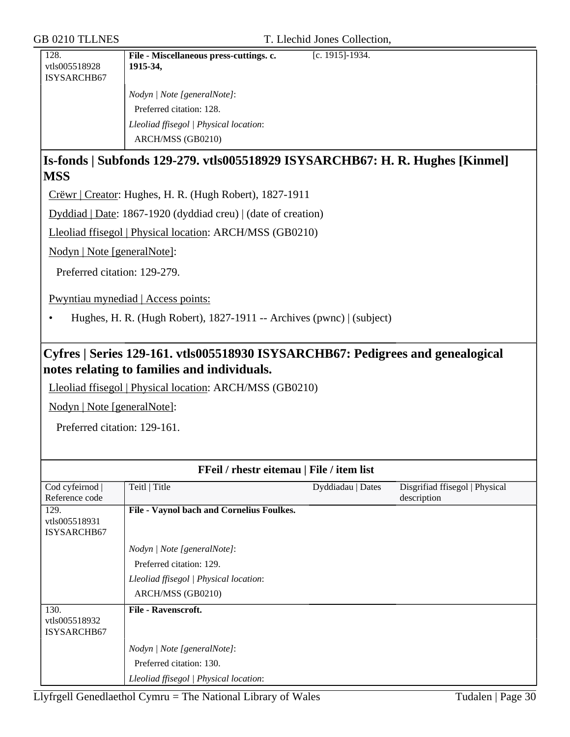| | | | |
|---|---|---|---|
| 128. vtls005518928 ISYSARCHB67 | **File - Miscellaneous press-cuttings. c. 1915-34,** | [c. 1915]-1934. | |
| | *Nodyn \| Note [generalNote]*: Preferred citation: 128. *Lleoliad ffisegol \| Physical location*: ARCH/MSS (GB0210) | | |

## Is-fonds | Subfonds 129-279. vtls005518929 ISYSARCHB67: H. R. Hughes [Kinmel] MSS

Crëwr | Creator: Hughes, H. R. (Hugh Robert), 1827-1911

Dyddiad | Date: 1867-1920 (dyddiad creu) | (date of creation)

Lleoliad ffisegol | Physical location: ARCH/MSS (GB0210)

Nodyn | Note [generalNote]:

Preferred citation: 129-279.

Pwyntiau mynediad | Access points:

- Hughes, H. R. (Hugh Robert), 1827-1911 -- Archives (pwnc) | (subject)

## Cyfres | Series 129-161. vtls005518930 ISYSARCHB67: Pedigrees and genealogical notes relating to families and individuals.

Lleoliad ffisegol | Physical location: ARCH/MSS (GB0210)

Nodyn | Note [generalNote]:

Preferred citation: 129-161.

**FFeil / rhestr eitemau | File / item list**

| Cod cyfeirnod \| Reference code | Teitl \| Title | Dyddiadau \| Dates | Disgrifiad ffisegol \| Physical description |
|---|---|---|---|
| 129. vtls005518931 ISYSARCHB67 | **File - Vaynol bach and Cornelius Foulkes.** | | |
| | *Nodyn \| Note [generalNote]*: Preferred citation: 129. *Lleoliad ffisegol \| Physical location*: ARCH/MSS (GB0210) | | |
| 130. vtls005518932 ISYSARCHB67 | **File - Ravenscroft.** | | |
| | *Nodyn \| Note [generalNote]*: Preferred citation: 130. *Lleoliad ffisegol \| Physical location*: | | |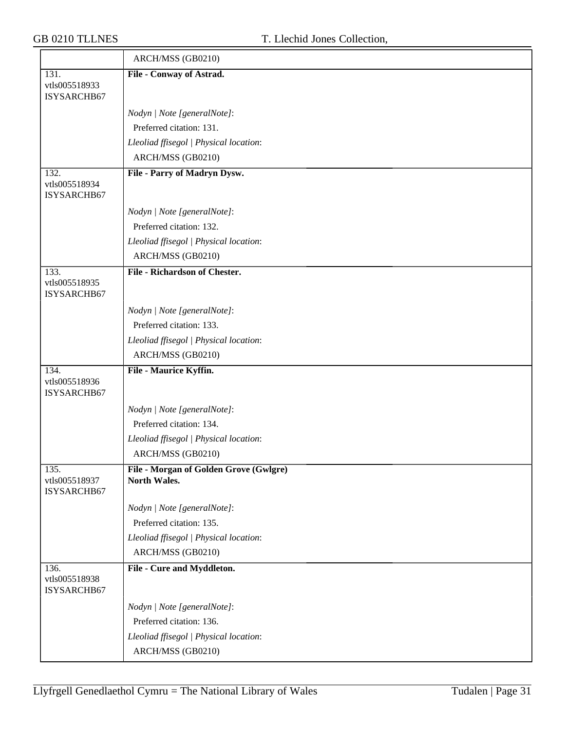| | |
|---|---|
| | ARCH/MSS (GB0210) |
| 131.<br>vtls005518933<br>ISYSARCHB67 | **File - Conway of Astrad.**<br><br>*Nodyn \| Note [generalNote]*:<br>Preferred citation: 131.<br>*Lleoliad ffisegol \| Physical location*:<br>ARCH/MSS (GB0210) |
| 132.<br>vtls005518934<br>ISYSARCHB67 | **File - Parry of Madryn Dysw.**<br><br>*Nodyn \| Note [generalNote]*:<br>Preferred citation: 132.<br>*Lleoliad ffisegol \| Physical location*:<br>ARCH/MSS (GB0210) |
| 133.<br>vtls005518935<br>ISYSARCHB67 | **File - Richardson of Chester.**<br><br>*Nodyn \| Note [generalNote]*:<br>Preferred citation: 133.<br>*Lleoliad ffisegol \| Physical location*:<br>ARCH/MSS (GB0210) |
| 134.<br>vtls005518936<br>ISYSARCHB67 | **File - Maurice Kyffin.**<br><br>*Nodyn \| Note [generalNote]*:<br>Preferred citation: 134.<br>*Lleoliad ffisegol \| Physical location*:<br>ARCH/MSS (GB0210) |
| 135.<br>vtls005518937<br>ISYSARCHB67 | **File - Morgan of Golden Grove (Gwlgre) North Wales.**<br><br>*Nodyn \| Note [generalNote]*:<br>Preferred citation: 135.<br>*Lleoliad ffisegol \| Physical location*:<br>ARCH/MSS (GB0210) |
| 136.<br>vtls005518938<br>ISYSARCHB67 | **File - Cure and Myddleton.**<br><br>*Nodyn \| Note [generalNote]*:<br>Preferred citation: 136.<br>*Lleoliad ffisegol \| Physical location*:<br>ARCH/MSS (GB0210) |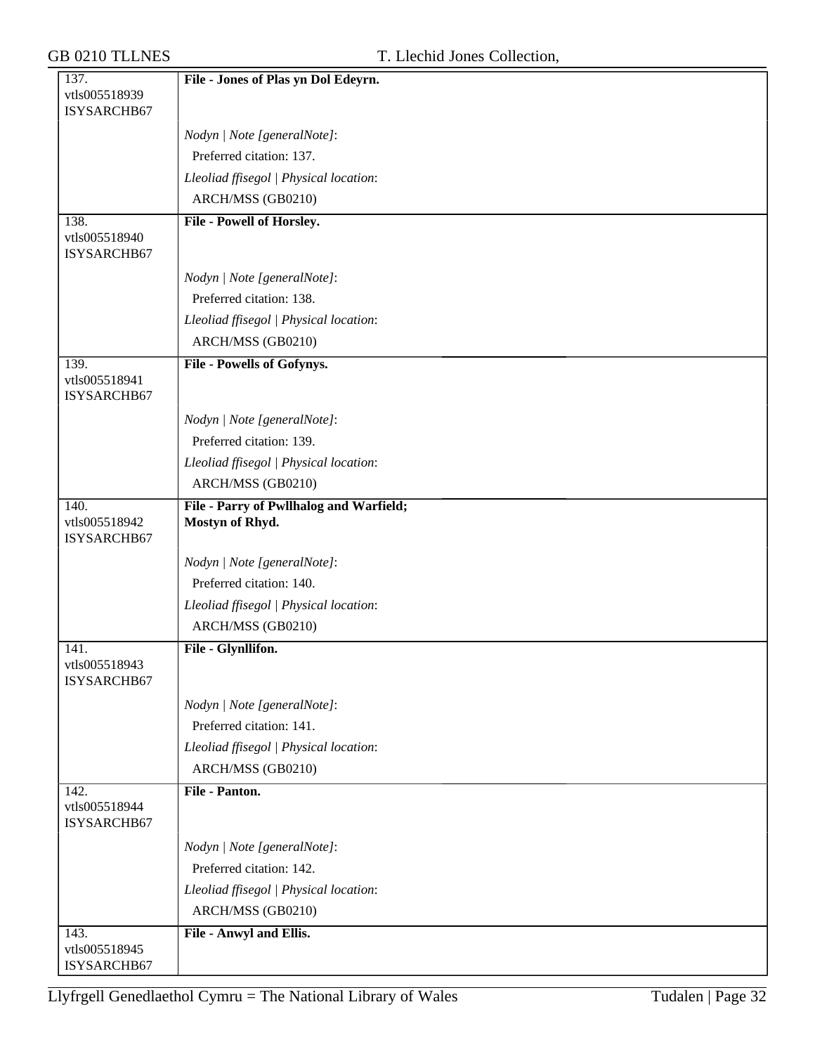| | |
|---|---|
| 137.<br>vtls005518939<br>ISYSARCHB67 | **File - Jones of Plas yn Dol Edeyrn.** |
| | *Nodyn \| Note [generalNote]*:<br>Preferred citation: 137.<br>*Lleoliad ffisegol \| Physical location*:<br>ARCH/MSS (GB0210) |
| 138.<br>vtls005518940<br>ISYSARCHB67 | **File - Powell of Horsley.** |
| | *Nodyn \| Note [generalNote]*:<br>Preferred citation: 138.<br>*Lleoliad ffisegol \| Physical location*:<br>ARCH/MSS (GB0210) |
| 139.<br>vtls005518941<br>ISYSARCHB67 | **File - Powells of Gofynys.** |
| | *Nodyn \| Note [generalNote]*:<br>Preferred citation: 139.<br>*Lleoliad ffisegol \| Physical location*:<br>ARCH/MSS (GB0210) |
| 140.<br>vtls005518942<br>ISYSARCHB67 | **File - Parry of Pwllhalog and Warfield; Mostyn of Rhyd.** |
| | *Nodyn \| Note [generalNote]*:<br>Preferred citation: 140.<br>*Lleoliad ffisegol \| Physical location*:<br>ARCH/MSS (GB0210) |
| 141.<br>vtls005518943<br>ISYSARCHB67 | **File - Glynllifon.** |
| | *Nodyn \| Note [generalNote]*:<br>Preferred citation: 141.<br>*Lleoliad ffisegol \| Physical location*:<br>ARCH/MSS (GB0210) |
| 142.<br>vtls005518944<br>ISYSARCHB67 | **File - Panton.** |
| | *Nodyn \| Note [generalNote]*:<br>Preferred citation: 142.<br>*Lleoliad ffisegol \| Physical location*:<br>ARCH/MSS (GB0210) |
| 143.<br>vtls005518945<br>ISYSARCHB67 | **File - Anwyl and Ellis.** |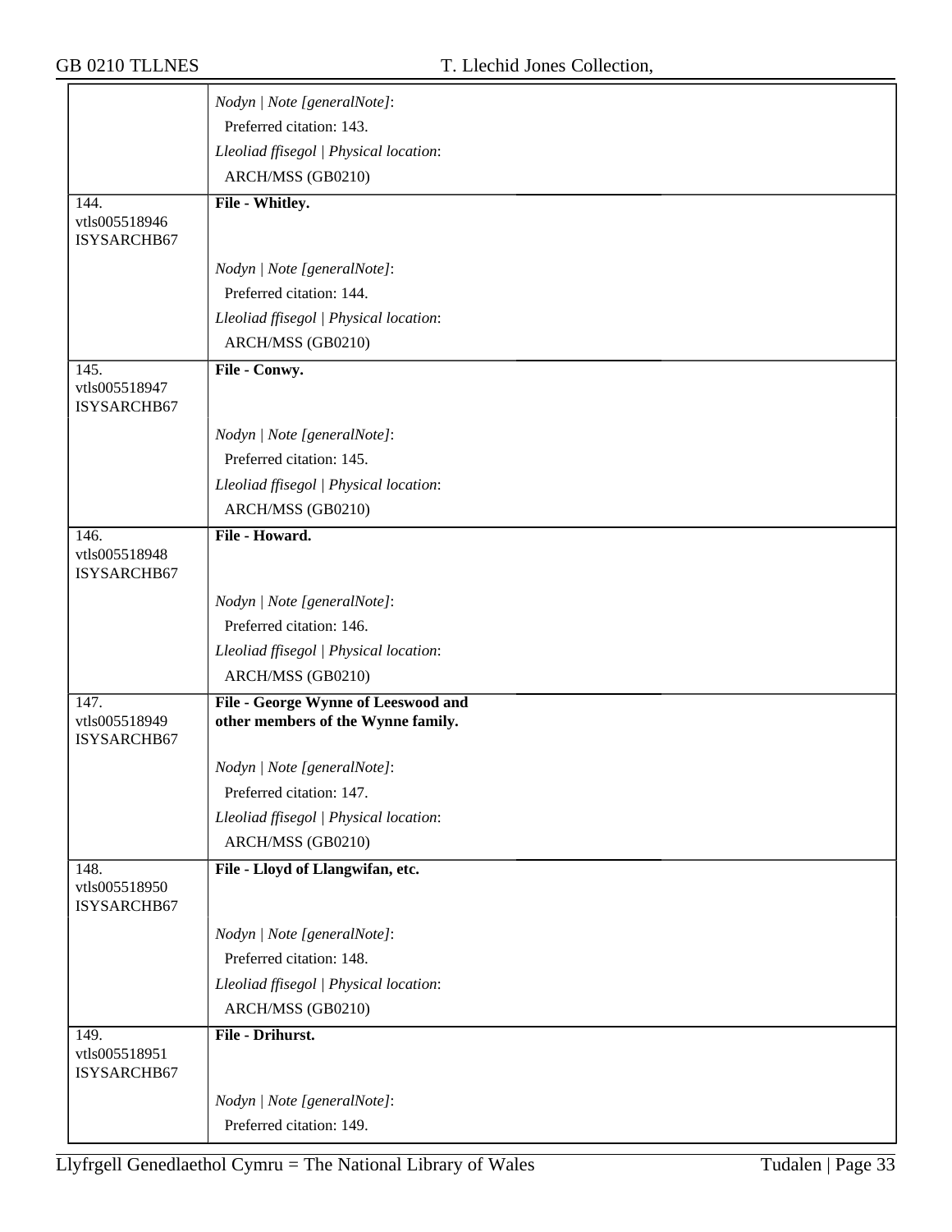| | |
|---|---|
| | *Nodyn \| Note [generalNote]*:<br>Preferred citation: 143.<br>*Lleoliad ffisegol \| Physical location*:<br>ARCH/MSS (GB0210) |
| 144.<br>vtls005518946<br>ISYSARCHB67 | **File - Whitley.**<br><br>*Nodyn \| Note [generalNote]*:<br>Preferred citation: 144.<br>*Lleoliad ffisegol \| Physical location*:<br>ARCH/MSS (GB0210) |
| 145.<br>vtls005518947<br>ISYSARCHB67 | **File - Conwy.**<br><br>*Nodyn \| Note [generalNote]*:<br>Preferred citation: 145.<br>*Lleoliad ffisegol \| Physical location*:<br>ARCH/MSS (GB0210) |
| 146.<br>vtls005518948<br>ISYSARCHB67 | **File - Howard.**<br><br>*Nodyn \| Note [generalNote]*:<br>Preferred citation: 146.<br>*Lleoliad ffisegol \| Physical location*:<br>ARCH/MSS (GB0210) |
| 147.<br>vtls005518949<br>ISYSARCHB67 | **File - George Wynne of Leeswood and other members of the Wynne family.**<br><br>*Nodyn \| Note [generalNote]*:<br>Preferred citation: 147.<br>*Lleoliad ffisegol \| Physical location*:<br>ARCH/MSS (GB0210) |
| 148.<br>vtls005518950<br>ISYSARCHB67 | **File - Lloyd of Llangwifan, etc.**<br><br>*Nodyn \| Note [generalNote]*:<br>Preferred citation: 148.<br>*Lleoliad ffisegol \| Physical location*:<br>ARCH/MSS (GB0210) |
| 149.<br>vtls005518951<br>ISYSARCHB67 | **File - Drihurst.**<br><br>*Nodyn \| Note [generalNote]*:<br>Preferred citation: 149. |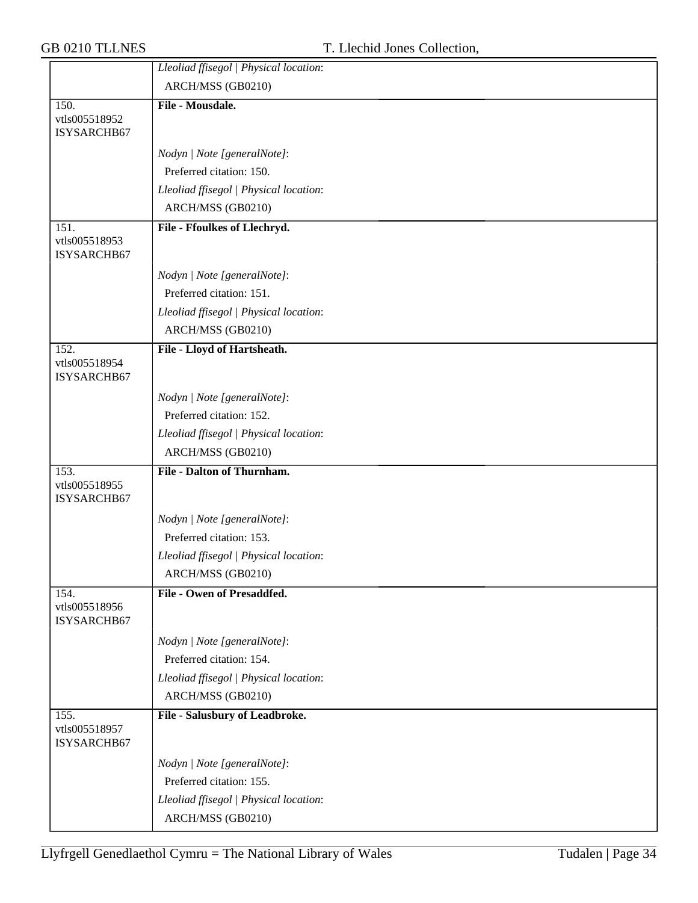| | |
|---|---|
| | *Lleoliad ffisegol \| Physical location*: |
| | ARCH/MSS (GB0210) |
| 150. vtls005518952 ISYSARCHB67 | **File - Mousdale.** |
| | *Nodyn \| Note [generalNote]*: |
| | Preferred citation: 150. |
| | *Lleoliad ffisegol \| Physical location*: |
| | ARCH/MSS (GB0210) |
| 151. vtls005518953 ISYSARCHB67 | **File - Ffoulkes of Llechryd.** |
| | *Nodyn \| Note [generalNote]*: |
| | Preferred citation: 151. |
| | *Lleoliad ffisegol \| Physical location*: |
| | ARCH/MSS (GB0210) |
| 152. vtls005518954 ISYSARCHB67 | **File - Lloyd of Hartsheath.** |
| | *Nodyn \| Note [generalNote]*: |
| | Preferred citation: 152. |
| | *Lleoliad ffisegol \| Physical location*: |
| | ARCH/MSS (GB0210) |
| 153. vtls005518955 ISYSARCHB67 | **File - Dalton of Thurnham.** |
| | *Nodyn \| Note [generalNote]*: |
| | Preferred citation: 153. |
| | *Lleoliad ffisegol \| Physical location*: |
| | ARCH/MSS (GB0210) |
| 154. vtls005518956 ISYSARCHB67 | **File - Owen of Presaddfed.** |
| | *Nodyn \| Note [generalNote]*: |
| | Preferred citation: 154. |
| | *Lleoliad ffisegol \| Physical location*: |
| | ARCH/MSS (GB0210) |
| 155. vtls005518957 ISYSARCHB67 | **File - Salusbury of Leadbroke.** |
| | *Nodyn \| Note [generalNote]*: |
| | Preferred citation: 155. |
| | *Lleoliad ffisegol \| Physical location*: |
| | ARCH/MSS (GB0210) |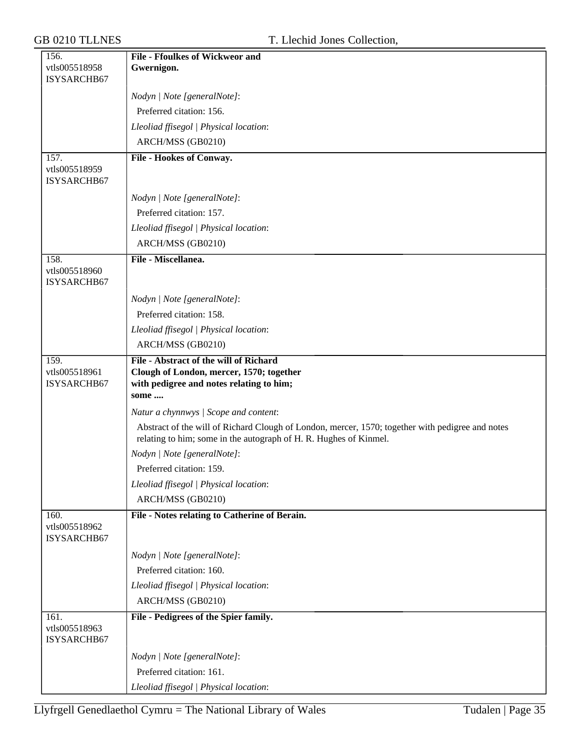| | |
|---|---|
| 156.<br>vtls005518958<br>ISYSARCHB67 | **File - Ffoulkes of Wickweor and Gwernigon.** |
| | *Nodyn \| Note [generalNote]*:<br>Preferred citation: 156.<br>*Lleoliad ffisegol \| Physical location*:<br>ARCH/MSS (GB0210) |
| 157.<br>vtls005518959<br>ISYSARCHB67 | **File - Hookes of Conway.** |
| | *Nodyn \| Note [generalNote]*:<br>Preferred citation: 157.<br>*Lleoliad ffisegol \| Physical location*:<br>ARCH/MSS (GB0210) |
| 158.<br>vtls005518960<br>ISYSARCHB67 | **File - Miscellanea.** |
| | *Nodyn \| Note [generalNote]*:<br>Preferred citation: 158.<br>*Lleoliad ffisegol \| Physical location*:<br>ARCH/MSS (GB0210) |
| 159.<br>vtls005518961<br>ISYSARCHB67 | **File - Abstract of the will of Richard Clough of London, mercer, 1570; together with pedigree and notes relating to him; some ....** |
| | *Natur a chynnwys \| Scope and content*:<br>Abstract of the will of Richard Clough of London, mercer, 1570; together with pedigree and notes relating to him; some in the autograph of H. R. Hughes of Kinmel.<br>*Nodyn \| Note [generalNote]*:<br>Preferred citation: 159.<br>*Lleoliad ffisegol \| Physical location*:<br>ARCH/MSS (GB0210) |
| 160.<br>vtls005518962<br>ISYSARCHB67 | **File - Notes relating to Catherine of Berain.** |
| | *Nodyn \| Note [generalNote]*:<br>Preferred citation: 160.<br>*Lleoliad ffisegol \| Physical location*:<br>ARCH/MSS (GB0210) |
| 161.<br>vtls005518963<br>ISYSARCHB67 | **File - Pedigrees of the Spier family.** |
| | *Nodyn \| Note [generalNote]*:<br>Preferred citation: 161.<br>*Lleoliad ffisegol \| Physical location*: |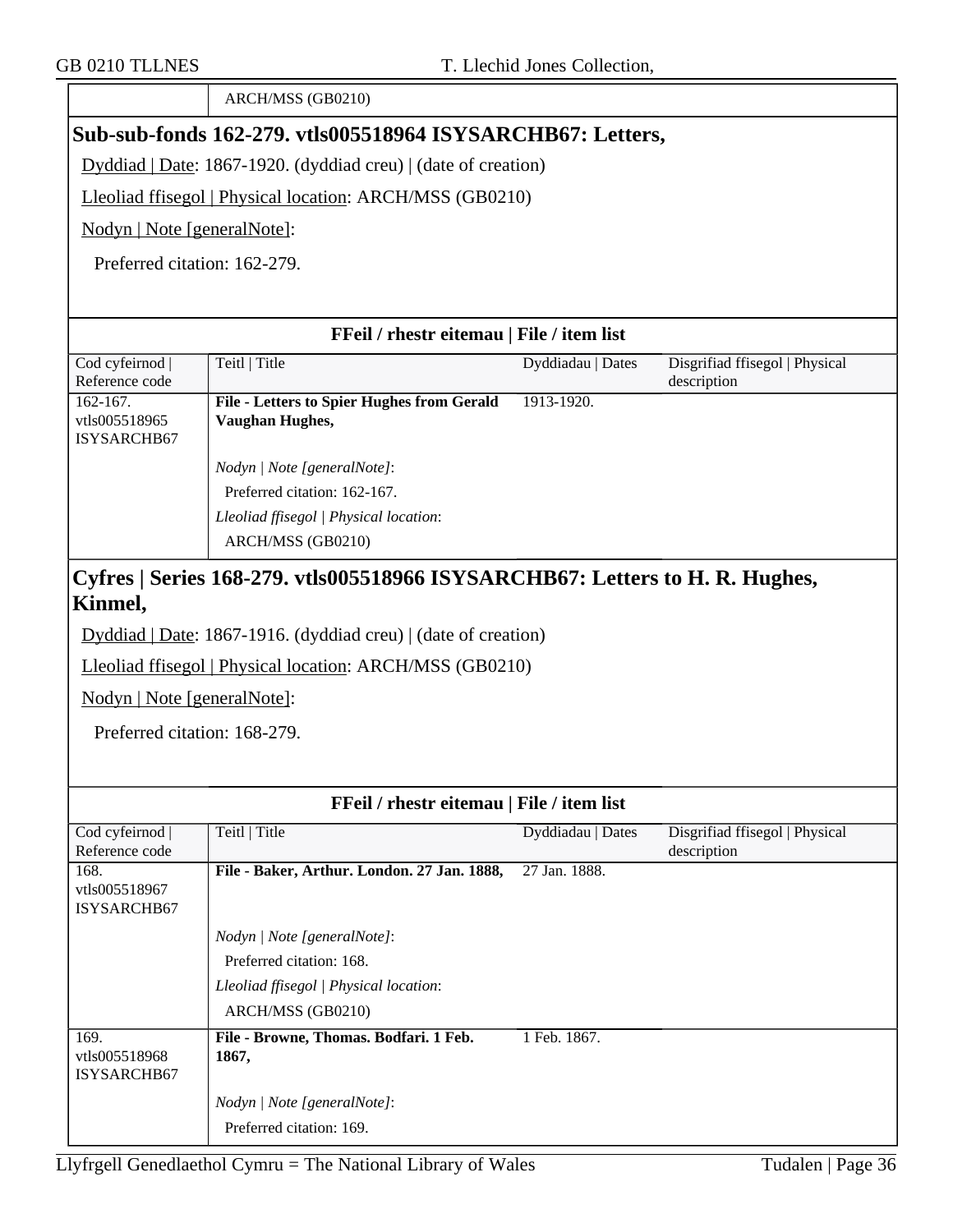| | ARCH/MSS (GB0210) |
|---|---|

## Sub-sub-fonds 162-279. vtls005518964 ISYSARCHB67: Letters,

Dyddiad | Date: 1867-1920. (dyddiad creu) | (date of creation)

Lleoliad ffisegol | Physical location: ARCH/MSS (GB0210)

Nodyn | Note [generalNote]:

Preferred citation: 162-279.

**FFeil / rhestr eitemau | File / item list**

| Cod cyfeirnod \| Reference code | Teitl \| Title | Dyddiadau \| Dates | Disgrifiad ffisegol \| Physical description |
|---|---|---|---|
| 162-167. vtls005518965 ISYSARCHB67 | **File - Letters to Spier Hughes from Gerald Vaughan Hughes,**<br>*Nodyn \| Note [generalNote]*:<br>Preferred citation: 162-167.<br>*Lleoliad ffisegol \| Physical location*:<br>ARCH/MSS (GB0210) | 1913-1920. | |

## Cyfres | Series 168-279. vtls005518966 ISYSARCHB67: Letters to H. R. Hughes, Kinmel,

Dyddiad | Date: 1867-1916. (dyddiad creu) | (date of creation)

Lleoliad ffisegol | Physical location: ARCH/MSS (GB0210)

Nodyn | Note [generalNote]:

Preferred citation: 168-279.

**FFeil / rhestr eitemau | File / item list**

| Cod cyfeirnod \| Reference code | Teitl \| Title | Dyddiadau \| Dates | Disgrifiad ffisegol \| Physical description |
|---|---|---|---|
| 168. vtls005518967 ISYSARCHB67 | **File - Baker, Arthur. London. 27 Jan. 1888,**<br>*Nodyn \| Note [generalNote]*:<br>Preferred citation: 168.<br>*Lleoliad ffisegol \| Physical location*:<br>ARCH/MSS (GB0210) | 27 Jan. 1888. | |
| 169. vtls005518968 ISYSARCHB67 | **File - Browne, Thomas. Bodfari. 1 Feb. 1867,**<br>*Nodyn \| Note [generalNote]*:<br>Preferred citation: 169. | 1 Feb. 1867. | |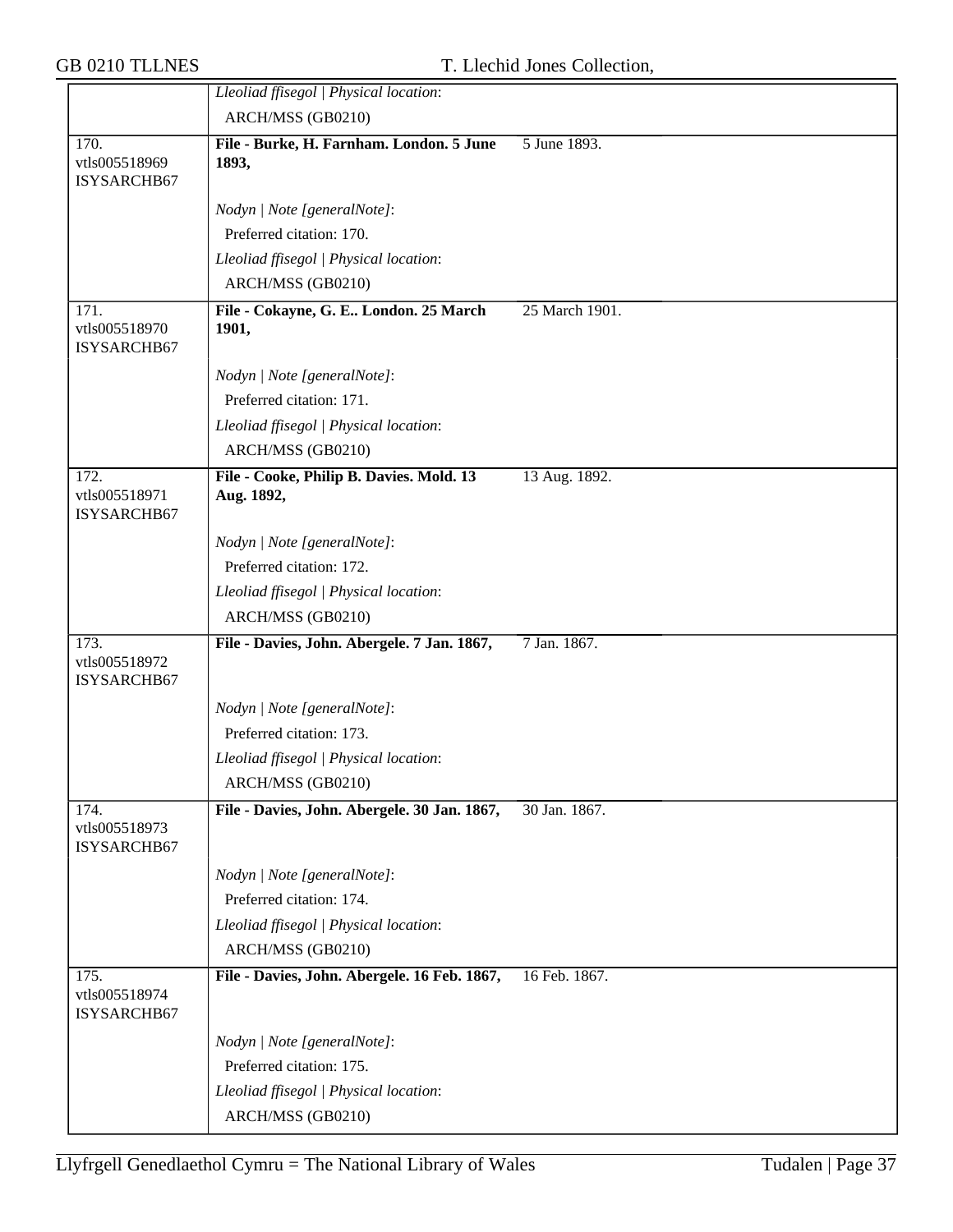| | | | |
|---|---|---|---|
| | *Lleoliad ffisegol \| Physical location*:<br>ARCH/MSS (GB0210) | | |
| 170.<br>vtls005518969<br>ISYSARCHB67 | **File - Burke, H. Farnham. London. 5 June 1893,**<br><br>*Nodyn \| Note [generalNote]*:<br>Preferred citation: 170.<br>*Lleoliad ffisegol \| Physical location*:<br>ARCH/MSS (GB0210) | 5 June 1893. | |
| 171.<br>vtls005518970<br>ISYSARCHB67 | **File - Cokayne, G. E.. London. 25 March 1901,**<br><br>*Nodyn \| Note [generalNote]*:<br>Preferred citation: 171.<br>*Lleoliad ffisegol \| Physical location*:<br>ARCH/MSS (GB0210) | 25 March 1901. | |
| 172.<br>vtls005518971<br>ISYSARCHB67 | **File - Cooke, Philip B. Davies. Mold. 13 Aug. 1892,**<br><br>*Nodyn \| Note [generalNote]*:<br>Preferred citation: 172.<br>*Lleoliad ffisegol \| Physical location*:<br>ARCH/MSS (GB0210) | 13 Aug. 1892. | |
| 173.<br>vtls005518972<br>ISYSARCHB67 | **File - Davies, John. Abergele. 7 Jan. 1867,**<br><br>*Nodyn \| Note [generalNote]*:<br>Preferred citation: 173.<br>*Lleoliad ffisegol \| Physical location*:<br>ARCH/MSS (GB0210) | 7 Jan. 1867. | |
| 174.<br>vtls005518973<br>ISYSARCHB67 | **File - Davies, John. Abergele. 30 Jan. 1867,**<br><br>*Nodyn \| Note [generalNote]*:<br>Preferred citation: 174.<br>*Lleoliad ffisegol \| Physical location*:<br>ARCH/MSS (GB0210) | 30 Jan. 1867. | |
| 175.<br>vtls005518974<br>ISYSARCHB67 | **File - Davies, John. Abergele. 16 Feb. 1867,**<br><br>*Nodyn \| Note [generalNote]*:<br>Preferred citation: 175.<br>*Lleoliad ffisegol \| Physical location*:<br>ARCH/MSS (GB0210) | 16 Feb. 1867. | |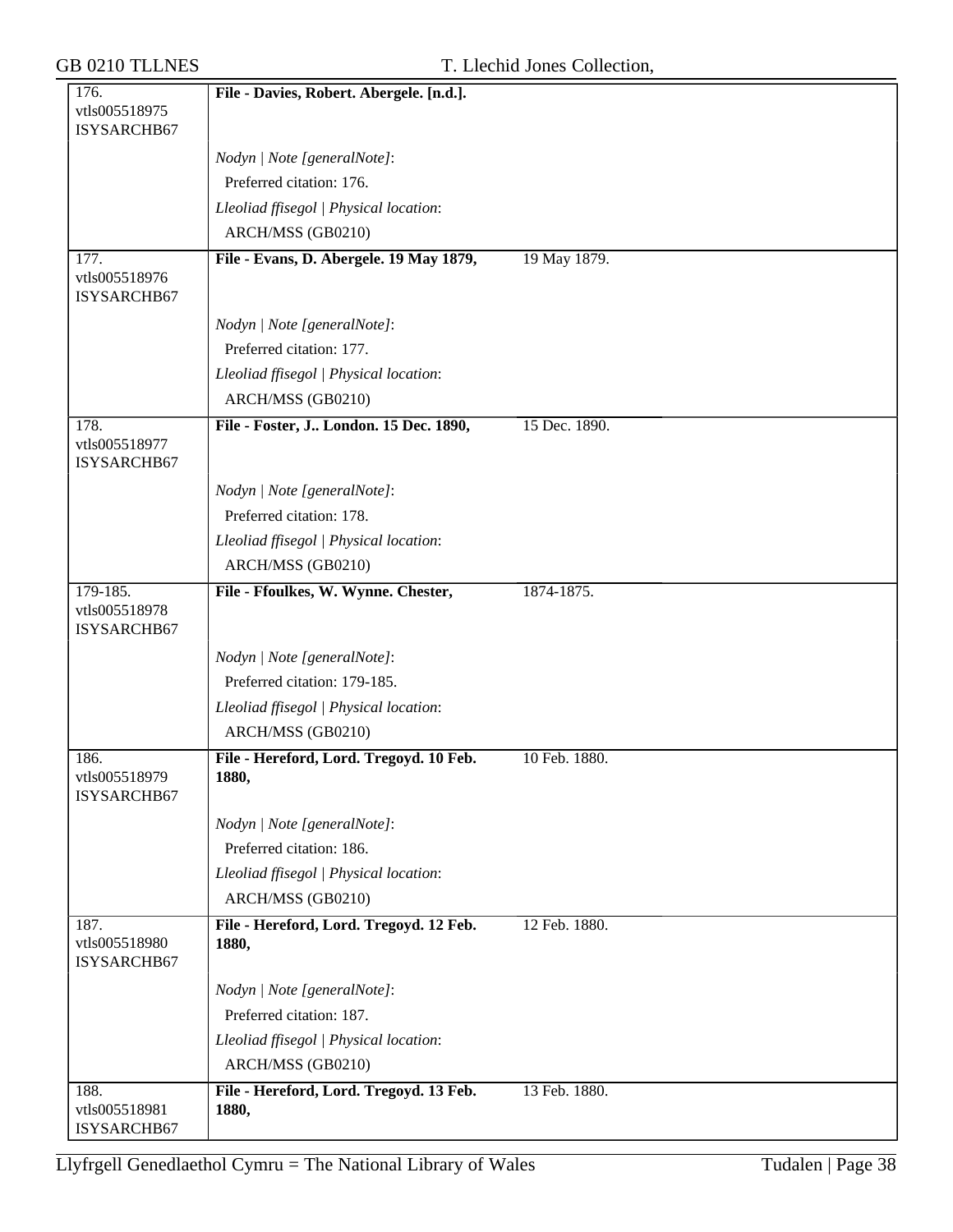| | | |
|---|---|---|
| 176.<br>vtls005518975<br>ISYSARCHB67 | **File - Davies, Robert. Abergele. [n.d.].** | |
| | *Nodyn \| Note [generalNote]*:<br>Preferred citation: 176.<br>*Lleoliad ffisegol \| Physical location*:<br>ARCH/MSS (GB0210) | |
| 177.<br>vtls005518976<br>ISYSARCHB67 | **File - Evans, D. Abergele. 19 May 1879,** | 19 May 1879. |
| | *Nodyn \| Note [generalNote]*:<br>Preferred citation: 177.<br>*Lleoliad ffisegol \| Physical location*:<br>ARCH/MSS (GB0210) | |
| 178.<br>vtls005518977<br>ISYSARCHB67 | **File - Foster, J.. London. 15 Dec. 1890,** | 15 Dec. 1890. |
| | *Nodyn \| Note [generalNote]*:<br>Preferred citation: 178.<br>*Lleoliad ffisegol \| Physical location*:<br>ARCH/MSS (GB0210) | |
| 179-185.<br>vtls005518978<br>ISYSARCHB67 | **File - Ffoulkes, W. Wynne. Chester,** | 1874-1875. |
| | *Nodyn \| Note [generalNote]*:<br>Preferred citation: 179-185.<br>*Lleoliad ffisegol \| Physical location*:<br>ARCH/MSS (GB0210) | |
| 186.<br>vtls005518979<br>ISYSARCHB67 | **File - Hereford, Lord. Tregoyd. 10 Feb. 1880,** | 10 Feb. 1880. |
| | *Nodyn \| Note [generalNote]*:<br>Preferred citation: 186.<br>*Lleoliad ffisegol \| Physical location*:<br>ARCH/MSS (GB0210) | |
| 187.<br>vtls005518980<br>ISYSARCHB67 | **File - Hereford, Lord. Tregoyd. 12 Feb. 1880,** | 12 Feb. 1880. |
| | *Nodyn \| Note [generalNote]*:<br>Preferred citation: 187.<br>*Lleoliad ffisegol \| Physical location*:<br>ARCH/MSS (GB0210) | |
| 188.<br>vtls005518981<br>ISYSARCHB67 | **File - Hereford, Lord. Tregoyd. 13 Feb. 1880,** | 13 Feb. 1880. |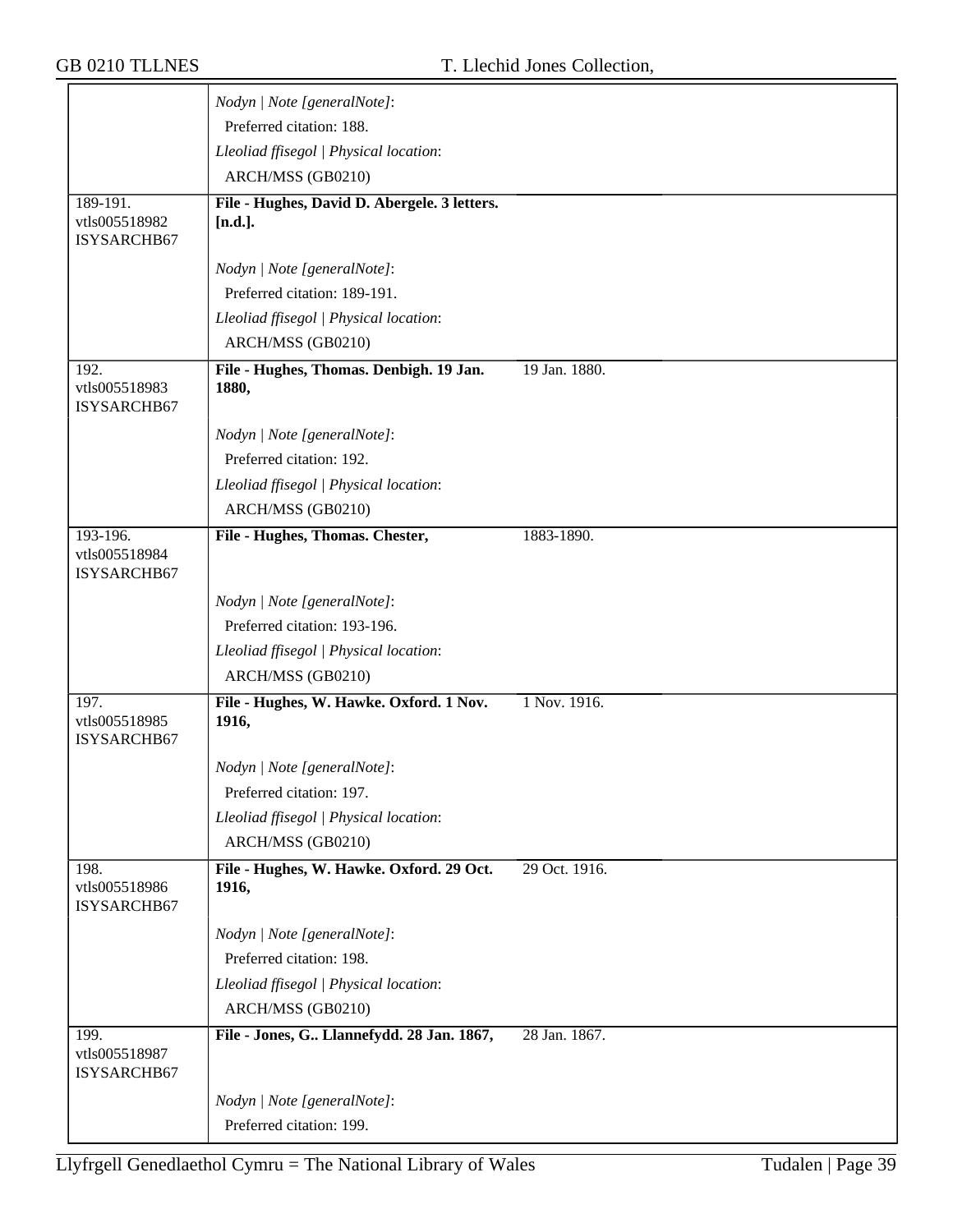| | | | |
|---|---|---|---|
| | *Nodyn \| Note [generalNote]*: Preferred citation: 188. *Lleoliad ffisegol \| Physical location*: ARCH/MSS (GB0210) | | |
| 189-191. vtls005518982 ISYSARCHB67 | **File - Hughes, David D. Abergele. 3 letters. [n.d.].** *Nodyn \| Note [generalNote]*: Preferred citation: 189-191. *Lleoliad ffisegol \| Physical location*: ARCH/MSS (GB0210) | | |
| 192. vtls005518983 ISYSARCHB67 | **File - Hughes, Thomas. Denbigh. 19 Jan. 1880,** *Nodyn \| Note [generalNote]*: Preferred citation: 192. *Lleoliad ffisegol \| Physical location*: ARCH/MSS (GB0210) | 19 Jan. 1880. | |
| 193-196. vtls005518984 ISYSARCHB67 | **File - Hughes, Thomas. Chester,** *Nodyn \| Note [generalNote]*: Preferred citation: 193-196. *Lleoliad ffisegol \| Physical location*: ARCH/MSS (GB0210) | 1883-1890. | |
| 197. vtls005518985 ISYSARCHB67 | **File - Hughes, W. Hawke. Oxford. 1 Nov. 1916,** *Nodyn \| Note [generalNote]*: Preferred citation: 197. *Lleoliad ffisegol \| Physical location*: ARCH/MSS (GB0210) | 1 Nov. 1916. | |
| 198. vtls005518986 ISYSARCHB67 | **File - Hughes, W. Hawke. Oxford. 29 Oct. 1916,** *Nodyn \| Note [generalNote]*: Preferred citation: 198. *Lleoliad ffisegol \| Physical location*: ARCH/MSS (GB0210) | 29 Oct. 1916. | |
| 199. vtls005518987 ISYSARCHB67 | **File - Jones, G.. Llannefydd. 28 Jan. 1867,** *Nodyn \| Note [generalNote]*: Preferred citation: 199. | 28 Jan. 1867. | |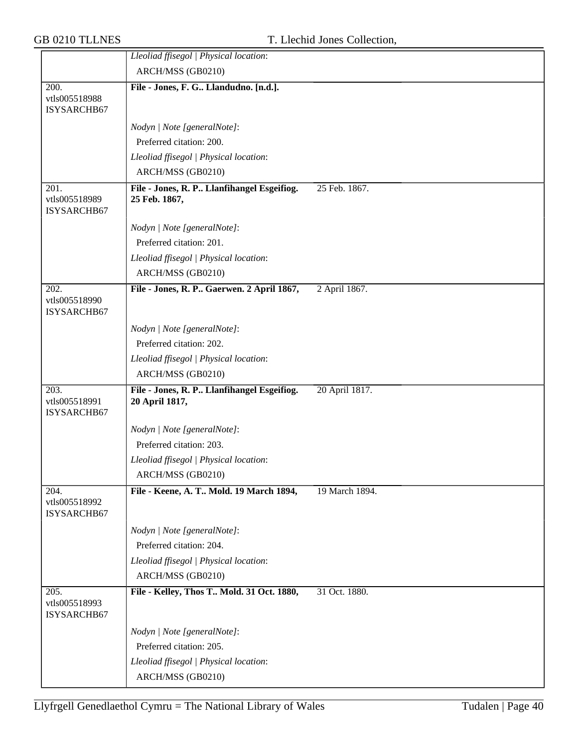| | | |
|---|---|---|
| | *Lleoliad ffisegol \| Physical location*:<br>ARCH/MSS (GB0210) | |
| 200.<br>vtls005518988<br>ISYSARCHB67 | **File - Jones, F. G.. Llandudno. [n.d.].**<br><br>*Nodyn \| Note [generalNote]*:<br>Preferred citation: 200.<br>*Lleoliad ffisegol \| Physical location*:<br>ARCH/MSS (GB0210) | |
| 201.<br>vtls005518989<br>ISYSARCHB67 | **File - Jones, R. P.. Llanfihangel Esgeifiog. 25 Feb. 1867,**<br><br>*Nodyn \| Note [generalNote]*:<br>Preferred citation: 201.<br>*Lleoliad ffisegol \| Physical location*:<br>ARCH/MSS (GB0210) | 25 Feb. 1867. |
| 202.<br>vtls005518990<br>ISYSARCHB67 | **File - Jones, R. P.. Gaerwen. 2 April 1867,**<br><br>*Nodyn \| Note [generalNote]*:<br>Preferred citation: 202.<br>*Lleoliad ffisegol \| Physical location*:<br>ARCH/MSS (GB0210) | 2 April 1867. |
| 203.<br>vtls005518991<br>ISYSARCHB67 | **File - Jones, R. P.. Llanfihangel Esgeifiog. 20 April 1817,**<br><br>*Nodyn \| Note [generalNote]*:<br>Preferred citation: 203.<br>*Lleoliad ffisegol \| Physical location*:<br>ARCH/MSS (GB0210) | 20 April 1817. |
| 204.<br>vtls005518992<br>ISYSARCHB67 | **File - Keene, A. T.. Mold. 19 March 1894,**<br><br>*Nodyn \| Note [generalNote]*:<br>Preferred citation: 204.<br>*Lleoliad ffisegol \| Physical location*:<br>ARCH/MSS (GB0210) | 19 March 1894. |
| 205.<br>vtls005518993<br>ISYSARCHB67 | **File - Kelley, Thos T.. Mold. 31 Oct. 1880,**<br><br>*Nodyn \| Note [generalNote]*:<br>Preferred citation: 205.<br>*Lleoliad ffisegol \| Physical location*:<br>ARCH/MSS (GB0210) | 31 Oct. 1880. |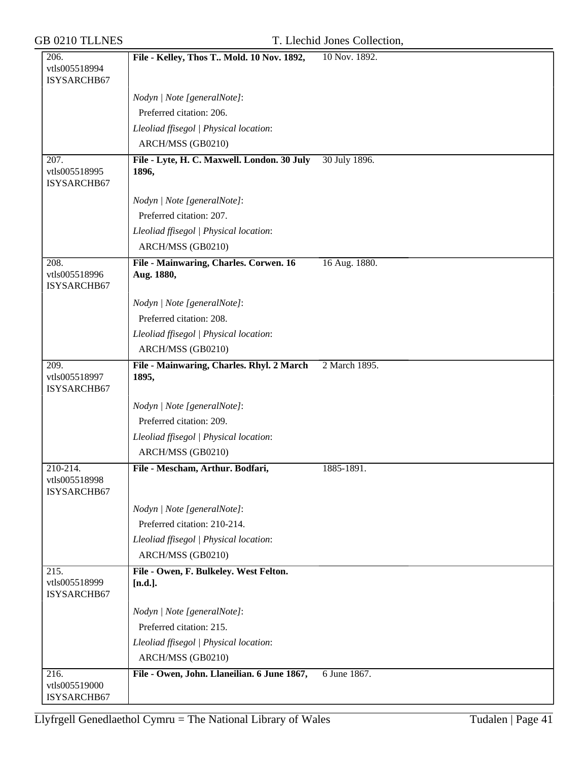| | | |
|---|---|---|
| 206. vtls005518994 ISYSARCHB67 | **File - Kelley, Thos T.. Mold. 10 Nov. 1892,** | 10 Nov. 1892. |
| | *Nodyn \| Note [generalNote]*: | |
| | Preferred citation: 206. | |
| | *Lleoliad ffisegol \| Physical location*: | |
| | ARCH/MSS (GB0210) | |
| 207. vtls005518995 ISYSARCHB67 | **File - Lyte, H. C. Maxwell. London. 30 July 1896,** | 30 July 1896. |
| | *Nodyn \| Note [generalNote]*: | |
| | Preferred citation: 207. | |
| | *Lleoliad ffisegol \| Physical location*: | |
| | ARCH/MSS (GB0210) | |
| 208. vtls005518996 ISYSARCHB67 | **File - Mainwaring, Charles. Corwen. 16 Aug. 1880,** | 16 Aug. 1880. |
| | *Nodyn \| Note [generalNote]*: | |
| | Preferred citation: 208. | |
| | *Lleoliad ffisegol \| Physical location*: | |
| | ARCH/MSS (GB0210) | |
| 209. vtls005518997 ISYSARCHB67 | **File - Mainwaring, Charles. Rhyl. 2 March 1895,** | 2 March 1895. |
| | *Nodyn \| Note [generalNote]*: | |
| | Preferred citation: 209. | |
| | *Lleoliad ffisegol \| Physical location*: | |
| | ARCH/MSS (GB0210) | |
| 210-214. vtls005518998 ISYSARCHB67 | **File - Mescham, Arthur. Bodfari,** | 1885-1891. |
| | *Nodyn \| Note [generalNote]*: | |
| | Preferred citation: 210-214. | |
| | *Lleoliad ffisegol \| Physical location*: | |
| | ARCH/MSS (GB0210) | |
| 215. vtls005518999 ISYSARCHB67 | **File - Owen, F. Bulkeley. West Felton. [n.d.].** | |
| | *Nodyn \| Note [generalNote]*: | |
| | Preferred citation: 215. | |
| | *Lleoliad ffisegol \| Physical location*: | |
| | ARCH/MSS (GB0210) | |
| 216. vtls005519000 ISYSARCHB67 | **File - Owen, John. Llaneilian. 6 June 1867,** | 6 June 1867. |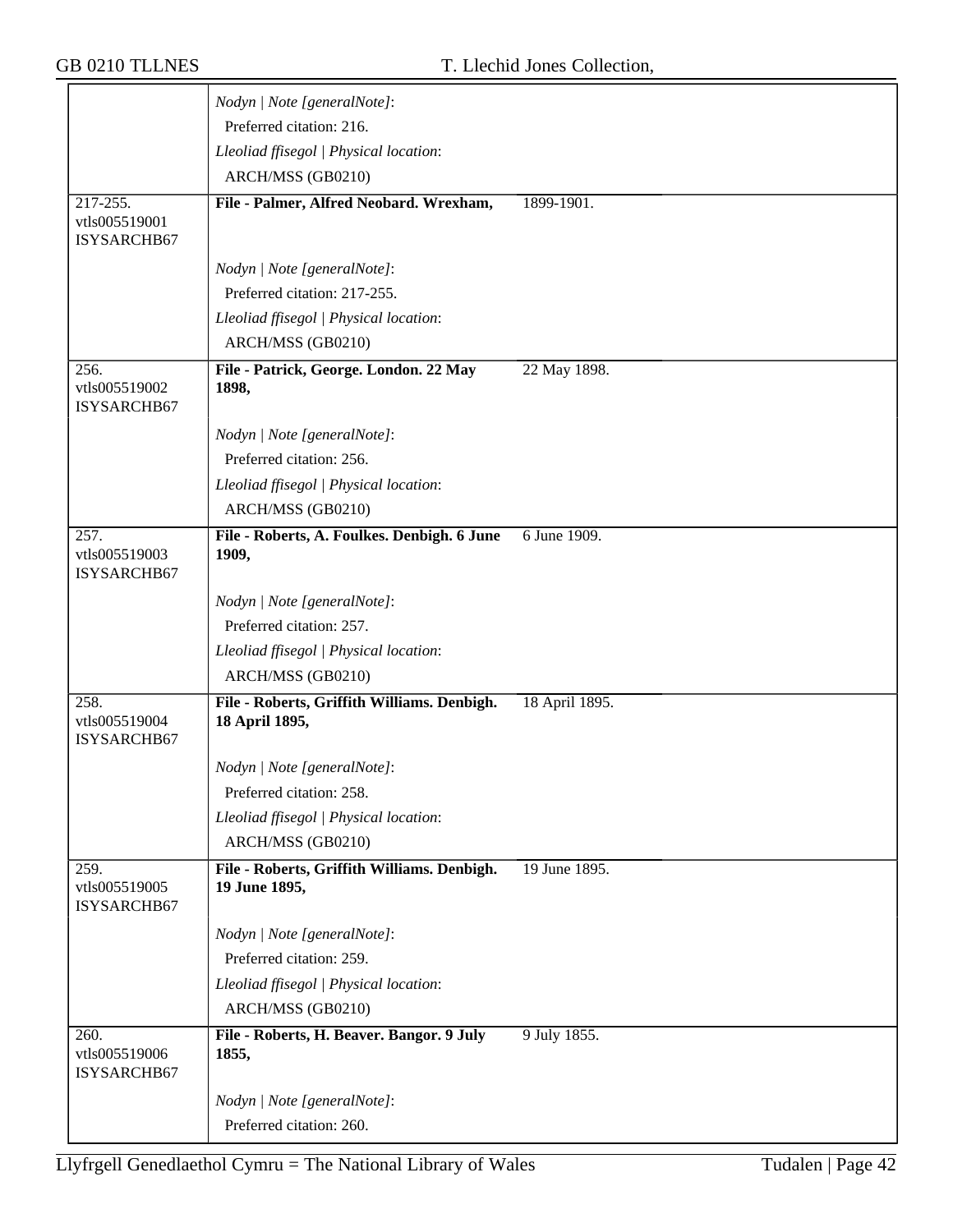| | | |
|---|---|---|
| | *Nodyn \| Note [generalNote]*:<br>Preferred citation: 216.<br>*Lleoliad ffisegol \| Physical location*:<br>ARCH/MSS (GB0210) | |
| 217-255.<br>vtls005519001<br>ISYSARCHB67 | **File - Palmer, Alfred Neobard. Wrexham,** | 1899-1901. |
| | *Nodyn \| Note [generalNote]*:<br>Preferred citation: 217-255.<br>*Lleoliad ffisegol \| Physical location*:<br>ARCH/MSS (GB0210) | |
| 256.<br>vtls005519002<br>ISYSARCHB67 | **File - Patrick, George. London. 22 May 1898,** | 22 May 1898. |
| | *Nodyn \| Note [generalNote]*:<br>Preferred citation: 256.<br>*Lleoliad ffisegol \| Physical location*:<br>ARCH/MSS (GB0210) | |
| 257.<br>vtls005519003<br>ISYSARCHB67 | **File - Roberts, A. Foulkes. Denbigh. 6 June 1909,** | 6 June 1909. |
| | *Nodyn \| Note [generalNote]*:<br>Preferred citation: 257.<br>*Lleoliad ffisegol \| Physical location*:<br>ARCH/MSS (GB0210) | |
| 258.<br>vtls005519004<br>ISYSARCHB67 | **File - Roberts, Griffith Williams. Denbigh. 18 April 1895,** | 18 April 1895. |
| | *Nodyn \| Note [generalNote]*:<br>Preferred citation: 258.<br>*Lleoliad ffisegol \| Physical location*:<br>ARCH/MSS (GB0210) | |
| 259.<br>vtls005519005<br>ISYSARCHB67 | **File - Roberts, Griffith Williams. Denbigh. 19 June 1895,** | 19 June 1895. |
| | *Nodyn \| Note [generalNote]*:<br>Preferred citation: 259.<br>*Lleoliad ffisegol \| Physical location*:<br>ARCH/MSS (GB0210) | |
| 260.<br>vtls005519006<br>ISYSARCHB67 | **File - Roberts, H. Beaver. Bangor. 9 July 1855,** | 9 July 1855. |
| | *Nodyn \| Note [generalNote]*:<br>Preferred citation: 260. | |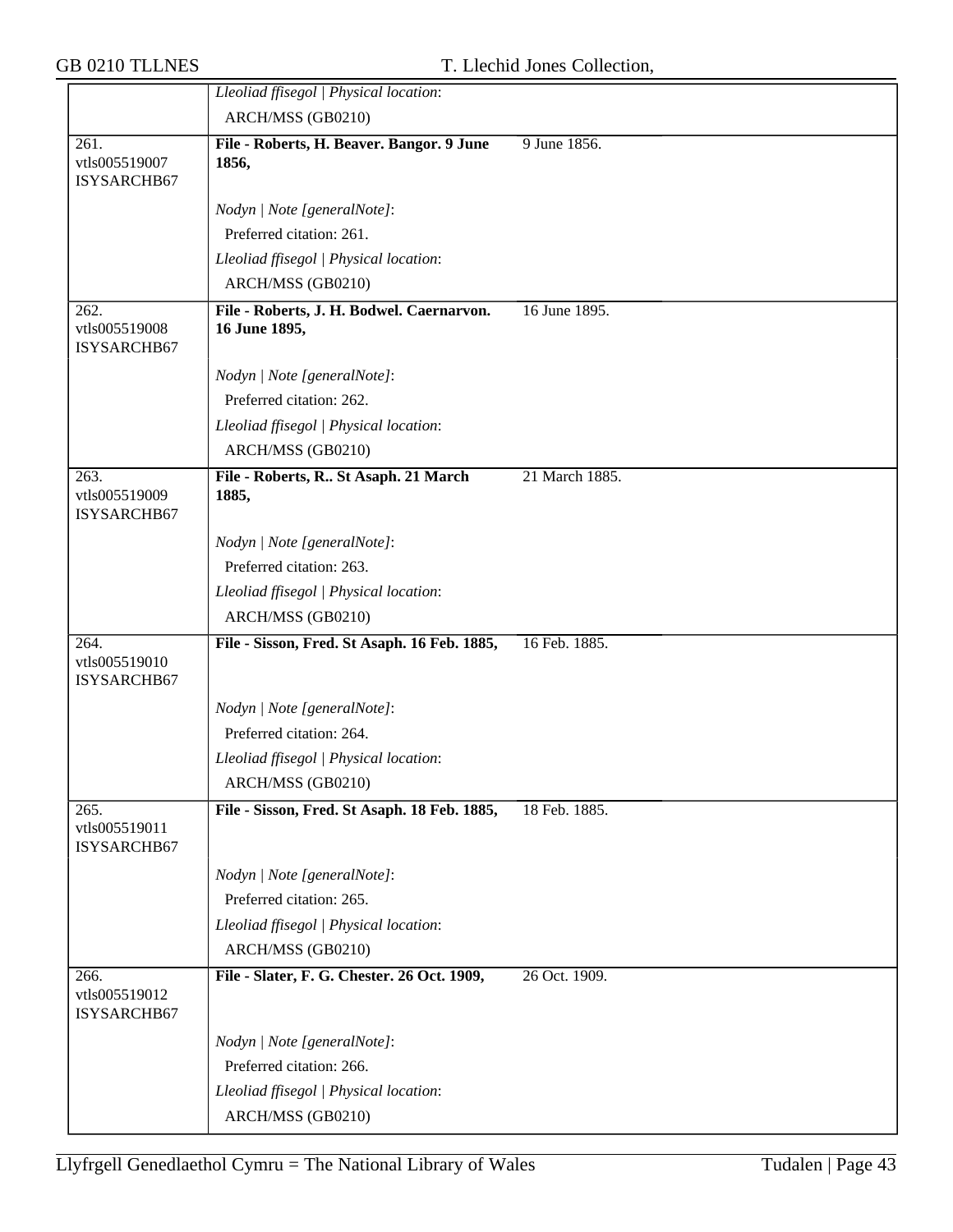| | | |
|---|---|---|
| | *Lleoliad ffisegol \| Physical location*: | |
| | ARCH/MSS (GB0210) | |
| 261. vtls005519007 ISYSARCHB67 | **File - Roberts, H. Beaver. Bangor. 9 June 1856,** | 9 June 1856. |
| | *Nodyn \| Note [generalNote]*: | |
| | Preferred citation: 261. | |
| | *Lleoliad ffisegol \| Physical location*: | |
| | ARCH/MSS (GB0210) | |
| 262. vtls005519008 ISYSARCHB67 | **File - Roberts, J. H. Bodwel. Caernarvon. 16 June 1895,** | 16 June 1895. |
| | *Nodyn \| Note [generalNote]*: | |
| | Preferred citation: 262. | |
| | *Lleoliad ffisegol \| Physical location*: | |
| | ARCH/MSS (GB0210) | |
| 263. vtls005519009 ISYSARCHB67 | **File - Roberts, R.. St Asaph. 21 March 1885,** | 21 March 1885. |
| | *Nodyn \| Note [generalNote]*: | |
| | Preferred citation: 263. | |
| | *Lleoliad ffisegol \| Physical location*: | |
| | ARCH/MSS (GB0210) | |
| 264. vtls005519010 ISYSARCHB67 | **File - Sisson, Fred. St Asaph. 16 Feb. 1885,** | 16 Feb. 1885. |
| | *Nodyn \| Note [generalNote]*: | |
| | Preferred citation: 264. | |
| | *Lleoliad ffisegol \| Physical location*: | |
| | ARCH/MSS (GB0210) | |
| 265. vtls005519011 ISYSARCHB67 | **File - Sisson, Fred. St Asaph. 18 Feb. 1885,** | 18 Feb. 1885. |
| | *Nodyn \| Note [generalNote]*: | |
| | Preferred citation: 265. | |
| | *Lleoliad ffisegol \| Physical location*: | |
| | ARCH/MSS (GB0210) | |
| 266. vtls005519012 ISYSARCHB67 | **File - Slater, F. G. Chester. 26 Oct. 1909,** | 26 Oct. 1909. |
| | *Nodyn \| Note [generalNote]*: | |
| | Preferred citation: 266. | |
| | *Lleoliad ffisegol \| Physical location*: | |
| | ARCH/MSS (GB0210) | |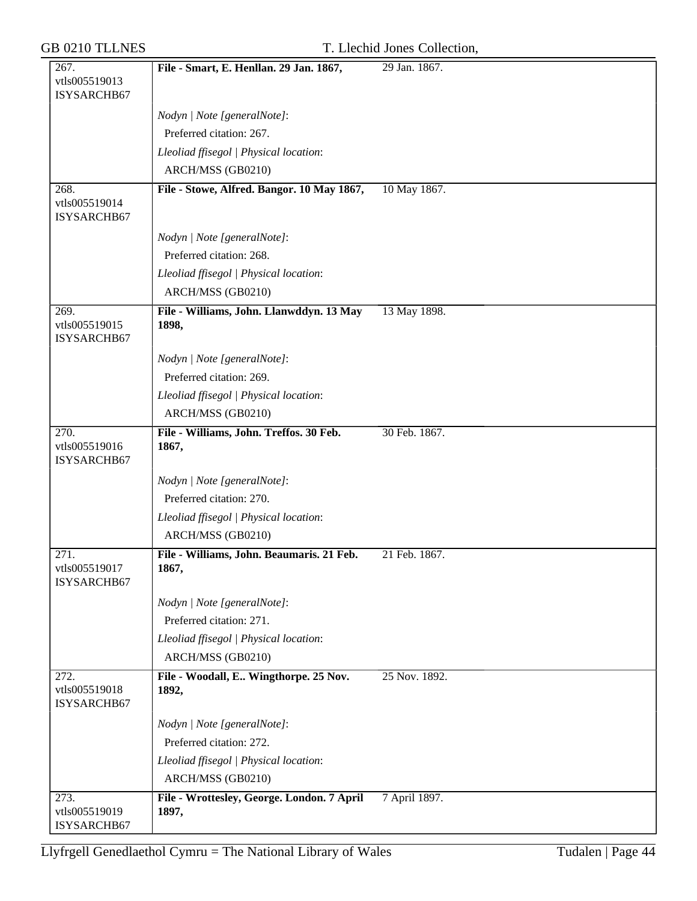| | | |
|---|---|---|
| 267.<br>vtls005519013<br>ISYSARCHB67 | **File - Smart, E. Henllan. 29 Jan. 1867,** | 29 Jan. 1867. |
| | *Nodyn \| Note [generalNote]*:<br>Preferred citation: 267.<br>*Lleoliad ffisegol \| Physical location*:<br>ARCH/MSS (GB0210) | |
| 268.<br>vtls005519014<br>ISYSARCHB67 | **File - Stowe, Alfred. Bangor. 10 May 1867,** | 10 May 1867. |
| | *Nodyn \| Note [generalNote]*:<br>Preferred citation: 268.<br>*Lleoliad ffisegol \| Physical location*:<br>ARCH/MSS (GB0210) | |
| 269.<br>vtls005519015<br>ISYSARCHB67 | **File - Williams, John. Llanwddyn. 13 May 1898,** | 13 May 1898. |
| | *Nodyn \| Note [generalNote]*:<br>Preferred citation: 269.<br>*Lleoliad ffisegol \| Physical location*:<br>ARCH/MSS (GB0210) | |
| 270.<br>vtls005519016<br>ISYSARCHB67 | **File - Williams, John. Treffos. 30 Feb. 1867,** | 30 Feb. 1867. |
| | *Nodyn \| Note [generalNote]*:<br>Preferred citation: 270.<br>*Lleoliad ffisegol \| Physical location*:<br>ARCH/MSS (GB0210) | |
| 271.<br>vtls005519017<br>ISYSARCHB67 | **File - Williams, John. Beaumaris. 21 Feb. 1867,** | 21 Feb. 1867. |
| | *Nodyn \| Note [generalNote]*:<br>Preferred citation: 271.<br>*Lleoliad ffisegol \| Physical location*:<br>ARCH/MSS (GB0210) | |
| 272.<br>vtls005519018<br>ISYSARCHB67 | **File - Woodall, E.. Wingthorpe. 25 Nov. 1892,** | 25 Nov. 1892. |
| | *Nodyn \| Note [generalNote]*:<br>Preferred citation: 272.<br>*Lleoliad ffisegol \| Physical location*:<br>ARCH/MSS (GB0210) | |
| 273.<br>vtls005519019<br>ISYSARCHB67 | **File - Wrottesley, George. London. 7 April 1897,** | 7 April 1897. |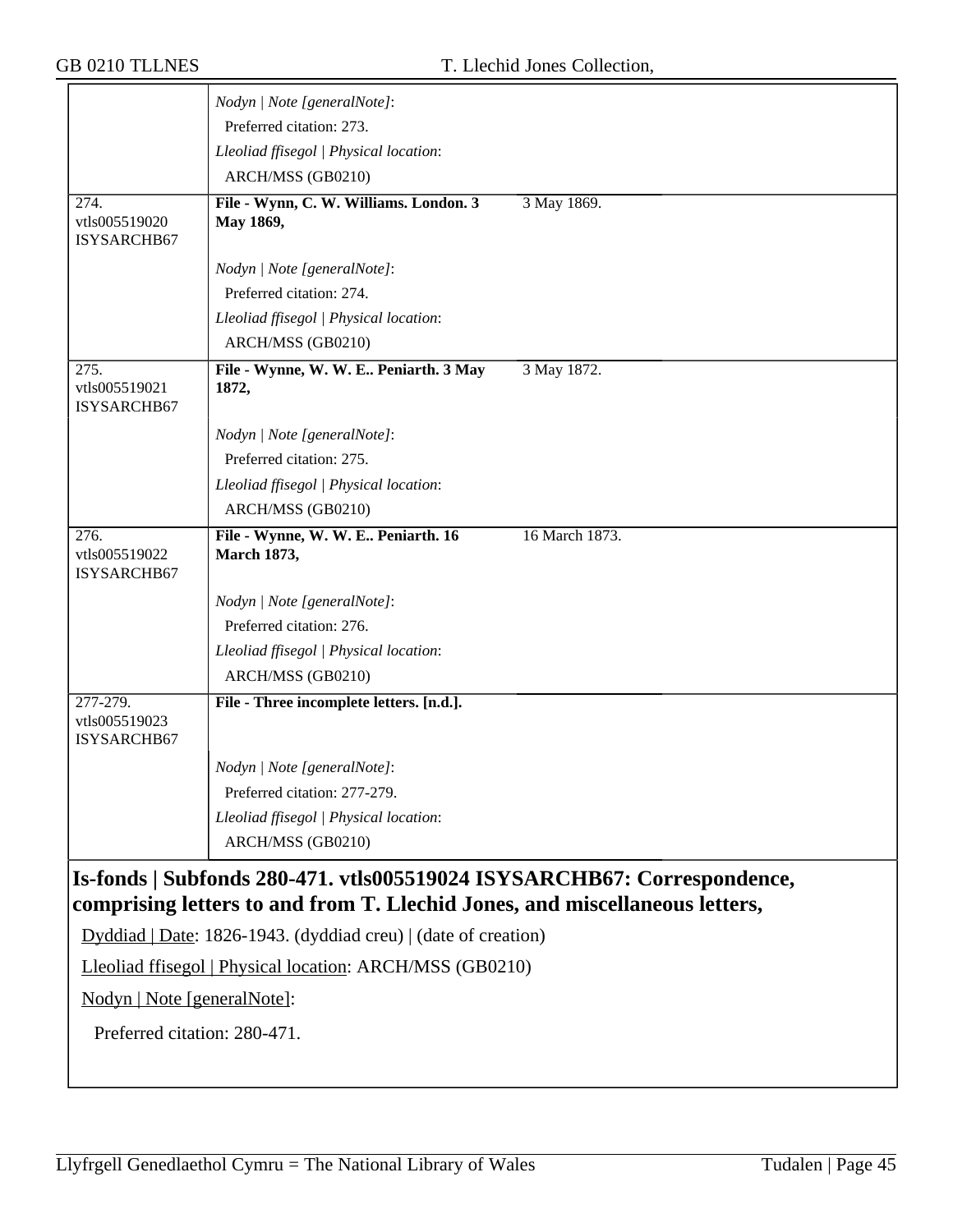| | | |
|---|---|---|
| | *Nodyn \| Note [generalNote]*:<br>Preferred citation: 273.<br>*Lleoliad ffisegol \| Physical location*:<br>ARCH/MSS (GB0210) | |
| 274.<br>vtls005519020<br>ISYSARCHB67 | **File - Wynn, C. W. Williams. London. 3 May 1869,**<br><br>*Nodyn \| Note [generalNote]*:<br>Preferred citation: 274.<br>*Lleoliad ffisegol \| Physical location*:<br>ARCH/MSS (GB0210) | 3 May 1869. |
| 275.<br>vtls005519021<br>ISYSARCHB67 | **File - Wynne, W. W. E.. Peniarth. 3 May 1872,**<br><br>*Nodyn \| Note [generalNote]*:<br>Preferred citation: 275.<br>*Lleoliad ffisegol \| Physical location*:<br>ARCH/MSS (GB0210) | 3 May 1872. |
| 276.<br>vtls005519022<br>ISYSARCHB67 | **File - Wynne, W. W. E.. Peniarth. 16 March 1873,**<br><br>*Nodyn \| Note [generalNote]*:<br>Preferred citation: 276.<br>*Lleoliad ffisegol \| Physical location*:<br>ARCH/MSS (GB0210) | 16 March 1873. |
| 277-279.<br>vtls005519023<br>ISYSARCHB67 | **File - Three incomplete letters. [n.d.].**<br><br>*Nodyn \| Note [generalNote]*:<br>Preferred citation: 277-279.<br>*Lleoliad ffisegol \| Physical location*:<br>ARCH/MSS (GB0210) | |

## Is-fonds | Subfonds 280-471. vtls005519024 ISYSARCHB67: Correspondence, comprising letters to and from T. Llechid Jones, and miscellaneous letters,

Dyddiad | Date: 1826-1943. (dyddiad creu) | (date of creation)

Lleoliad ffisegol | Physical location: ARCH/MSS (GB0210)

Nodyn | Note [generalNote]:

Preferred citation: 280-471.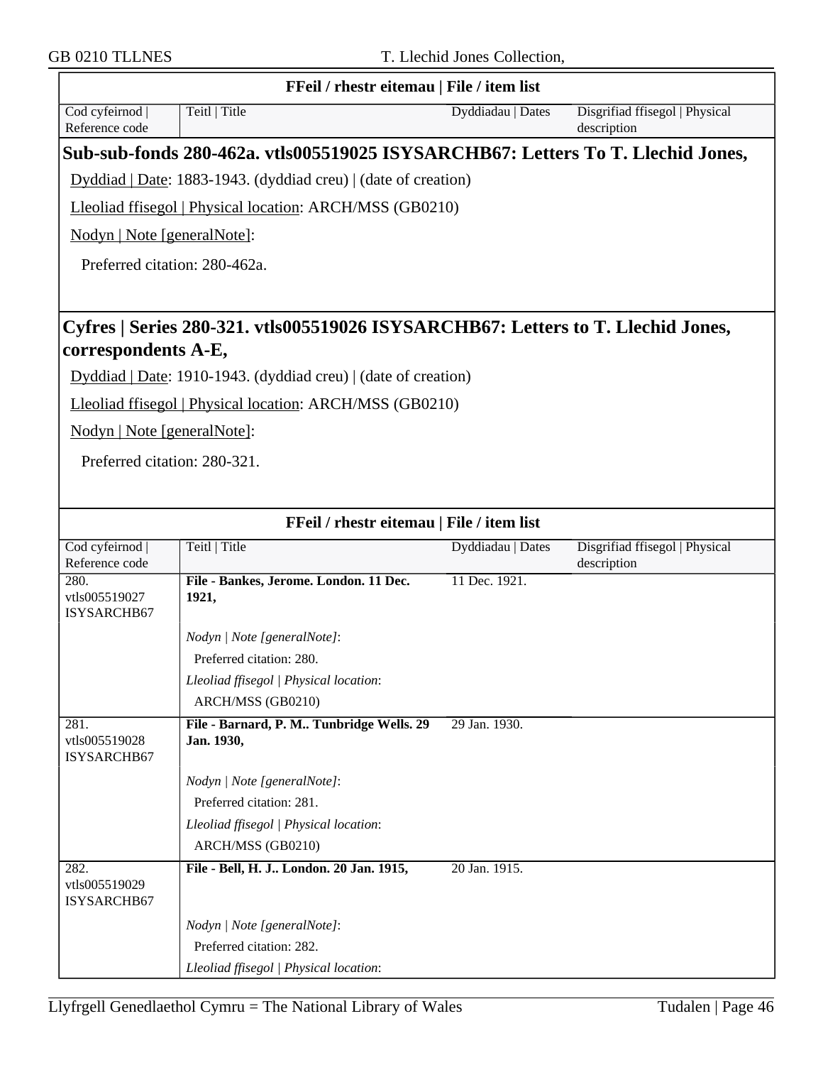| FFeil / rhestr eitemau \| File / item list | | | |
|---|---|---|---|
| Cod cyfeirnod \| Reference code | Teitl \| Title | Dyddiadau \| Dates | Disgrifiad ffisegol \| Physical description |

## Sub-sub-fonds 280-462a. vtls005519025 ISYSARCHB67: Letters To T. Llechid Jones,

Dyddiad | Date: 1883-1943. (dyddiad creu) | (date of creation)

Lleoliad ffisegol | Physical location: ARCH/MSS (GB0210)

Nodyn | Note [generalNote]:

Preferred citation: 280-462a.

## Cyfres | Series 280-321. vtls005519026 ISYSARCHB67: Letters to T. Llechid Jones, correspondents A-E,

Dyddiad | Date: 1910-1943. (dyddiad creu) | (date of creation)

Lleoliad ffisegol | Physical location: ARCH/MSS (GB0210)

Nodyn | Note [generalNote]:

Preferred citation: 280-321.

| FFeil / rhestr eitemau \| File / item list | | | |
|---|---|---|---|
| Cod cyfeirnod \| Reference code | Teitl \| Title | Dyddiadau \| Dates | Disgrifiad ffisegol \| Physical description |
| 280. vtls005519027 ISYSARCHB67 | **File - Bankes, Jerome. London. 11 Dec. 1921,** | 11 Dec. 1921. | |
| | *Nodyn \| Note [generalNote]*: Preferred citation: 280. | | |
| | *Lleoliad ffisegol \| Physical location*: ARCH/MSS (GB0210) | | |
| 281. vtls005519028 ISYSARCHB67 | **File - Barnard, P. M.. Tunbridge Wells. 29 Jan. 1930,** | 29 Jan. 1930. | |
| | *Nodyn \| Note [generalNote]*: Preferred citation: 281. | | |
| | *Lleoliad ffisegol \| Physical location*: ARCH/MSS (GB0210) | | |
| 282. vtls005519029 ISYSARCHB67 | **File - Bell, H. J.. London. 20 Jan. 1915,** | 20 Jan. 1915. | |
| | *Nodyn \| Note [generalNote]*: Preferred citation: 282. | | |
| | *Lleoliad ffisegol \| Physical location*: | | |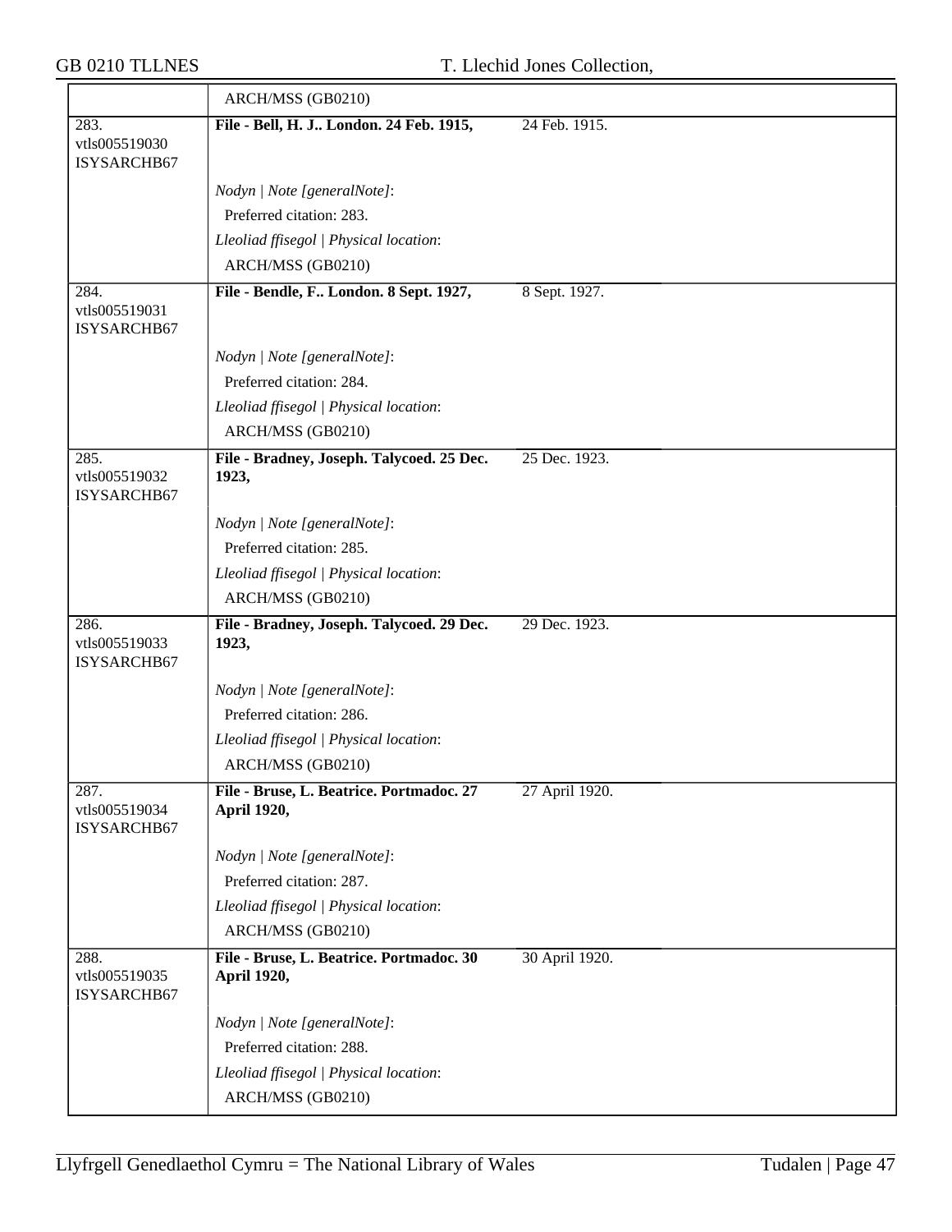| | | |
|---|---|---|
| | ARCH/MSS (GB0210) | |
| 283.<br>vtls005519030<br>ISYSARCHB67 | **File - Bell, H. J.. London. 24 Feb. 1915,**<br><br>*Nodyn \| Note [generalNote]*:<br>Preferred citation: 283.<br>*Lleoliad ffisegol \| Physical location*:<br>ARCH/MSS (GB0210) | 24 Feb. 1915. |
| 284.<br>vtls005519031<br>ISYSARCHB67 | **File - Bendle, F.. London. 8 Sept. 1927,**<br><br>*Nodyn \| Note [generalNote]*:<br>Preferred citation: 284.<br>*Lleoliad ffisegol \| Physical location*:<br>ARCH/MSS (GB0210) | 8 Sept. 1927. |
| 285.<br>vtls005519032<br>ISYSARCHB67 | **File - Bradney, Joseph. Talycoed. 25 Dec. 1923,**<br><br>*Nodyn \| Note [generalNote]*:<br>Preferred citation: 285.<br>*Lleoliad ffisegol \| Physical location*:<br>ARCH/MSS (GB0210) | 25 Dec. 1923. |
| 286.<br>vtls005519033<br>ISYSARCHB67 | **File - Bradney, Joseph. Talycoed. 29 Dec. 1923,**<br><br>*Nodyn \| Note [generalNote]*:<br>Preferred citation: 286.<br>*Lleoliad ffisegol \| Physical location*:<br>ARCH/MSS (GB0210) | 29 Dec. 1923. |
| 287.<br>vtls005519034<br>ISYSARCHB67 | **File - Bruse, L. Beatrice. Portmadoc. 27 April 1920,**<br><br>*Nodyn \| Note [generalNote]*:<br>Preferred citation: 287.<br>*Lleoliad ffisegol \| Physical location*:<br>ARCH/MSS (GB0210) | 27 April 1920. |
| 288.<br>vtls005519035<br>ISYSARCHB67 | **File - Bruse, L. Beatrice. Portmadoc. 30 April 1920,**<br><br>*Nodyn \| Note [generalNote]*:<br>Preferred citation: 288.<br>*Lleoliad ffisegol \| Physical location*:<br>ARCH/MSS (GB0210) | 30 April 1920. |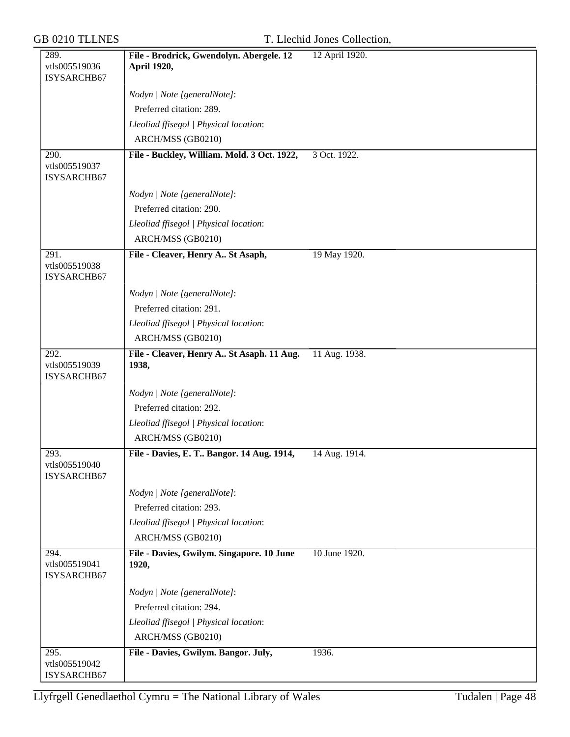| | | |
|---|---|---|
| 289.<br>vtls005519036<br>ISYSARCHB67 | **File - Brodrick, Gwendolyn. Abergele. 12 April 1920,** | 12 April 1920. |
| | *Nodyn \| Note [generalNote]*:<br>Preferred citation: 289.<br>*Lleoliad ffisegol \| Physical location*:<br>ARCH/MSS (GB0210) | |
| 290.<br>vtls005519037<br>ISYSARCHB67 | **File - Buckley, William. Mold. 3 Oct. 1922,** | 3 Oct. 1922. |
| | *Nodyn \| Note [generalNote]*:<br>Preferred citation: 290.<br>*Lleoliad ffisegol \| Physical location*:<br>ARCH/MSS (GB0210) | |
| 291.<br>vtls005519038<br>ISYSARCHB67 | **File - Cleaver, Henry A.. St Asaph,** | 19 May 1920. |
| | *Nodyn \| Note [generalNote]*:<br>Preferred citation: 291.<br>*Lleoliad ffisegol \| Physical location*:<br>ARCH/MSS (GB0210) | |
| 292.<br>vtls005519039<br>ISYSARCHB67 | **File - Cleaver, Henry A.. St Asaph. 11 Aug. 1938,** | 11 Aug. 1938. |
| | *Nodyn \| Note [generalNote]*:<br>Preferred citation: 292.<br>*Lleoliad ffisegol \| Physical location*:<br>ARCH/MSS (GB0210) | |
| 293.<br>vtls005519040<br>ISYSARCHB67 | **File - Davies, E. T.. Bangor. 14 Aug. 1914,** | 14 Aug. 1914. |
| | *Nodyn \| Note [generalNote]*:<br>Preferred citation: 293.<br>*Lleoliad ffisegol \| Physical location*:<br>ARCH/MSS (GB0210) | |
| 294.<br>vtls005519041<br>ISYSARCHB67 | **File - Davies, Gwilym. Singapore. 10 June 1920,** | 10 June 1920. |
| | *Nodyn \| Note [generalNote]*:<br>Preferred citation: 294.<br>*Lleoliad ffisegol \| Physical location*:<br>ARCH/MSS (GB0210) | |
| 295.<br>vtls005519042<br>ISYSARCHB67 | **File - Davies, Gwilym. Bangor. July,** | 1936. |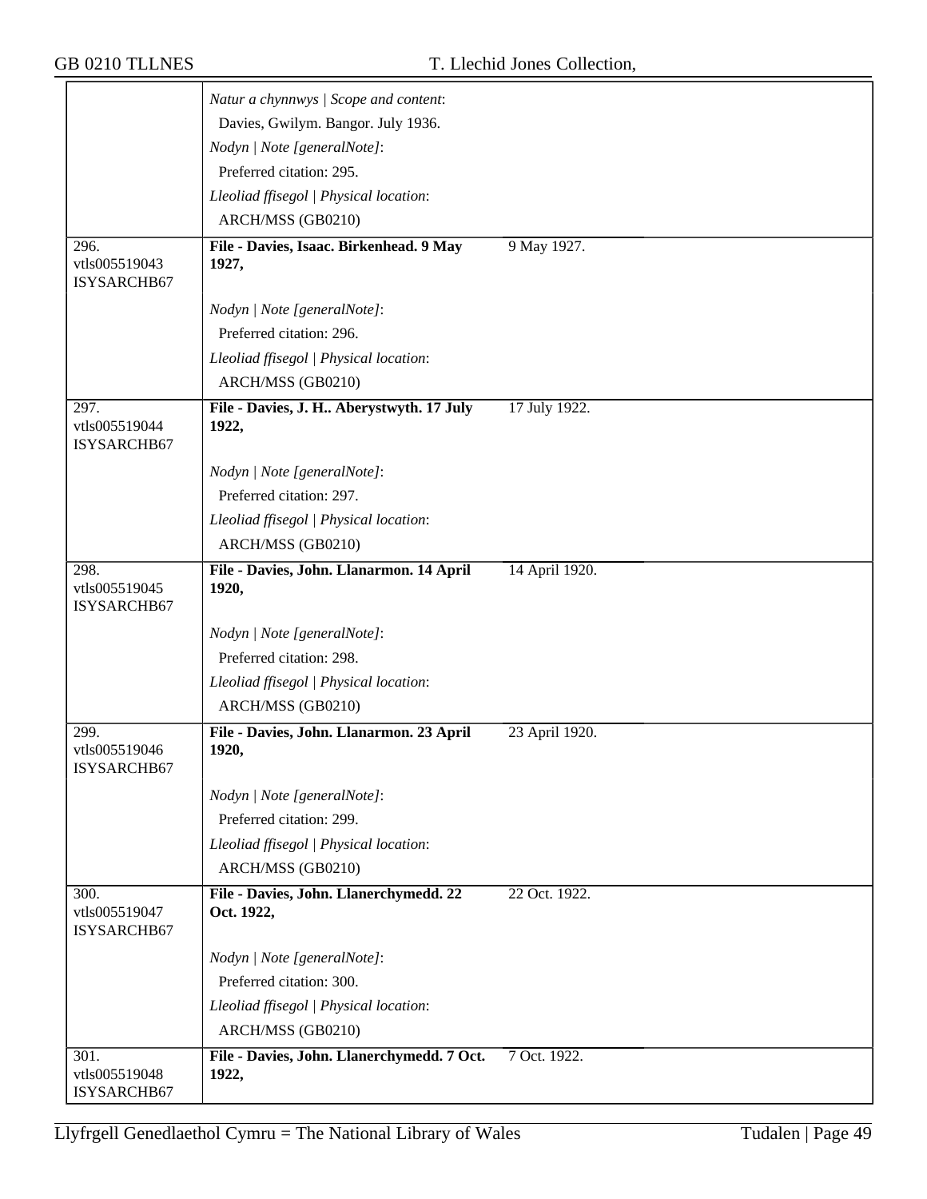| | | |
|---|---|---|
| | *Natur a chynnwys \| Scope and content*:<br>Davies, Gwilym. Bangor. July 1936.<br>*Nodyn \| Note [generalNote]*:<br>Preferred citation: 295.<br>*Lleoliad ffisegol \| Physical location*:<br>ARCH/MSS (GB0210) | |
| 296.<br>vtls005519043<br>ISYSARCHB67 | **File - Davies, Isaac. Birkenhead. 9 May 1927,** | 9 May 1927. |
| | *Nodyn \| Note [generalNote]*:<br>Preferred citation: 296.<br>*Lleoliad ffisegol \| Physical location*:<br>ARCH/MSS (GB0210) | |
| 297.<br>vtls005519044<br>ISYSARCHB67 | **File - Davies, J. H.. Aberystwyth. 17 July 1922,** | 17 July 1922. |
| | *Nodyn \| Note [generalNote]*:<br>Preferred citation: 297.<br>*Lleoliad ffisegol \| Physical location*:<br>ARCH/MSS (GB0210) | |
| 298.<br>vtls005519045<br>ISYSARCHB67 | **File - Davies, John. Llanarmon. 14 April 1920,** | 14 April 1920. |
| | *Nodyn \| Note [generalNote]*:<br>Preferred citation: 298.<br>*Lleoliad ffisegol \| Physical location*:<br>ARCH/MSS (GB0210) | |
| 299.<br>vtls005519046<br>ISYSARCHB67 | **File - Davies, John. Llanarmon. 23 April 1920,** | 23 April 1920. |
| | *Nodyn \| Note [generalNote]*:<br>Preferred citation: 299.<br>*Lleoliad ffisegol \| Physical location*:<br>ARCH/MSS (GB0210) | |
| 300.<br>vtls005519047<br>ISYSARCHB67 | **File - Davies, John. Llanerchymedd. 22 Oct. 1922,** | 22 Oct. 1922. |
| | *Nodyn \| Note [generalNote]*:<br>Preferred citation: 300.<br>*Lleoliad ffisegol \| Physical location*:<br>ARCH/MSS (GB0210) | |
| 301.<br>vtls005519048<br>ISYSARCHB67 | **File - Davies, John. Llanerchymedd. 7 Oct. 1922,** | 7 Oct. 1922. |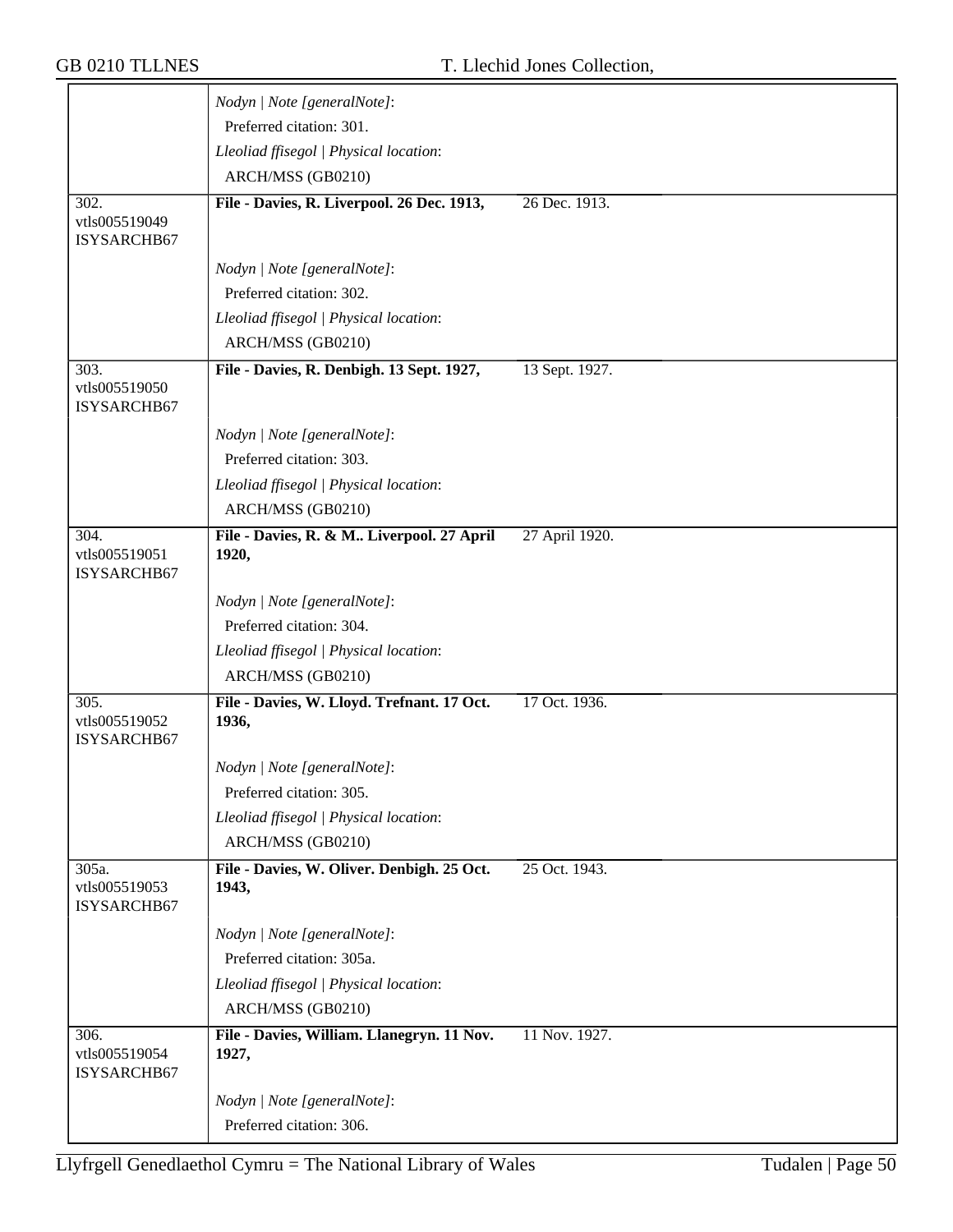| | | | |
|---|---|---|---|
| | *Nodyn \| Note [generalNote]*: | | |
| | Preferred citation: 301. | | |
| | *Lleoliad ffisegol \| Physical location*: | | |
| | ARCH/MSS (GB0210) | | |
| 302. vtls005519049 ISYSARCHB67 | **File - Davies, R. Liverpool. 26 Dec. 1913,** | 26 Dec. 1913. | |
| | *Nodyn \| Note [generalNote]*: | | |
| | Preferred citation: 302. | | |
| | *Lleoliad ffisegol \| Physical location*: | | |
| | ARCH/MSS (GB0210) | | |
| 303. vtls005519050 ISYSARCHB67 | **File - Davies, R. Denbigh. 13 Sept. 1927,** | 13 Sept. 1927. | |
| | *Nodyn \| Note [generalNote]*: | | |
| | Preferred citation: 303. | | |
| | *Lleoliad ffisegol \| Physical location*: | | |
| | ARCH/MSS (GB0210) | | |
| 304. vtls005519051 ISYSARCHB67 | **File - Davies, R. & M.. Liverpool. 27 April 1920,** | 27 April 1920. | |
| | *Nodyn \| Note [generalNote]*: | | |
| | Preferred citation: 304. | | |
| | *Lleoliad ffisegol \| Physical location*: | | |
| | ARCH/MSS (GB0210) | | |
| 305. vtls005519052 ISYSARCHB67 | **File - Davies, W. Lloyd. Trefnant. 17 Oct. 1936,** | 17 Oct. 1936. | |
| | *Nodyn \| Note [generalNote]*: | | |
| | Preferred citation: 305. | | |
| | *Lleoliad ffisegol \| Physical location*: | | |
| | ARCH/MSS (GB0210) | | |
| 305a. vtls005519053 ISYSARCHB67 | **File - Davies, W. Oliver. Denbigh. 25 Oct. 1943,** | 25 Oct. 1943. | |
| | *Nodyn \| Note [generalNote]*: | | |
| | Preferred citation: 305a. | | |
| | *Lleoliad ffisegol \| Physical location*: | | |
| | ARCH/MSS (GB0210) | | |
| 306. vtls005519054 ISYSARCHB67 | **File - Davies, William. Llanegryn. 11 Nov. 1927,** | 11 Nov. 1927. | |
| | *Nodyn \| Note [generalNote]*: | | |
| | Preferred citation: 306. | | |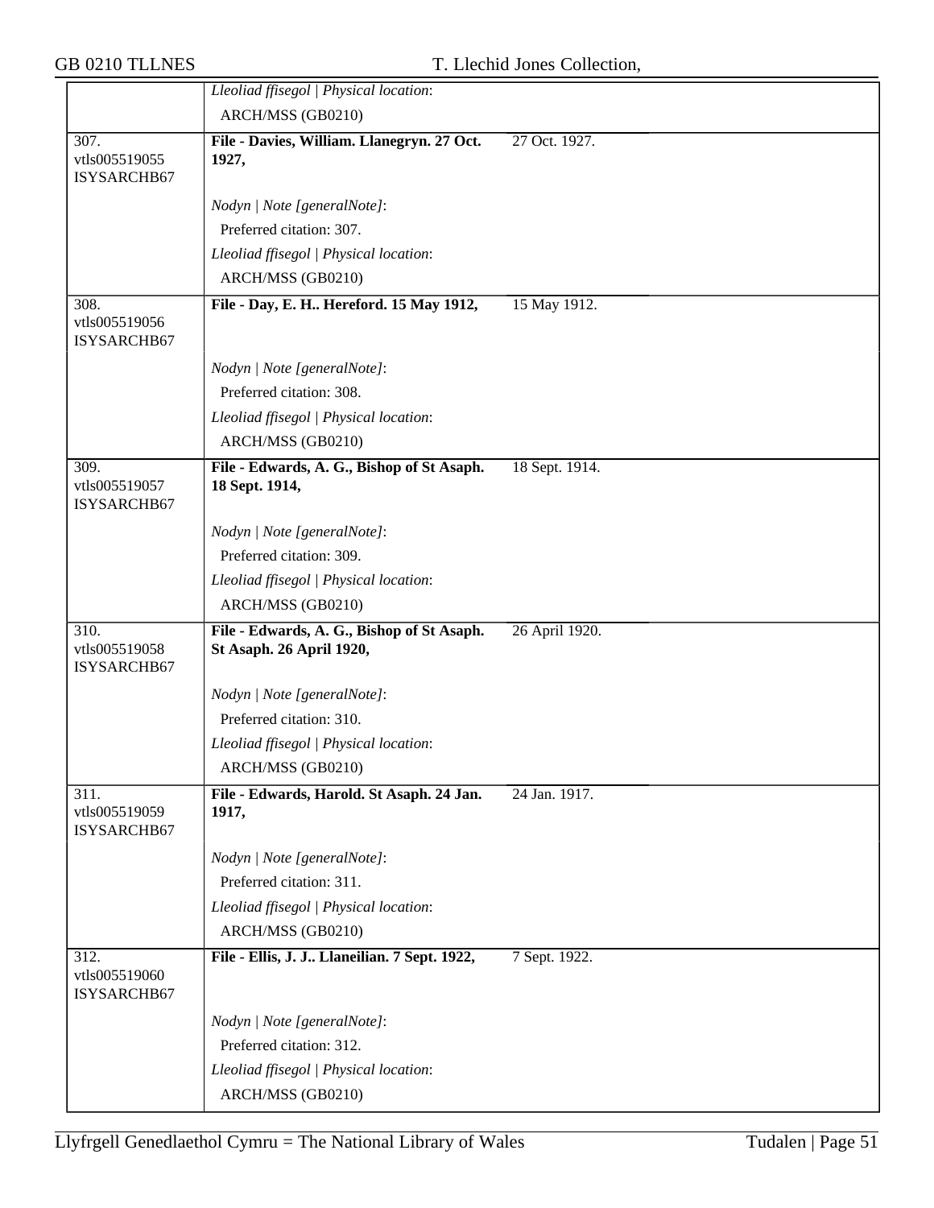| | | | |
|---|---|---|---|
| | *Lleoliad ffisegol \| Physical location*: ARCH/MSS (GB0210) | | |
| 307. vtls005519055 ISYSARCHB67 | **File - Davies, William. Llanegryn. 27 Oct. 1927,** | 27 Oct. 1927. | |
| | *Nodyn \| Note [generalNote]*: Preferred citation: 307. *Lleoliad ffisegol \| Physical location*: ARCH/MSS (GB0210) | | |
| 308. vtls005519056 ISYSARCHB67 | **File - Day, E. H.. Hereford. 15 May 1912,** | 15 May 1912. | |
| | *Nodyn \| Note [generalNote]*: Preferred citation: 308. *Lleoliad ffisegol \| Physical location*: ARCH/MSS (GB0210) | | |
| 309. vtls005519057 ISYSARCHB67 | **File - Edwards, A. G., Bishop of St Asaph. 18 Sept. 1914,** | 18 Sept. 1914. | |
| | *Nodyn \| Note [generalNote]*: Preferred citation: 309. *Lleoliad ffisegol \| Physical location*: ARCH/MSS (GB0210) | | |
| 310. vtls005519058 ISYSARCHB67 | **File - Edwards, A. G., Bishop of St Asaph. St Asaph. 26 April 1920,** | 26 April 1920. | |
| | *Nodyn \| Note [generalNote]*: Preferred citation: 310. *Lleoliad ffisegol \| Physical location*: ARCH/MSS (GB0210) | | |
| 311. vtls005519059 ISYSARCHB67 | **File - Edwards, Harold. St Asaph. 24 Jan. 1917,** | 24 Jan. 1917. | |
| | *Nodyn \| Note [generalNote]*: Preferred citation: 311. *Lleoliad ffisegol \| Physical location*: ARCH/MSS (GB0210) | | |
| 312. vtls005519060 ISYSARCHB67 | **File - Ellis, J. J.. Llaneilian. 7 Sept. 1922,** | 7 Sept. 1922. | |
| | *Nodyn \| Note [generalNote]*: Preferred citation: 312. *Lleoliad ffisegol \| Physical location*: ARCH/MSS (GB0210) | | |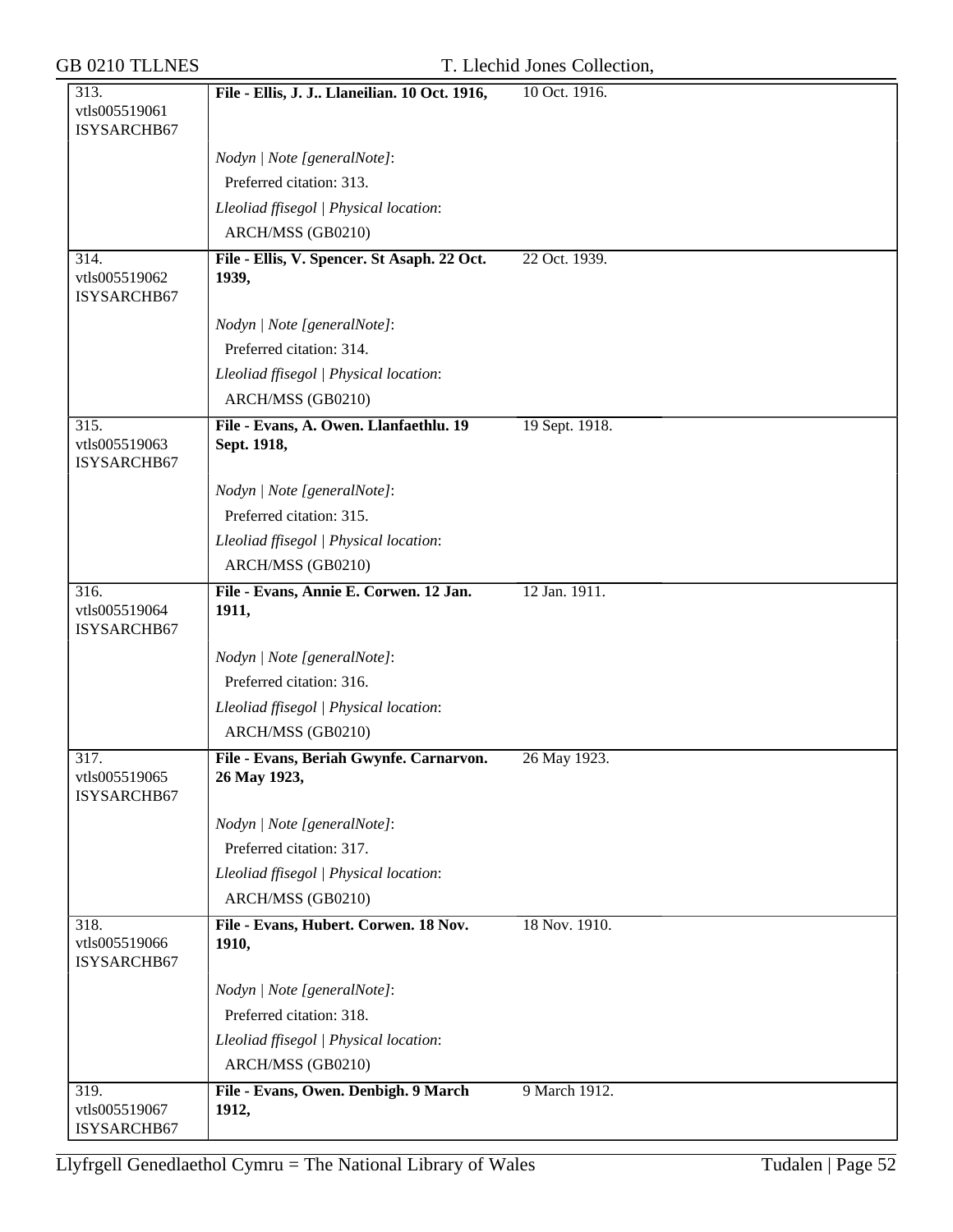| | | |
|---|---|---|
| 313.<br>vtls005519061<br>ISYSARCHB67 | **File - Ellis, J. J.. Llaneilian. 10 Oct. 1916,** | 10 Oct. 1916. |
| | *Nodyn \| Note [generalNote]*:<br>Preferred citation: 313.<br>*Lleoliad ffisegol \| Physical location*:<br>ARCH/MSS (GB0210) | |
| 314.<br>vtls005519062<br>ISYSARCHB67 | **File - Ellis, V. Spencer. St Asaph. 22 Oct. 1939,** | 22 Oct. 1939. |
| | *Nodyn \| Note [generalNote]*:<br>Preferred citation: 314.<br>*Lleoliad ffisegol \| Physical location*:<br>ARCH/MSS (GB0210) | |
| 315.<br>vtls005519063<br>ISYSARCHB67 | **File - Evans, A. Owen. Llanfaethlu. 19 Sept. 1918,** | 19 Sept. 1918. |
| | *Nodyn \| Note [generalNote]*:<br>Preferred citation: 315.<br>*Lleoliad ffisegol \| Physical location*:<br>ARCH/MSS (GB0210) | |
| 316.<br>vtls005519064<br>ISYSARCHB67 | **File - Evans, Annie E. Corwen. 12 Jan. 1911,** | 12 Jan. 1911. |
| | *Nodyn \| Note [generalNote]*:<br>Preferred citation: 316.<br>*Lleoliad ffisegol \| Physical location*:<br>ARCH/MSS (GB0210) | |
| 317.<br>vtls005519065<br>ISYSARCHB67 | **File - Evans, Beriah Gwynfe. Carnarvon. 26 May 1923,** | 26 May 1923. |
| | *Nodyn \| Note [generalNote]*:<br>Preferred citation: 317.<br>*Lleoliad ffisegol \| Physical location*:<br>ARCH/MSS (GB0210) | |
| 318.<br>vtls005519066<br>ISYSARCHB67 | **File - Evans, Hubert. Corwen. 18 Nov. 1910,** | 18 Nov. 1910. |
| | *Nodyn \| Note [generalNote]*:<br>Preferred citation: 318.<br>*Lleoliad ffisegol \| Physical location*:<br>ARCH/MSS (GB0210) | |
| 319.<br>vtls005519067<br>ISYSARCHB67 | **File - Evans, Owen. Denbigh. 9 March 1912,** | 9 March 1912. |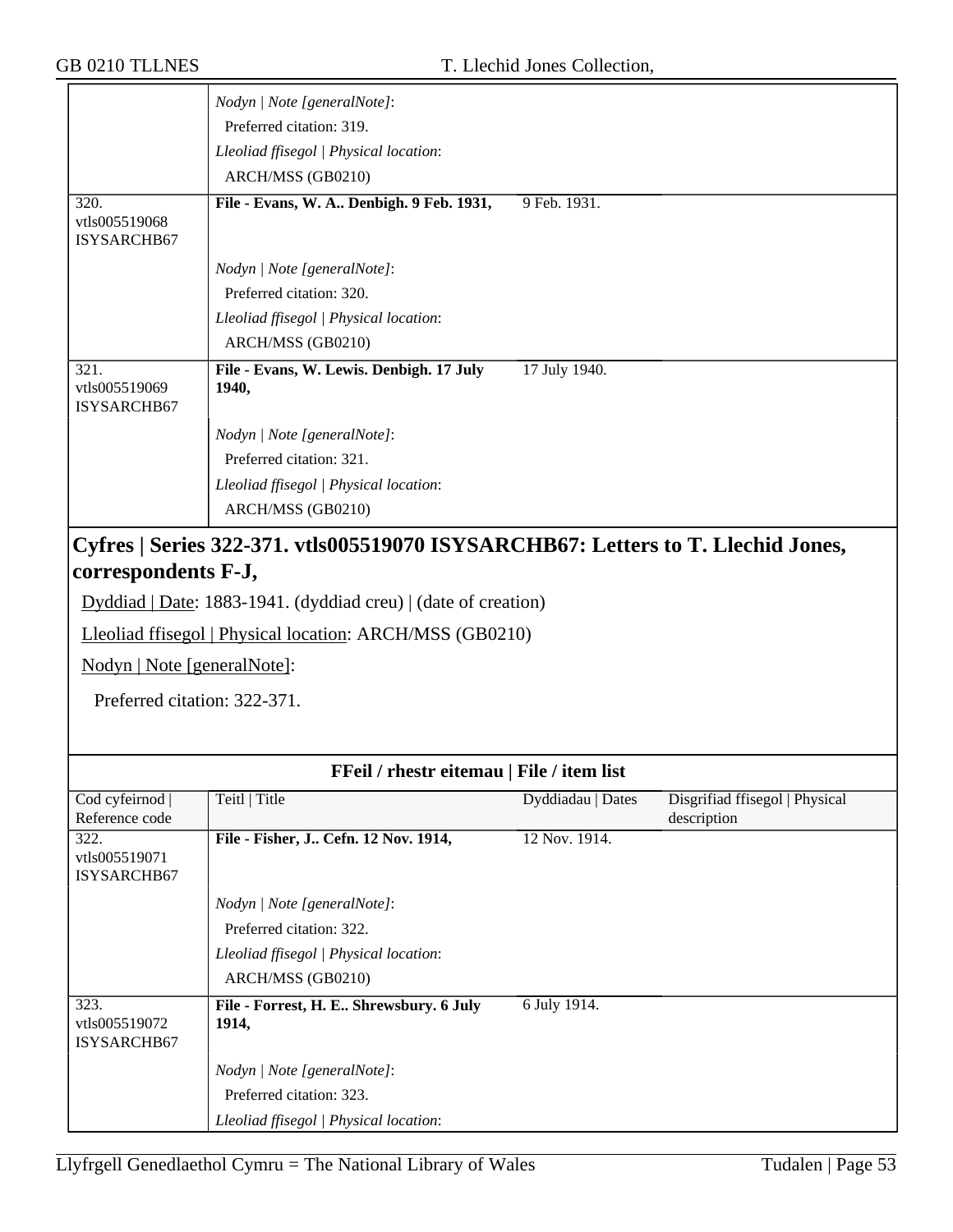| | | | |
|---|---|---|---|
| | *Nodyn \| Note [generalNote]*: | | |
| | Preferred citation: 319. | | |
| | *Lleoliad ffisegol \| Physical location*: | | |
| | ARCH/MSS (GB0210) | | |
| 320. vtls005519068 ISYSARCHB67 | **File - Evans, W. A.. Denbigh. 9 Feb. 1931,** | 9 Feb. 1931. | |
| | *Nodyn \| Note [generalNote]*: | | |
| | Preferred citation: 320. | | |
| | *Lleoliad ffisegol \| Physical location*: | | |
| | ARCH/MSS (GB0210) | | |
| 321. vtls005519069 ISYSARCHB67 | **File - Evans, W. Lewis. Denbigh. 17 July 1940,** | 17 July 1940. | |
| | *Nodyn \| Note [generalNote]*: | | |
| | Preferred citation: 321. | | |
| | *Lleoliad ffisegol \| Physical location*: | | |
| | ARCH/MSS (GB0210) | | |

## Cyfres | Series 322-371. vtls005519070 ISYSARCHB67: Letters to T. Llechid Jones, correspondents F-J,

Dyddiad | Date: 1883-1941. (dyddiad creu) | (date of creation)

Lleoliad ffisegol | Physical location: ARCH/MSS (GB0210)

Nodyn | Note [generalNote]:

Preferred citation: 322-371.

**FFeil / rhestr eitemau | File / item list**

| Cod cyfeirnod \| Reference code | Teitl \| Title | Dyddiadau \| Dates | Disgrifiad ffisegol \| Physical description |
|---|---|---|---|
| 322. vtls005519071 ISYSARCHB67 | **File - Fisher, J.. Cefn. 12 Nov. 1914,** | 12 Nov. 1914. | |
| | *Nodyn \| Note [generalNote]*: | | |
| | Preferred citation: 322. | | |
| | *Lleoliad ffisegol \| Physical location*: | | |
| | ARCH/MSS (GB0210) | | |
| 323. vtls005519072 ISYSARCHB67 | **File - Forrest, H. E.. Shrewsbury. 6 July 1914,** | 6 July 1914. | |
| | *Nodyn \| Note [generalNote]*: | | |
| | Preferred citation: 323. | | |
| | *Lleoliad ffisegol \| Physical location*: | | |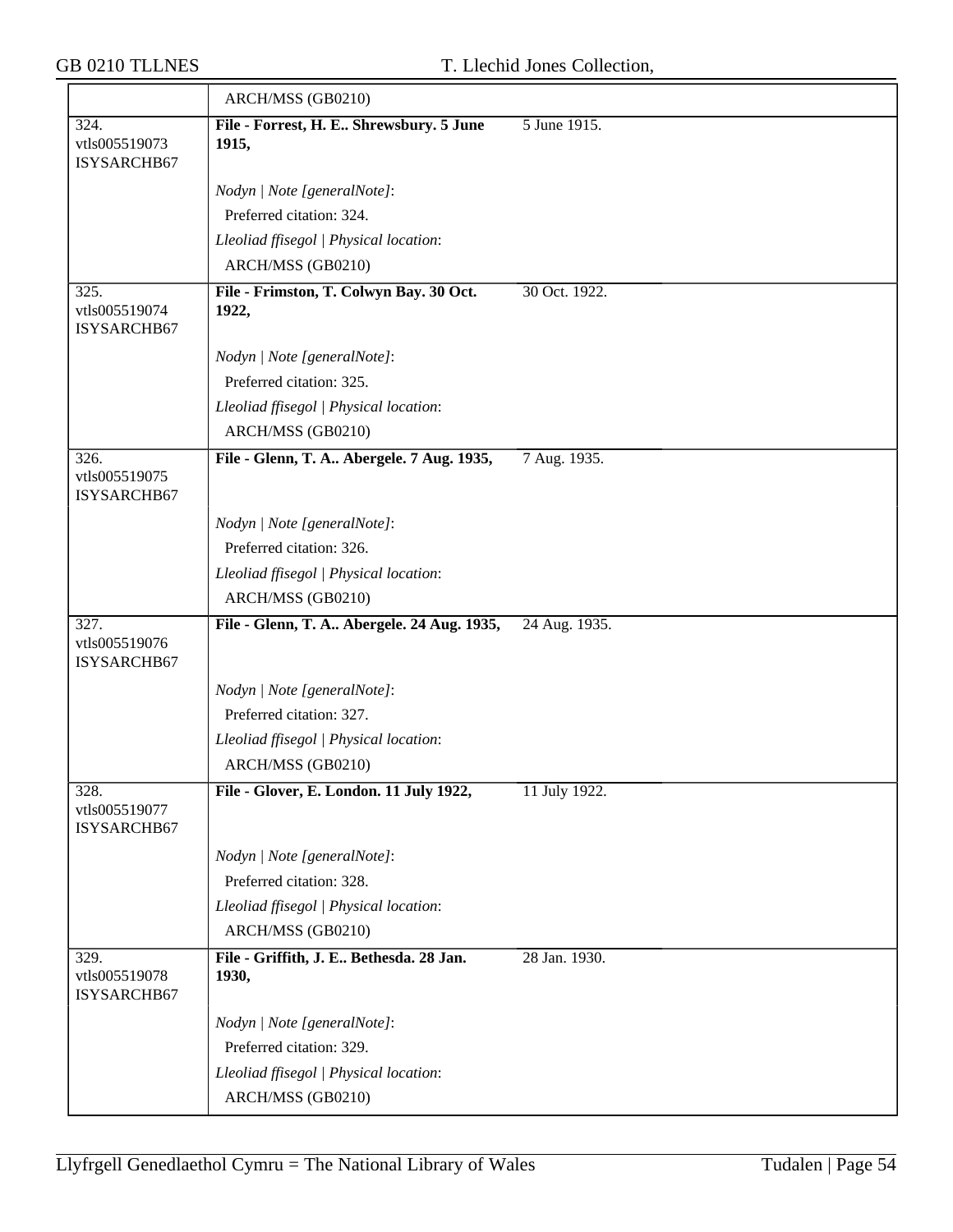| | | |
|---|---|---|
| | ARCH/MSS (GB0210) | |
| 324. vtls005519073 ISYSARCHB67 | **File - Forrest, H. E.. Shrewsbury. 5 June 1915,**<br><br>*Nodyn \| Note [generalNote]*:<br>Preferred citation: 324.<br>*Lleoliad ffisegol \| Physical location*:<br>ARCH/MSS (GB0210) | 5 June 1915. |
| 325. vtls005519074 ISYSARCHB67 | **File - Frimston, T. Colwyn Bay. 30 Oct. 1922,**<br><br>*Nodyn \| Note [generalNote]*:<br>Preferred citation: 325.<br>*Lleoliad ffisegol \| Physical location*:<br>ARCH/MSS (GB0210) | 30 Oct. 1922. |
| 326. vtls005519075 ISYSARCHB67 | **File - Glenn, T. A.. Abergele. 7 Aug. 1935,**<br><br>*Nodyn \| Note [generalNote]*:<br>Preferred citation: 326.<br>*Lleoliad ffisegol \| Physical location*:<br>ARCH/MSS (GB0210) | 7 Aug. 1935. |
| 327. vtls005519076 ISYSARCHB67 | **File - Glenn, T. A.. Abergele. 24 Aug. 1935,**<br><br>*Nodyn \| Note [generalNote]*:<br>Preferred citation: 327.<br>*Lleoliad ffisegol \| Physical location*:<br>ARCH/MSS (GB0210) | 24 Aug. 1935. |
| 328. vtls005519077 ISYSARCHB67 | **File - Glover, E. London. 11 July 1922,**<br><br>*Nodyn \| Note [generalNote]*:<br>Preferred citation: 328.<br>*Lleoliad ffisegol \| Physical location*:<br>ARCH/MSS (GB0210) | 11 July 1922. |
| 329. vtls005519078 ISYSARCHB67 | **File - Griffith, J. E.. Bethesda. 28 Jan. 1930,**<br><br>*Nodyn \| Note [generalNote]*:<br>Preferred citation: 329.<br>*Lleoliad ffisegol \| Physical location*:<br>ARCH/MSS (GB0210) | 28 Jan. 1930. |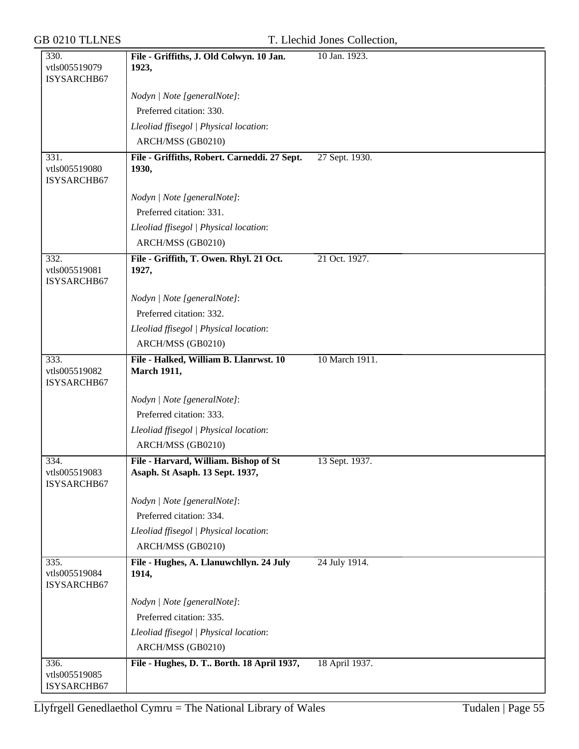| | | |
|---|---|---|
| 330.<br>vtls005519079<br>ISYSARCHB67 | **File - Griffiths, J. Old Colwyn. 10 Jan. 1923,** | 10 Jan. 1923. |
| | *Nodyn \| Note [generalNote]*:<br>Preferred citation: 330.<br>*Lleoliad ffisegol \| Physical location*:<br>ARCH/MSS (GB0210) | |
| 331.<br>vtls005519080<br>ISYSARCHB67 | **File - Griffiths, Robert. Carneddi. 27 Sept. 1930,** | 27 Sept. 1930. |
| | *Nodyn \| Note [generalNote]*:<br>Preferred citation: 331.<br>*Lleoliad ffisegol \| Physical location*:<br>ARCH/MSS (GB0210) | |
| 332.<br>vtls005519081<br>ISYSARCHB67 | **File - Griffith, T. Owen. Rhyl. 21 Oct. 1927,** | 21 Oct. 1927. |
| | *Nodyn \| Note [generalNote]*:<br>Preferred citation: 332.<br>*Lleoliad ffisegol \| Physical location*:<br>ARCH/MSS (GB0210) | |
| 333.<br>vtls005519082<br>ISYSARCHB67 | **File - Halked, William B. Llanrwst. 10 March 1911,** | 10 March 1911. |
| | *Nodyn \| Note [generalNote]*:<br>Preferred citation: 333.<br>*Lleoliad ffisegol \| Physical location*:<br>ARCH/MSS (GB0210) | |
| 334.<br>vtls005519083<br>ISYSARCHB67 | **File - Harvard, William. Bishop of St Asaph. St Asaph. 13 Sept. 1937,** | 13 Sept. 1937. |
| | *Nodyn \| Note [generalNote]*:<br>Preferred citation: 334.<br>*Lleoliad ffisegol \| Physical location*:<br>ARCH/MSS (GB0210) | |
| 335.<br>vtls005519084<br>ISYSARCHB67 | **File - Hughes, A. Llanuwchllyn. 24 July 1914,** | 24 July 1914. |
| | *Nodyn \| Note [generalNote]*:<br>Preferred citation: 335.<br>*Lleoliad ffisegol \| Physical location*:<br>ARCH/MSS (GB0210) | |
| 336.<br>vtls005519085<br>ISYSARCHB67 | **File - Hughes, D. T.. Borth. 18 April 1937,** | 18 April 1937. |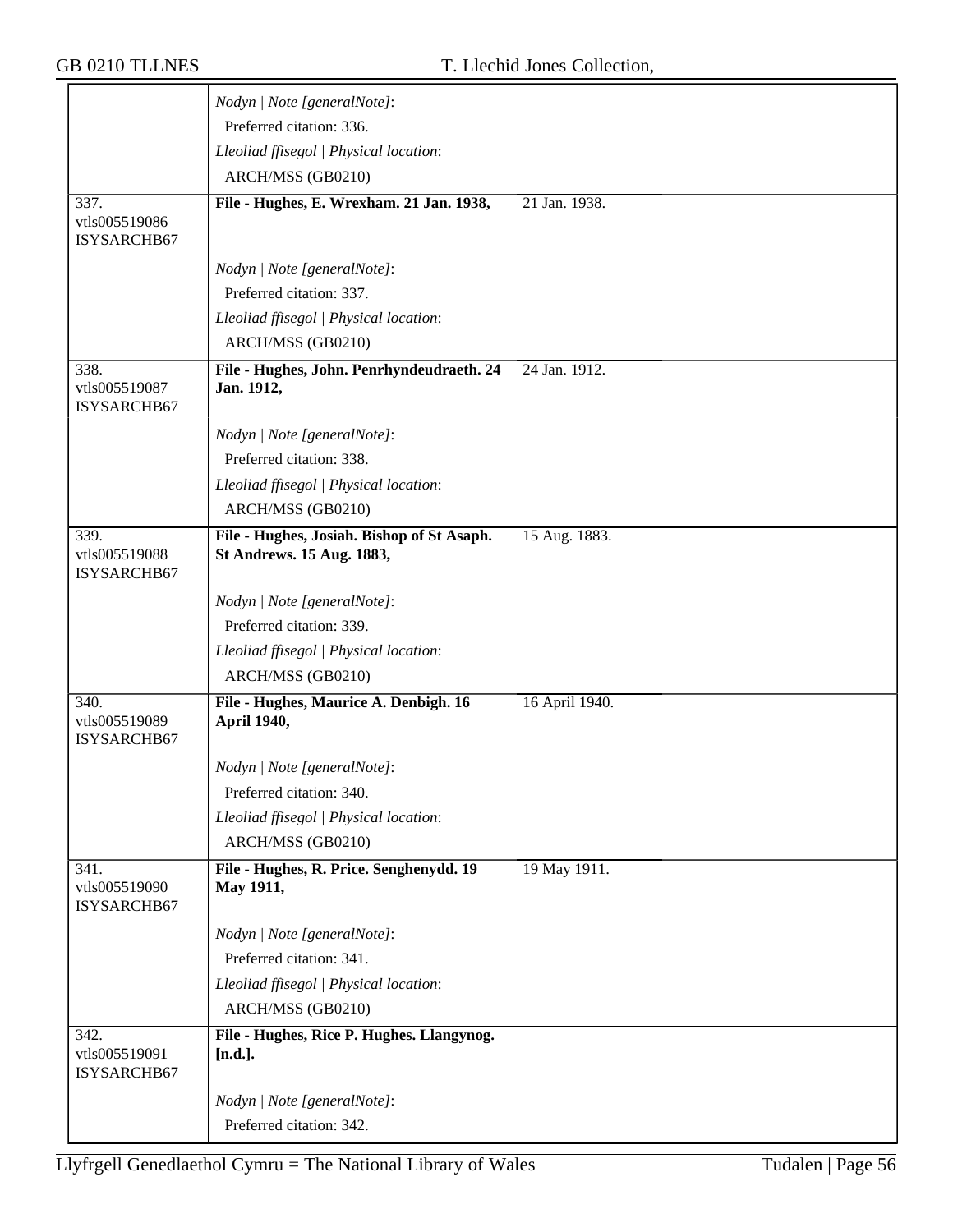Nodyn | Note [generalNote]:
Preferred citation: 336.
Lleoliad ffisegol | Physical location:
ARCH/MSS (GB0210)

337.
vtls005519086
ISYSARCHB67

**File - Hughes, E. Wrexham. 21 Jan. 1938,** 21 Jan. 1938.

*Nodyn | Note [generalNote]*:
Preferred citation: 337.
*Lleoliad ffisegol | Physical location*:
ARCH/MSS (GB0210)

338.
vtls005519087
ISYSARCHB67

**File - Hughes, John. Penrhyndeudraeth. 24 Jan. 1912,** 24 Jan. 1912.

*Nodyn | Note [generalNote]*:
Preferred citation: 338.
*Lleoliad ffisegol | Physical location*:
ARCH/MSS (GB0210)

339.
vtls005519088
ISYSARCHB67

**File - Hughes, Josiah. Bishop of St Asaph. St Andrews. 15 Aug. 1883,** 15 Aug. 1883.

*Nodyn | Note [generalNote]*:
Preferred citation: 339.
*Lleoliad ffisegol | Physical location*:
ARCH/MSS (GB0210)

340.
vtls005519089
ISYSARCHB67

**File - Hughes, Maurice A. Denbigh. 16 April 1940,** 16 April 1940.

*Nodyn | Note [generalNote]*:
Preferred citation: 340.
*Lleoliad ffisegol | Physical location*:
ARCH/MSS (GB0210)

341.
vtls005519090
ISYSARCHB67

**File - Hughes, R. Price. Senghenydd. 19 May 1911,** 19 May 1911.

*Nodyn | Note [generalNote]*:
Preferred citation: 341.
*Lleoliad ffisegol | Physical location*:
ARCH/MSS (GB0210)

342.
vtls005519091
ISYSARCHB67

**File - Hughes, Rice P. Hughes. Llangynog. [n.d.].**

*Nodyn | Note [generalNote]*:
Preferred citation: 342.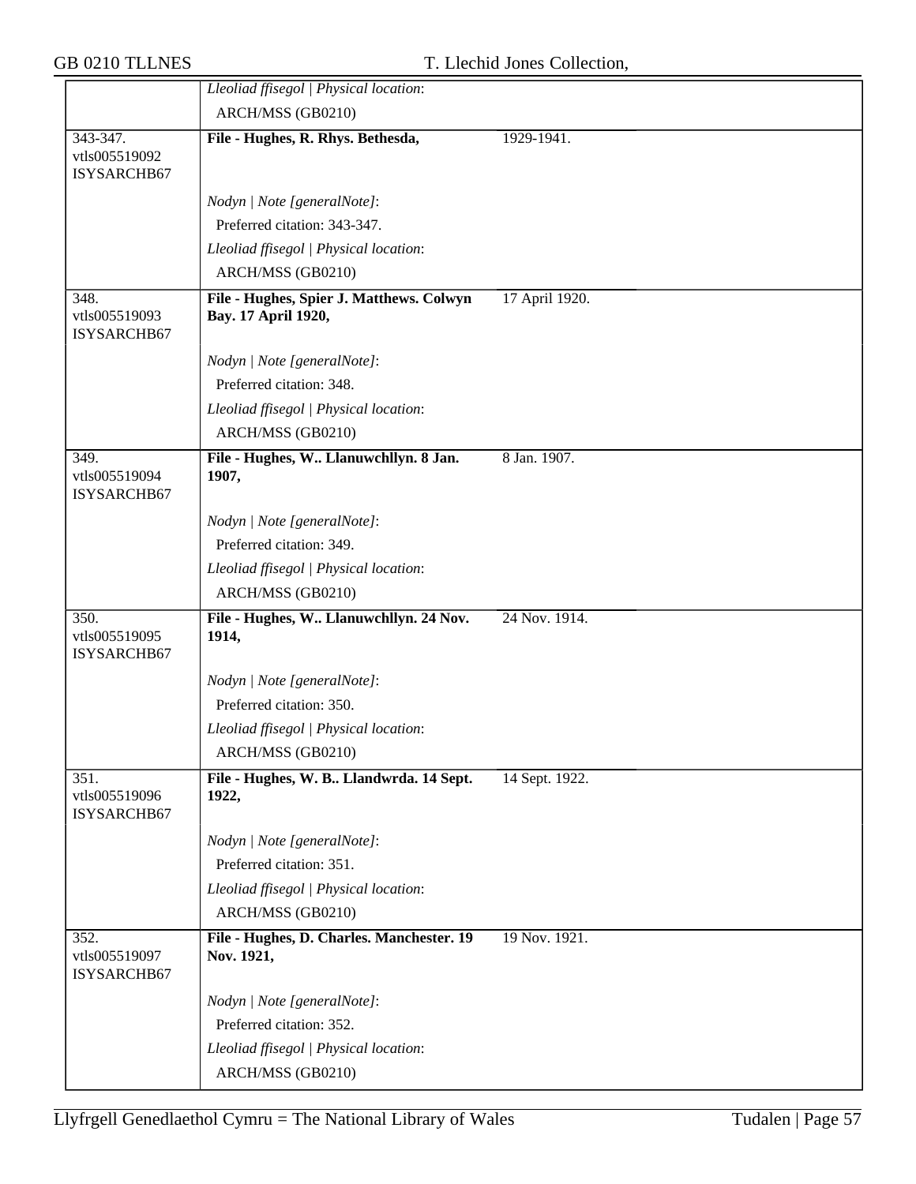| | | | |
|---|---|---|---|
| | *Lleoliad ffisegol \| Physical location*:<br>ARCH/MSS (GB0210) | | |
| 343-347.<br>vtls005519092<br>ISYSARCHB67 | **File - Hughes, R. Rhys. Bethesda,** | 1929-1941. | |
| | *Nodyn \| Note [generalNote]*:<br>Preferred citation: 343-347.<br>*Lleoliad ffisegol \| Physical location*:<br>ARCH/MSS (GB0210) | | |
| 348.<br>vtls005519093<br>ISYSARCHB67 | **File - Hughes, Spier J. Matthews. Colwyn Bay. 17 April 1920,** | 17 April 1920. | |
| | *Nodyn \| Note [generalNote]*:<br>Preferred citation: 348.<br>*Lleoliad ffisegol \| Physical location*:<br>ARCH/MSS (GB0210) | | |
| 349.<br>vtls005519094<br>ISYSARCHB67 | **File - Hughes, W.. Llanuwchllyn. 8 Jan. 1907,** | 8 Jan. 1907. | |
| | *Nodyn \| Note [generalNote]*:<br>Preferred citation: 349.<br>*Lleoliad ffisegol \| Physical location*:<br>ARCH/MSS (GB0210) | | |
| 350.<br>vtls005519095<br>ISYSARCHB67 | **File - Hughes, W.. Llanuwchllyn. 24 Nov. 1914,** | 24 Nov. 1914. | |
| | *Nodyn \| Note [generalNote]*:<br>Preferred citation: 350.<br>*Lleoliad ffisegol \| Physical location*:<br>ARCH/MSS (GB0210) | | |
| 351.<br>vtls005519096<br>ISYSARCHB67 | **File - Hughes, W. B.. Llandwrda. 14 Sept. 1922,** | 14 Sept. 1922. | |
| | *Nodyn \| Note [generalNote]*:<br>Preferred citation: 351.<br>*Lleoliad ffisegol \| Physical location*:<br>ARCH/MSS (GB0210) | | |
| 352.<br>vtls005519097<br>ISYSARCHB67 | **File - Hughes, D. Charles. Manchester. 19 Nov. 1921,** | 19 Nov. 1921. | |
| | *Nodyn \| Note [generalNote]*:<br>Preferred citation: 352.<br>*Lleoliad ffisegol \| Physical location*:<br>ARCH/MSS (GB0210) | | |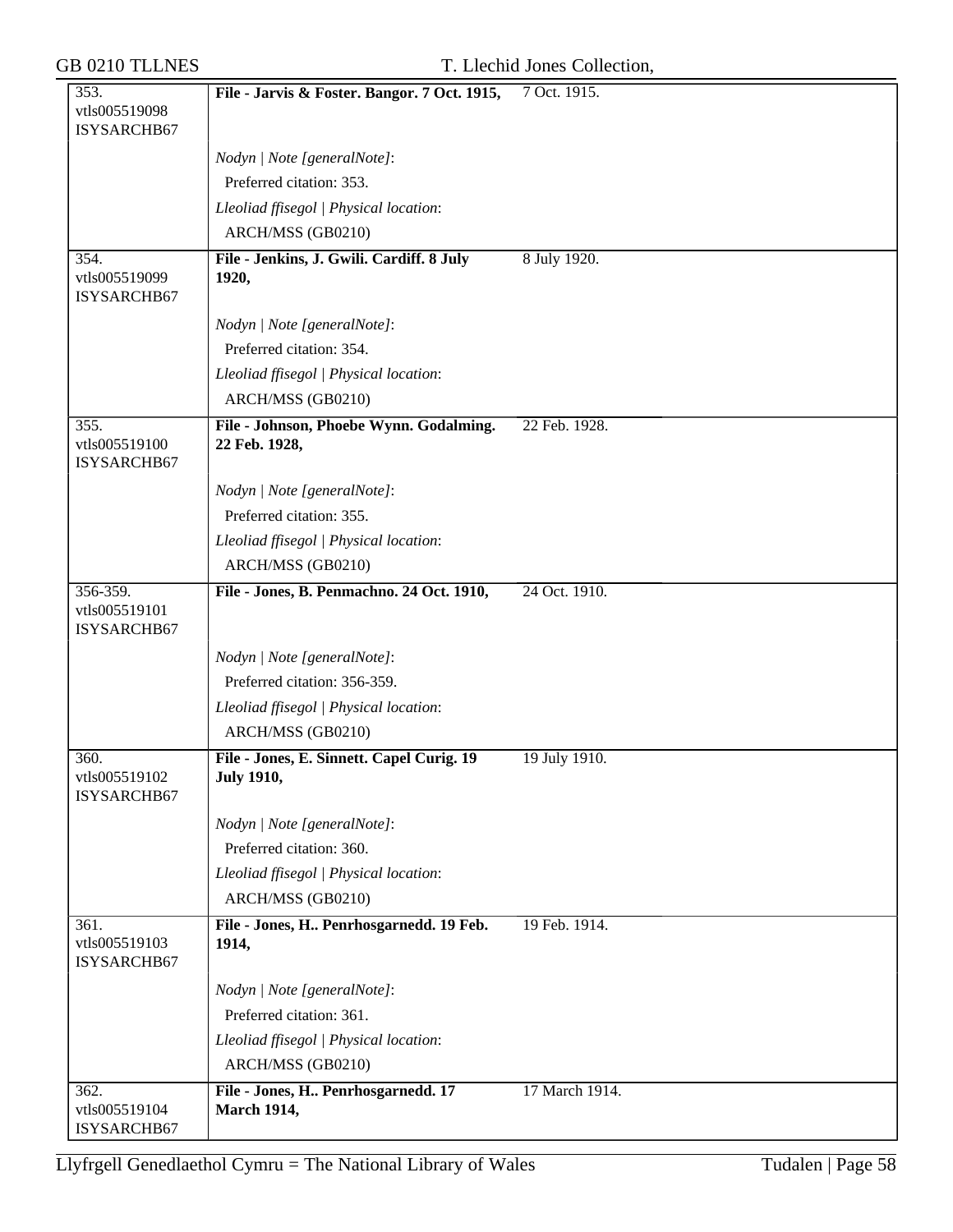| | | |
|---|---|---|
| 353.<br>vtls005519098<br>ISYSARCHB67 | **File - Jarvis & Foster. Bangor. 7 Oct. 1915,** | 7 Oct. 1915. |
| | *Nodyn \| Note [generalNote]*:<br>Preferred citation: 353.<br>*Lleoliad ffisegol \| Physical location*:<br>ARCH/MSS (GB0210) | |
| 354.<br>vtls005519099<br>ISYSARCHB67 | **File - Jenkins, J. Gwili. Cardiff. 8 July 1920,** | 8 July 1920. |
| | *Nodyn \| Note [generalNote]*:<br>Preferred citation: 354.<br>*Lleoliad ffisegol \| Physical location*:<br>ARCH/MSS (GB0210) | |
| 355.<br>vtls005519100<br>ISYSARCHB67 | **File - Johnson, Phoebe Wynn. Godalming. 22 Feb. 1928,** | 22 Feb. 1928. |
| | *Nodyn \| Note [generalNote]*:<br>Preferred citation: 355.<br>*Lleoliad ffisegol \| Physical location*:<br>ARCH/MSS (GB0210) | |
| 356-359.<br>vtls005519101<br>ISYSARCHB67 | **File - Jones, B. Penmachno. 24 Oct. 1910,** | 24 Oct. 1910. |
| | *Nodyn \| Note [generalNote]*:<br>Preferred citation: 356-359.<br>*Lleoliad ffisegol \| Physical location*:<br>ARCH/MSS (GB0210) | |
| 360.<br>vtls005519102<br>ISYSARCHB67 | **File - Jones, E. Sinnett. Capel Curig. 19 July 1910,** | 19 July 1910. |
| | *Nodyn \| Note [generalNote]*:<br>Preferred citation: 360.<br>*Lleoliad ffisegol \| Physical location*:<br>ARCH/MSS (GB0210) | |
| 361.<br>vtls005519103<br>ISYSARCHB67 | **File - Jones, H.. Penrhosgarnedd. 19 Feb. 1914,** | 19 Feb. 1914. |
| | *Nodyn \| Note [generalNote]*:<br>Preferred citation: 361.<br>*Lleoliad ffisegol \| Physical location*:<br>ARCH/MSS (GB0210) | |
| 362.<br>vtls005519104<br>ISYSARCHB67 | **File - Jones, H.. Penrhosgarnedd. 17 March 1914,** | 17 March 1914. |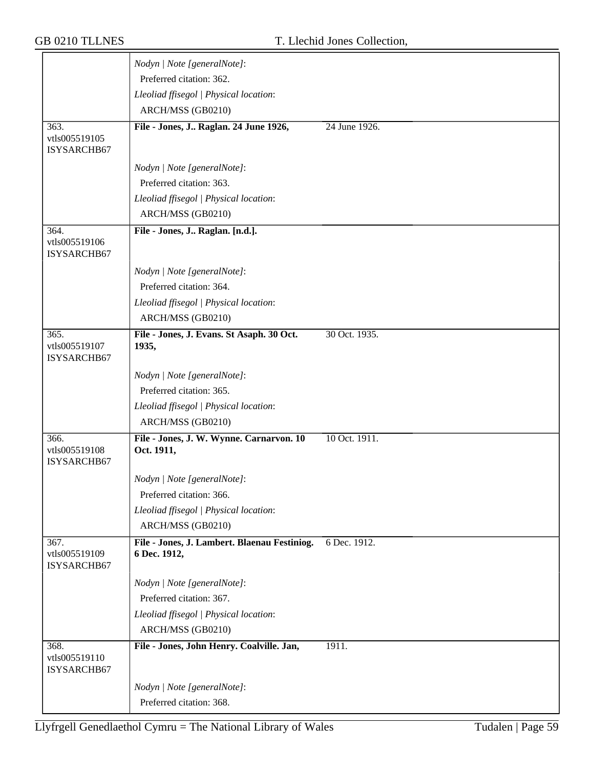Nodyn | Note [generalNote]:

Preferred citation: 362.

Lleoliad ffisegol | Physical location:

ARCH/MSS (GB0210)

| | | |
|---|---|---|
| 363. vtls005519105 ISYSARCHB67 | **File - Jones, J.. Raglan. 24 June 1926,** | 24 June 1926. |

*Nodyn | Note [generalNote]*:

Preferred citation: 363.

*Lleoliad ffisegol | Physical location*:

ARCH/MSS (GB0210)

| | | |
|---|---|---|
| 364. vtls005519106 ISYSARCHB67 | **File - Jones, J.. Raglan. [n.d.].** | |

*Nodyn | Note [generalNote]*:

Preferred citation: 364.

*Lleoliad ffisegol | Physical location*:

ARCH/MSS (GB0210)

| | | |
|---|---|---|
| 365. vtls005519107 ISYSARCHB67 | **File - Jones, J. Evans. St Asaph. 30 Oct. 1935,** | 30 Oct. 1935. |

*Nodyn | Note [generalNote]*:

Preferred citation: 365.

*Lleoliad ffisegol | Physical location*:

ARCH/MSS (GB0210)

| | | |
|---|---|---|
| 366. vtls005519108 ISYSARCHB67 | **File - Jones, J. W. Wynne. Carnarvon. 10 Oct. 1911,** | 10 Oct. 1911. |

*Nodyn | Note [generalNote]*:

Preferred citation: 366.

*Lleoliad ffisegol | Physical location*:

ARCH/MSS (GB0210)

| | | |
|---|---|---|
| 367. vtls005519109 ISYSARCHB67 | **File - Jones, J. Lambert. Blaenau Festiniog. 6 Dec. 1912,** | 6 Dec. 1912. |

*Nodyn | Note [generalNote]*:

Preferred citation: 367.

*Lleoliad ffisegol | Physical location*:

ARCH/MSS (GB0210)

| | | |
|---|---|---|
| 368. vtls005519110 ISYSARCHB67 | **File - Jones, John Henry. Coalville. Jan,** | 1911. |

*Nodyn | Note [generalNote]*:

Preferred citation: 368.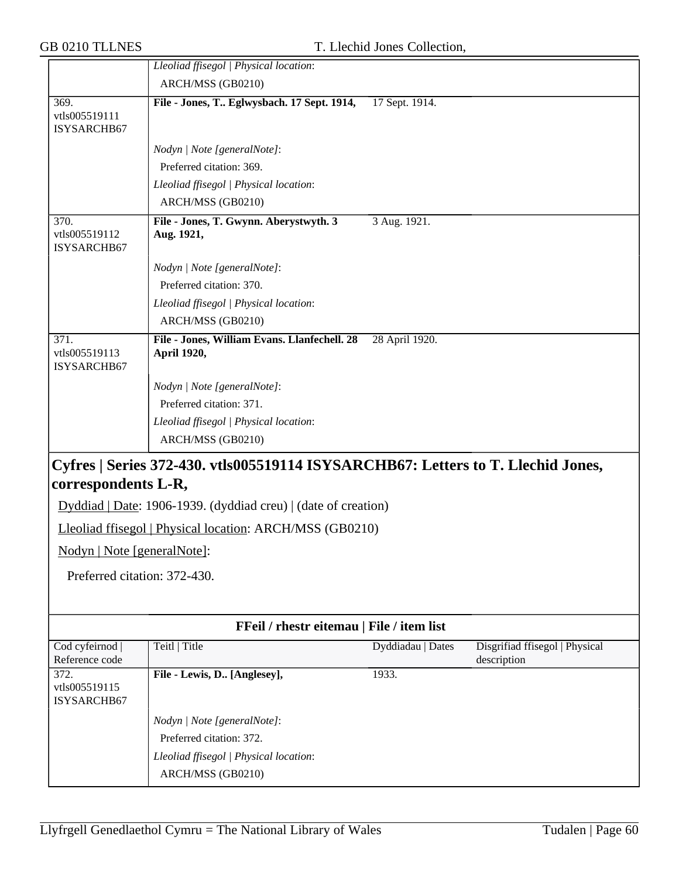| | | | |
|---|---|---|---|
| | *Lleoliad ffisegol \| Physical location*: ARCH/MSS (GB0210) | | |
| 369. vtls005519111 ISYSARCHB67 | **File - Jones, T.. Eglwysbach. 17 Sept. 1914,** | 17 Sept. 1914. | |
| | *Nodyn \| Note [generalNote]*: Preferred citation: 369. *Lleoliad ffisegol \| Physical location*: ARCH/MSS (GB0210) | | |
| 370. vtls005519112 ISYSARCHB67 | **File - Jones, T. Gwynn. Aberystwyth. 3 Aug. 1921,** | 3 Aug. 1921. | |
| | *Nodyn \| Note [generalNote]*: Preferred citation: 370. *Lleoliad ffisegol \| Physical location*: ARCH/MSS (GB0210) | | |
| 371. vtls005519113 ISYSARCHB67 | **File - Jones, William Evans. Llanfechell. 28 April 1920,** | 28 April 1920. | |
| | *Nodyn \| Note [generalNote]*: Preferred citation: 371. *Lleoliad ffisegol \| Physical location*: ARCH/MSS (GB0210) | | |

## Cyfres | Series 372-430. vtls005519114 ISYSARCHB67: Letters to T. Llechid Jones, correspondents L-R,

Dyddiad | Date: 1906-1939. (dyddiad creu) | (date of creation)

Lleoliad ffisegol | Physical location: ARCH/MSS (GB0210)

Nodyn | Note [generalNote]:

Preferred citation: 372-430.

**FFeil / rhestr eitemau | File / item list**

| Cod cyfeirnod \| Reference code | Teitl \| Title | Dyddiadau \| Dates | Disgrifiad ffisegol \| Physical description |
|---|---|---|---|
| 372. vtls005519115 ISYSARCHB67 | **File - Lewis, D.. [Anglesey],** | 1933. | |
| | *Nodyn \| Note [generalNote]*: Preferred citation: 372. *Lleoliad ffisegol \| Physical location*: ARCH/MSS (GB0210) | | |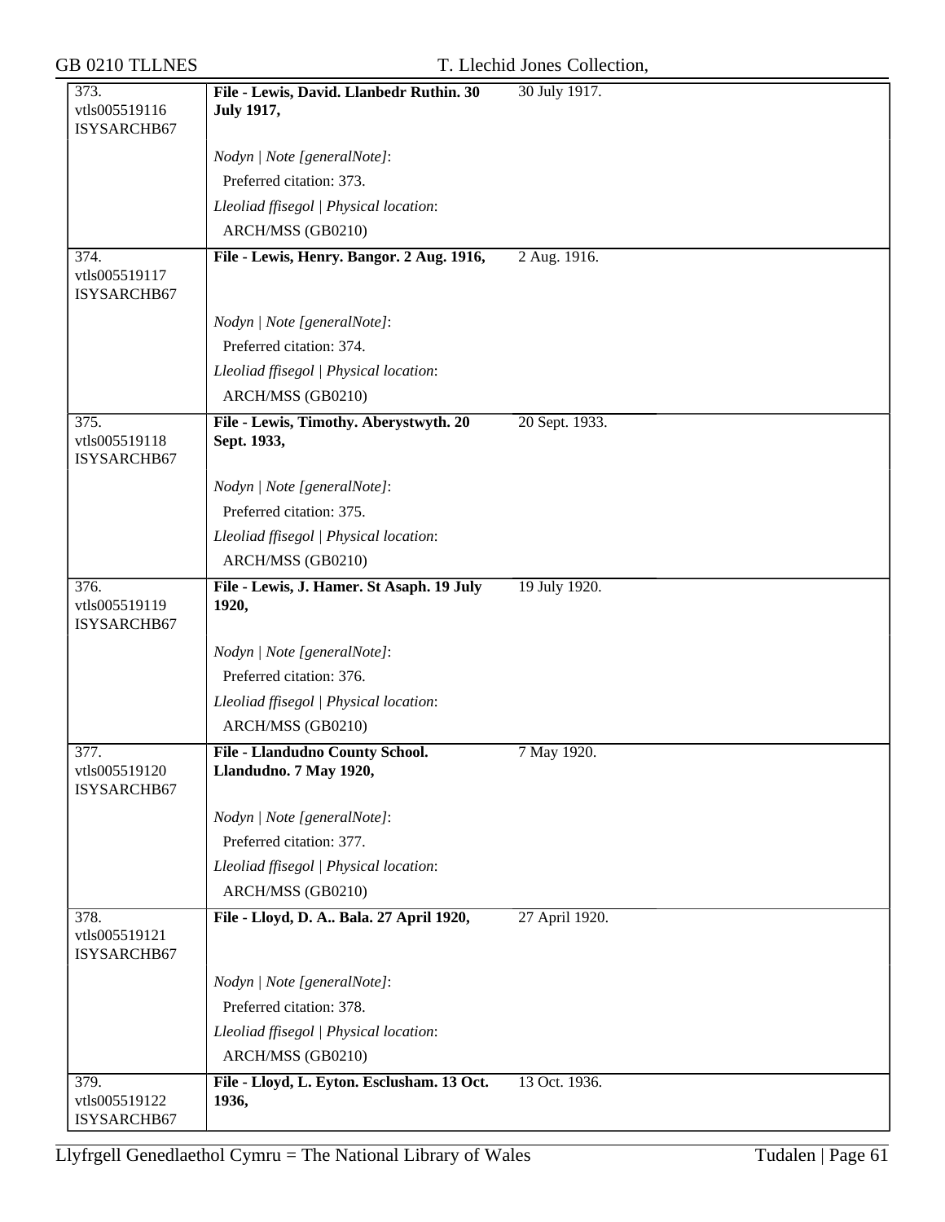| | | |
|---|---|---|
| 373. vtls005519116 ISYSARCHB67 | **File - Lewis, David. Llanbedr Ruthin. 30 July 1917,** | 30 July 1917. |
| | *Nodyn \| Note [generalNote]*: Preferred citation: 373. | |
| | *Lleoliad ffisegol \| Physical location*: ARCH/MSS (GB0210) | |
| 374. vtls005519117 ISYSARCHB67 | **File - Lewis, Henry. Bangor. 2 Aug. 1916,** | 2 Aug. 1916. |
| | *Nodyn \| Note [generalNote]*: Preferred citation: 374. | |
| | *Lleoliad ffisegol \| Physical location*: ARCH/MSS (GB0210) | |
| 375. vtls005519118 ISYSARCHB67 | **File - Lewis, Timothy. Aberystwyth. 20 Sept. 1933,** | 20 Sept. 1933. |
| | *Nodyn \| Note [generalNote]*: Preferred citation: 375. | |
| | *Lleoliad ffisegol \| Physical location*: ARCH/MSS (GB0210) | |
| 376. vtls005519119 ISYSARCHB67 | **File - Lewis, J. Hamer. St Asaph. 19 July 1920,** | 19 July 1920. |
| | *Nodyn \| Note [generalNote]*: Preferred citation: 376. | |
| | *Lleoliad ffisegol \| Physical location*: ARCH/MSS (GB0210) | |
| 377. vtls005519120 ISYSARCHB67 | **File - Llandudno County School. Llandudno. 7 May 1920,** | 7 May 1920. |
| | *Nodyn \| Note [generalNote]*: Preferred citation: 377. | |
| | *Lleoliad ffisegol \| Physical location*: ARCH/MSS (GB0210) | |
| 378. vtls005519121 ISYSARCHB67 | **File - Lloyd, D. A.. Bala. 27 April 1920,** | 27 April 1920. |
| | *Nodyn \| Note [generalNote]*: Preferred citation: 378. | |
| | *Lleoliad ffisegol \| Physical location*: ARCH/MSS (GB0210) | |
| 379. vtls005519122 ISYSARCHB67 | **File - Lloyd, L. Eyton. Esclusham. 13 Oct. 1936,** | 13 Oct. 1936. |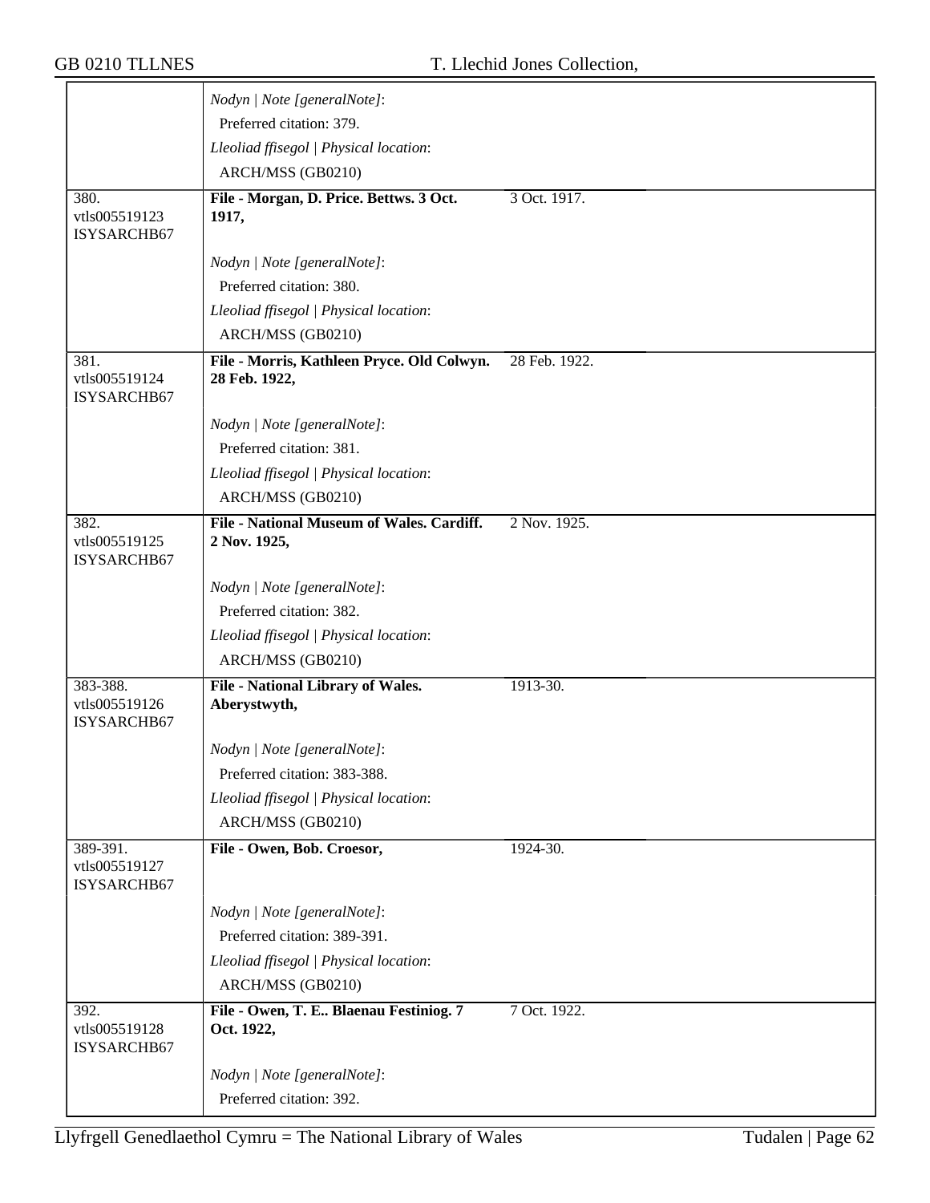| | | | |
|---|---|---|---|
| | *Nodyn \| Note [generalNote]*:<br>Preferred citation: 379.<br>*Lleoliad ffisegol \| Physical location*:<br>ARCH/MSS (GB0210) | | |
| 380.<br>vtls005519123<br>ISYSARCHB67 | **File - Morgan, D. Price. Bettws. 3 Oct. 1917,**<br><br>*Nodyn \| Note [generalNote]*:<br>Preferred citation: 380.<br>*Lleoliad ffisegol \| Physical location*:<br>ARCH/MSS (GB0210) | 3 Oct. 1917. | |
| 381.<br>vtls005519124<br>ISYSARCHB67 | **File - Morris, Kathleen Pryce. Old Colwyn. 28 Feb. 1922,**<br><br>*Nodyn \| Note [generalNote]*:<br>Preferred citation: 381.<br>*Lleoliad ffisegol \| Physical location*:<br>ARCH/MSS (GB0210) | 28 Feb. 1922. | |
| 382.<br>vtls005519125<br>ISYSARCHB67 | **File - National Museum of Wales. Cardiff. 2 Nov. 1925,**<br><br>*Nodyn \| Note [generalNote]*:<br>Preferred citation: 382.<br>*Lleoliad ffisegol \| Physical location*:<br>ARCH/MSS (GB0210) | 2 Nov. 1925. | |
| 383-388.<br>vtls005519126<br>ISYSARCHB67 | **File - National Library of Wales. Aberystwyth,**<br><br>*Nodyn \| Note [generalNote]*:<br>Preferred citation: 383-388.<br>*Lleoliad ffisegol \| Physical location*:<br>ARCH/MSS (GB0210) | 1913-30. | |
| 389-391.<br>vtls005519127<br>ISYSARCHB67 | **File - Owen, Bob. Croesor,**<br><br>*Nodyn \| Note [generalNote]*:<br>Preferred citation: 389-391.<br>*Lleoliad ffisegol \| Physical location*:<br>ARCH/MSS (GB0210) | 1924-30. | |
| 392.<br>vtls005519128<br>ISYSARCHB67 | **File - Owen, T. E.. Blaenau Festiniog. 7 Oct. 1922,**<br><br>*Nodyn \| Note [generalNote]*:<br>Preferred citation: 392. | 7 Oct. 1922. | |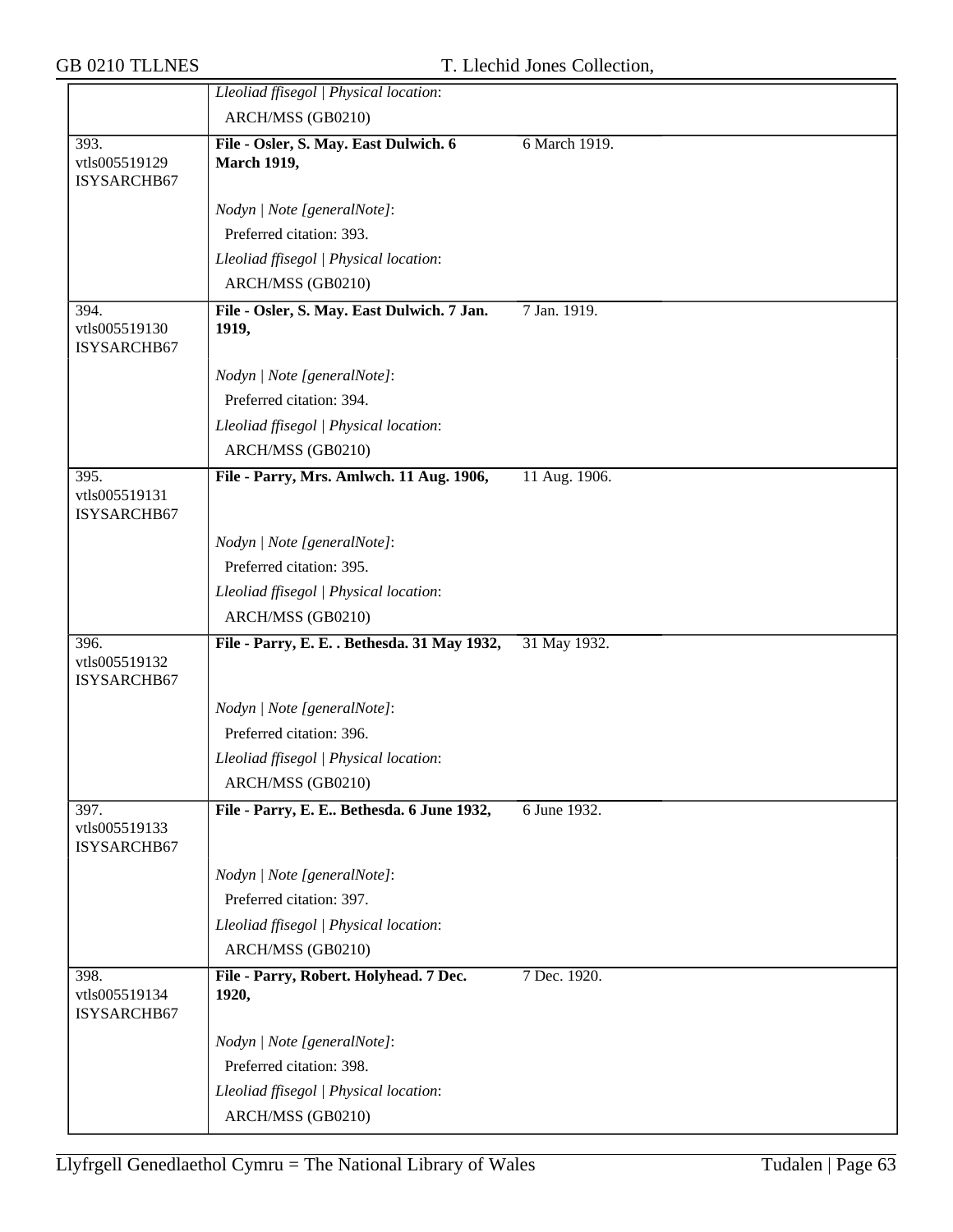| | | | |
|---|---|---|---|
| | *Lleoliad ffisegol \| Physical location*: ARCH/MSS (GB0210) | | |
| 393. vtls005519129 ISYSARCHB67 | **File - Osler, S. May. East Dulwich. 6 March 1919,** | 6 March 1919. | |
| | *Nodyn \| Note [generalNote]*: Preferred citation: 393. *Lleoliad ffisegol \| Physical location*: ARCH/MSS (GB0210) | | |
| 394. vtls005519130 ISYSARCHB67 | **File - Osler, S. May. East Dulwich. 7 Jan. 1919,** | 7 Jan. 1919. | |
| | *Nodyn \| Note [generalNote]*: Preferred citation: 394. *Lleoliad ffisegol \| Physical location*: ARCH/MSS (GB0210) | | |
| 395. vtls005519131 ISYSARCHB67 | **File - Parry, Mrs. Amlwch. 11 Aug. 1906,** | 11 Aug. 1906. | |
| | *Nodyn \| Note [generalNote]*: Preferred citation: 395. *Lleoliad ffisegol \| Physical location*: ARCH/MSS (GB0210) | | |
| 396. vtls005519132 ISYSARCHB67 | **File - Parry, E. E. . Bethesda. 31 May 1932,** | 31 May 1932. | |
| | *Nodyn \| Note [generalNote]*: Preferred citation: 396. *Lleoliad ffisegol \| Physical location*: ARCH/MSS (GB0210) | | |
| 397. vtls005519133 ISYSARCHB67 | **File - Parry, E. E.. Bethesda. 6 June 1932,** | 6 June 1932. | |
| | *Nodyn \| Note [generalNote]*: Preferred citation: 397. *Lleoliad ffisegol \| Physical location*: ARCH/MSS (GB0210) | | |
| 398. vtls005519134 ISYSARCHB67 | **File - Parry, Robert. Holyhead. 7 Dec. 1920,** | 7 Dec. 1920. | |
| | *Nodyn \| Note [generalNote]*: Preferred citation: 398. *Lleoliad ffisegol \| Physical location*: ARCH/MSS (GB0210) | | |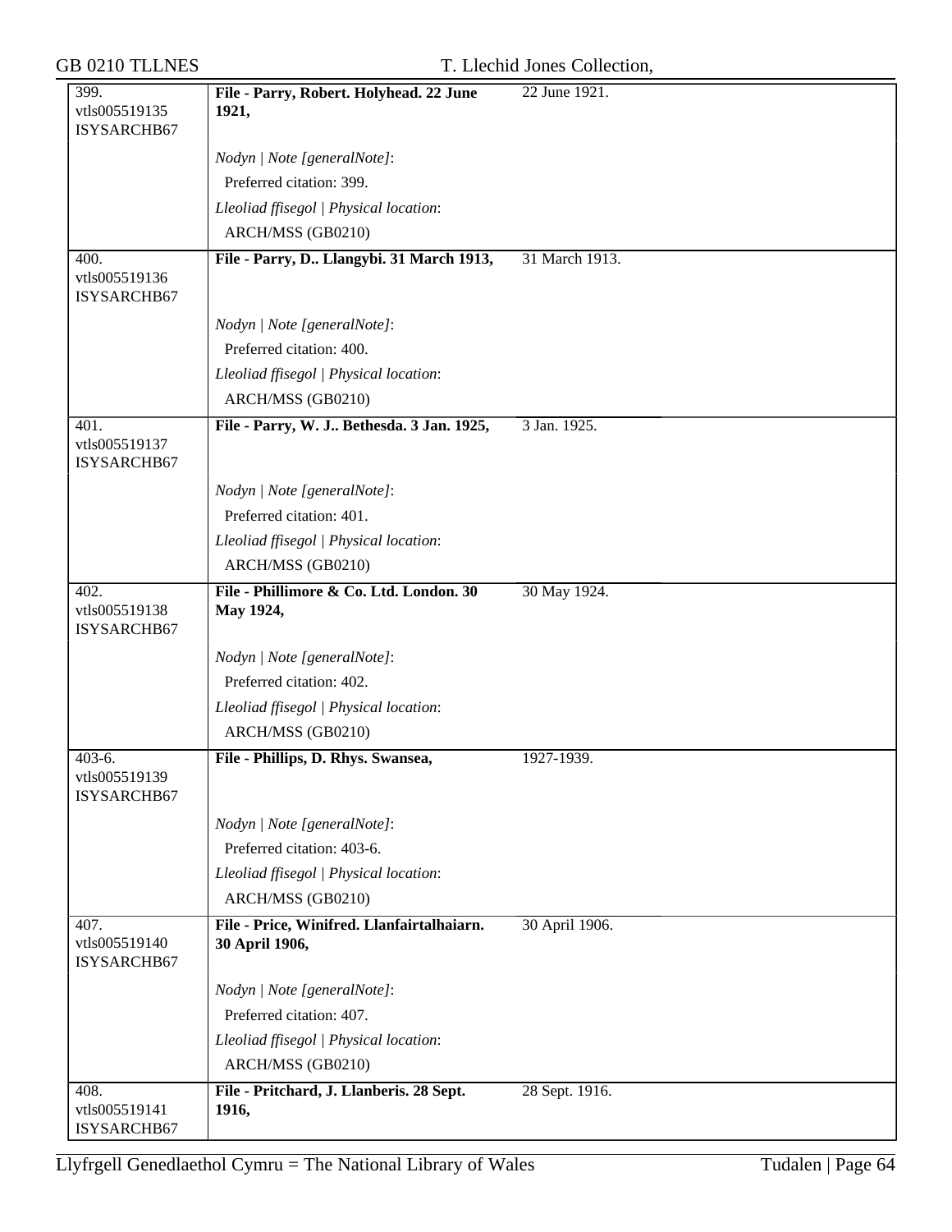| | | |
|---|---|---|
| 399.<br>vtls005519135<br>ISYSARCHB67 | **File - Parry, Robert. Holyhead. 22 June 1921,** | 22 June 1921. |
| | *Nodyn \| Note [generalNote]*:<br>Preferred citation: 399.<br>*Lleoliad ffisegol \| Physical location*:<br>ARCH/MSS (GB0210) | |
| 400.<br>vtls005519136<br>ISYSARCHB67 | **File - Parry, D.. Llangybi. 31 March 1913,** | 31 March 1913. |
| | *Nodyn \| Note [generalNote]*:<br>Preferred citation: 400.<br>*Lleoliad ffisegol \| Physical location*:<br>ARCH/MSS (GB0210) | |
| 401.<br>vtls005519137<br>ISYSARCHB67 | **File - Parry, W. J.. Bethesda. 3 Jan. 1925,** | 3 Jan. 1925. |
| | *Nodyn \| Note [generalNote]*:<br>Preferred citation: 401.<br>*Lleoliad ffisegol \| Physical location*:<br>ARCH/MSS (GB0210) | |
| 402.<br>vtls005519138<br>ISYSARCHB67 | **File - Phillimore & Co. Ltd. London. 30 May 1924,** | 30 May 1924. |
| | *Nodyn \| Note [generalNote]*:<br>Preferred citation: 402.<br>*Lleoliad ffisegol \| Physical location*:<br>ARCH/MSS (GB0210) | |
| 403-6.<br>vtls005519139<br>ISYSARCHB67 | **File - Phillips, D. Rhys. Swansea,** | 1927-1939. |
| | *Nodyn \| Note [generalNote]*:<br>Preferred citation: 403-6.<br>*Lleoliad ffisegol \| Physical location*:<br>ARCH/MSS (GB0210) | |
| 407.<br>vtls005519140<br>ISYSARCHB67 | **File - Price, Winifred. Llanfairtalhaiarn. 30 April 1906,** | 30 April 1906. |
| | *Nodyn \| Note [generalNote]*:<br>Preferred citation: 407.<br>*Lleoliad ffisegol \| Physical location*:<br>ARCH/MSS (GB0210) | |
| 408.<br>vtls005519141<br>ISYSARCHB67 | **File - Pritchard, J. Llanberis. 28 Sept. 1916,** | 28 Sept. 1916. |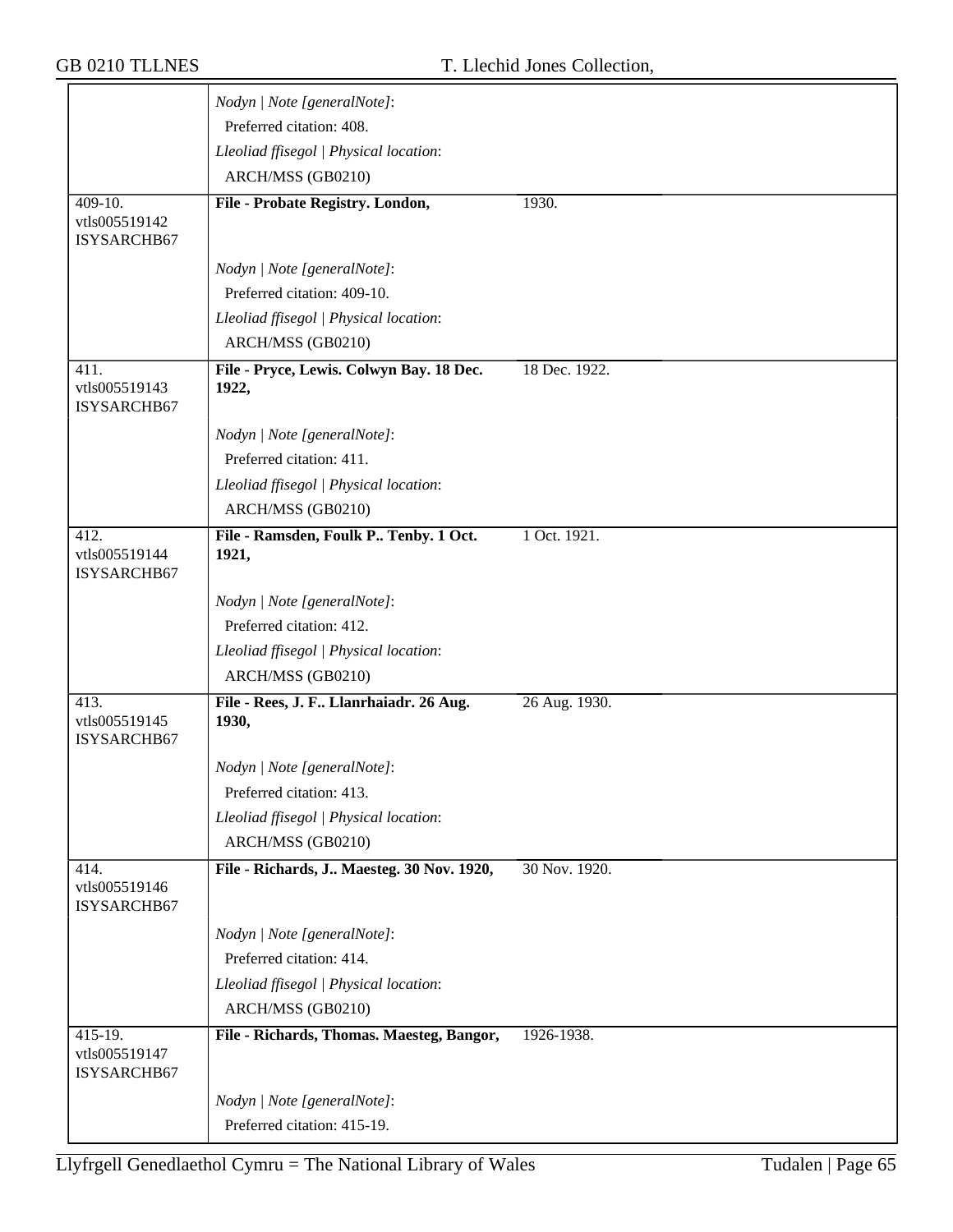| | | | |
|---|---|---|---|
| | *Nodyn \| Note [generalNote]*: | | |
| | Preferred citation: 408. | | |
| | *Lleoliad ffisegol \| Physical location*: | | |
| | ARCH/MSS (GB0210) | | |
| 409-10. vtls005519142 ISYSARCHB67 | **File - Probate Registry. London,** | 1930. | |
| | *Nodyn \| Note [generalNote]*: | | |
| | Preferred citation: 409-10. | | |
| | *Lleoliad ffisegol \| Physical location*: | | |
| | ARCH/MSS (GB0210) | | |
| 411. vtls005519143 ISYSARCHB67 | **File - Pryce, Lewis. Colwyn Bay. 18 Dec. 1922,** | 18 Dec. 1922. | |
| | *Nodyn \| Note [generalNote]*: | | |
| | Preferred citation: 411. | | |
| | *Lleoliad ffisegol \| Physical location*: | | |
| | ARCH/MSS (GB0210) | | |
| 412. vtls005519144 ISYSARCHB67 | **File - Ramsden, Foulk P.. Tenby. 1 Oct. 1921,** | 1 Oct. 1921. | |
| | *Nodyn \| Note [generalNote]*: | | |
| | Preferred citation: 412. | | |
| | *Lleoliad ffisegol \| Physical location*: | | |
| | ARCH/MSS (GB0210) | | |
| 413. vtls005519145 ISYSARCHB67 | **File - Rees, J. F.. Llanrhaiadr. 26 Aug. 1930,** | 26 Aug. 1930. | |
| | *Nodyn \| Note [generalNote]*: | | |
| | Preferred citation: 413. | | |
| | *Lleoliad ffisegol \| Physical location*: | | |
| | ARCH/MSS (GB0210) | | |
| 414. vtls005519146 ISYSARCHB67 | **File - Richards, J.. Maesteg. 30 Nov. 1920,** | 30 Nov. 1920. | |
| | *Nodyn \| Note [generalNote]*: | | |
| | Preferred citation: 414. | | |
| | *Lleoliad ffisegol \| Physical location*: | | |
| | ARCH/MSS (GB0210) | | |
| 415-19. vtls005519147 ISYSARCHB67 | **File - Richards, Thomas. Maesteg, Bangor,** | 1926-1938. | |
| | *Nodyn \| Note [generalNote]*: | | |
| | Preferred citation: 415-19. | | |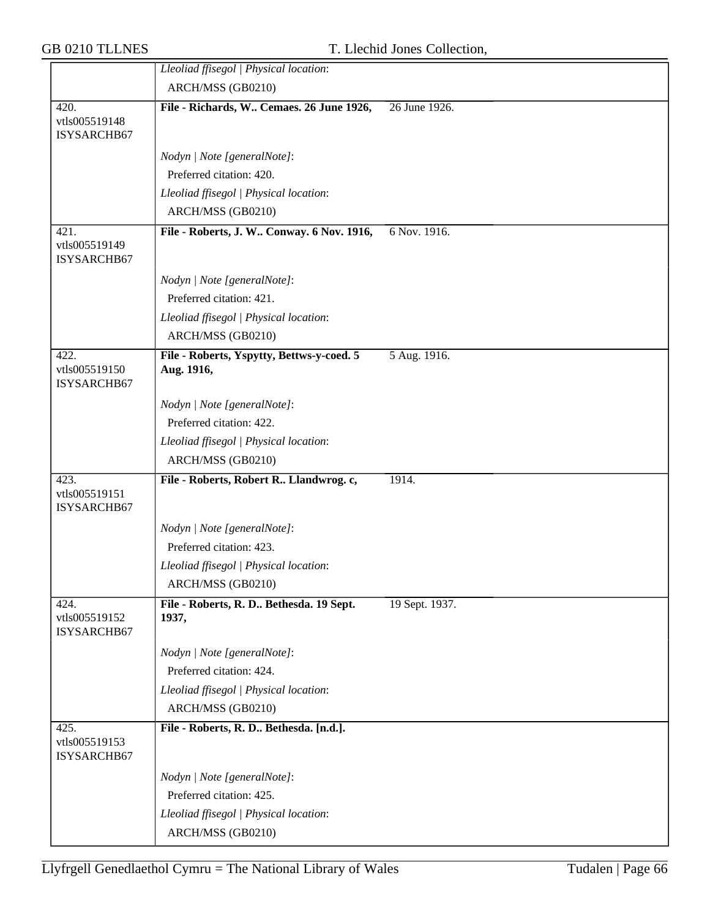| | | |
|---|---|---|
| | *Lleoliad ffisegol \| Physical location*: | |
| | ARCH/MSS (GB0210) | |
| 420. vtls005519148 ISYSARCHB67 | **File - Richards, W.. Cemaes. 26 June 1926,** | 26 June 1926. |
| | *Nodyn \| Note [generalNote]*: | |
| | Preferred citation: 420. | |
| | *Lleoliad ffisegol \| Physical location*: | |
| | ARCH/MSS (GB0210) | |
| 421. vtls005519149 ISYSARCHB67 | **File - Roberts, J. W.. Conway. 6 Nov. 1916,** | 6 Nov. 1916. |
| | *Nodyn \| Note [generalNote]*: | |
| | Preferred citation: 421. | |
| | *Lleoliad ffisegol \| Physical location*: | |
| | ARCH/MSS (GB0210) | |
| 422. vtls005519150 ISYSARCHB67 | **File - Roberts, Yspytty, Bettws-y-coed. 5 Aug. 1916,** | 5 Aug. 1916. |
| | *Nodyn \| Note [generalNote]*: | |
| | Preferred citation: 422. | |
| | *Lleoliad ffisegol \| Physical location*: | |
| | ARCH/MSS (GB0210) | |
| 423. vtls005519151 ISYSARCHB67 | **File - Roberts, Robert R.. Llandwrog. c,** | 1914. |
| | *Nodyn \| Note [generalNote]*: | |
| | Preferred citation: 423. | |
| | *Lleoliad ffisegol \| Physical location*: | |
| | ARCH/MSS (GB0210) | |
| 424. vtls005519152 ISYSARCHB67 | **File - Roberts, R. D.. Bethesda. 19 Sept. 1937,** | 19 Sept. 1937. |
| | *Nodyn \| Note [generalNote]*: | |
| | Preferred citation: 424. | |
| | *Lleoliad ffisegol \| Physical location*: | |
| | ARCH/MSS (GB0210) | |
| 425. vtls005519153 ISYSARCHB67 | **File - Roberts, R. D.. Bethesda. [n.d.].** | |
| | *Nodyn \| Note [generalNote]*: | |
| | Preferred citation: 425. | |
| | *Lleoliad ffisegol \| Physical location*: | |
| | ARCH/MSS (GB0210) | |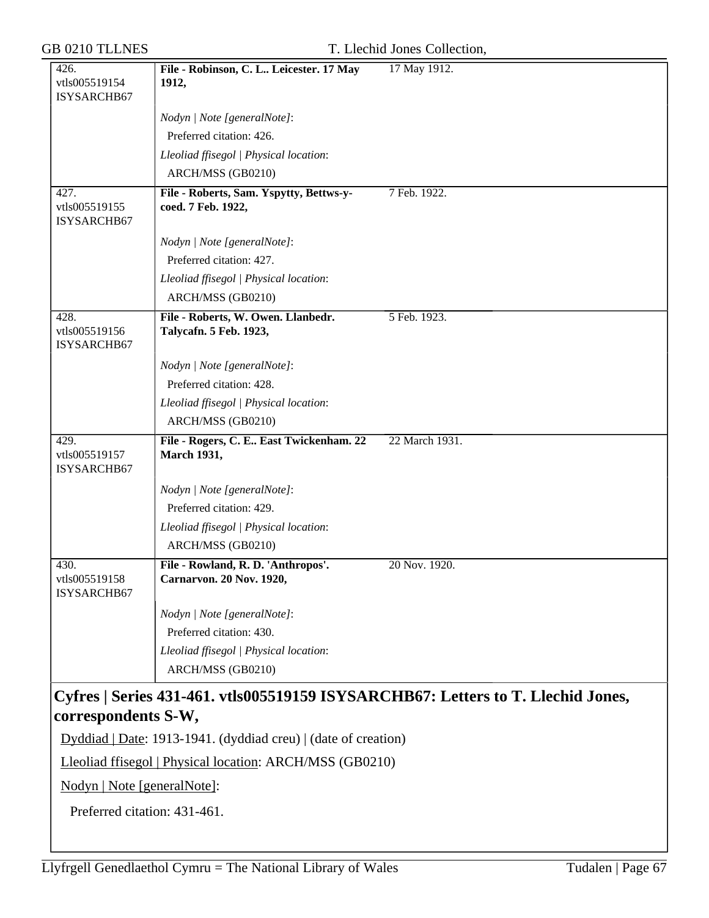| | | |
|---|---|---|
| 426. vtls005519154 ISYSARCHB67 | **File - Robinson, C. L.. Leicester. 17 May 1912,** | 17 May 1912. |
| | *Nodyn \| Note [generalNote]*:<br>Preferred citation: 426.<br>*Lleoliad ffisegol \| Physical location*:<br>ARCH/MSS (GB0210) | |
| 427. vtls005519155 ISYSARCHB67 | **File - Roberts, Sam. Yspytty, Bettws-y-coed. 7 Feb. 1922,** | 7 Feb. 1922. |
| | *Nodyn \| Note [generalNote]*:<br>Preferred citation: 427.<br>*Lleoliad ffisegol \| Physical location*:<br>ARCH/MSS (GB0210) | |
| 428. vtls005519156 ISYSARCHB67 | **File - Roberts, W. Owen. Llanbedr. Talycafn. 5 Feb. 1923,** | 5 Feb. 1923. |
| | *Nodyn \| Note [generalNote]*:<br>Preferred citation: 428.<br>*Lleoliad ffisegol \| Physical location*:<br>ARCH/MSS (GB0210) | |
| 429. vtls005519157 ISYSARCHB67 | **File - Rogers, C. E.. East Twickenham. 22 March 1931,** | 22 March 1931. |
| | *Nodyn \| Note [generalNote]*:<br>Preferred citation: 429.<br>*Lleoliad ffisegol \| Physical location*:<br>ARCH/MSS (GB0210) | |
| 430. vtls005519158 ISYSARCHB67 | **File - Rowland, R. D. 'Anthropos'. Carnarvon. 20 Nov. 1920,** | 20 Nov. 1920. |
| | *Nodyn \| Note [generalNote]*:<br>Preferred citation: 430.<br>*Lleoliad ffisegol \| Physical location*:<br>ARCH/MSS (GB0210) | |

## Cyfres | Series 431-461. vtls005519159 ISYSARCHB67: Letters to T. Llechid Jones, correspondents S-W,

Dyddiad | Date: 1913-1941. (dyddiad creu) | (date of creation)

Lleoliad ffisegol | Physical location: ARCH/MSS (GB0210)

Nodyn | Note [generalNote]:

Preferred citation: 431-461.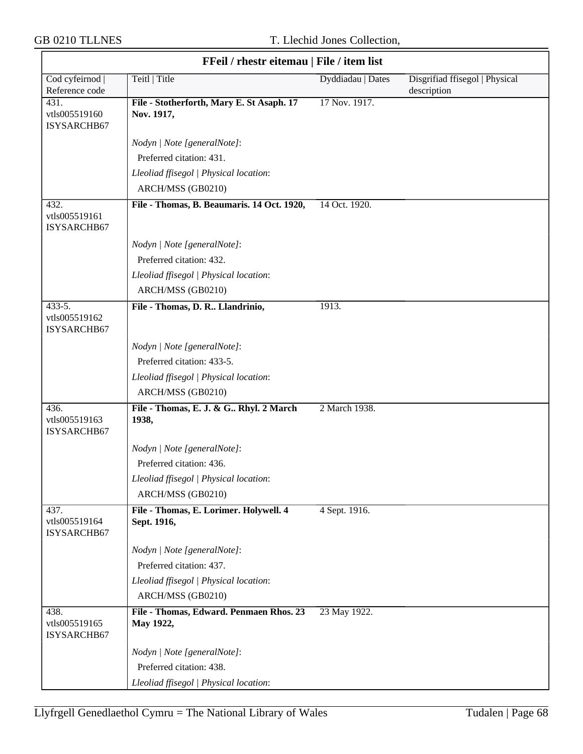## FFeil / rhestr eitemau | File / item list

| Cod cyfeirnod \| Reference code | Teitl \| Title | Dyddiadau \| Dates | Disgrifiad ffisegol \| Physical description |
|---|---|---|---|
| 431. vtls005519160 ISYSARCHB67 | **File - Stotherforth, Mary E. St Asaph. 17 Nov. 1917,**<br>*Nodyn \| Note [generalNote]*:<br>Preferred citation: 431.<br>*Lleoliad ffisegol \| Physical location*:<br>ARCH/MSS (GB0210) | 17 Nov. 1917. | |
| 432. vtls005519161 ISYSARCHB67 | **File - Thomas, B. Beaumaris. 14 Oct. 1920,**<br>*Nodyn \| Note [generalNote]*:<br>Preferred citation: 432.<br>*Lleoliad ffisegol \| Physical location*:<br>ARCH/MSS (GB0210) | 14 Oct. 1920. | |
| 433-5. vtls005519162 ISYSARCHB67 | **File - Thomas, D. R.. Llandrinio,**<br>*Nodyn \| Note [generalNote]*:<br>Preferred citation: 433-5.<br>*Lleoliad ffisegol \| Physical location*:<br>ARCH/MSS (GB0210) | 1913. | |
| 436. vtls005519163 ISYSARCHB67 | **File - Thomas, E. J. & G.. Rhyl. 2 March 1938,**<br>*Nodyn \| Note [generalNote]*:<br>Preferred citation: 436.<br>*Lleoliad ffisegol \| Physical location*:<br>ARCH/MSS (GB0210) | 2 March 1938. | |
| 437. vtls005519164 ISYSARCHB67 | **File - Thomas, E. Lorimer. Holywell. 4 Sept. 1916,**<br>*Nodyn \| Note [generalNote]*:<br>Preferred citation: 437.<br>*Lleoliad ffisegol \| Physical location*:<br>ARCH/MSS (GB0210) | 4 Sept. 1916. | |
| 438. vtls005519165 ISYSARCHB67 | **File - Thomas, Edward. Penmaen Rhos. 23 May 1922,**<br>*Nodyn \| Note [generalNote]*:<br>Preferred citation: 438.<br>*Lleoliad ffisegol \| Physical location*: | 23 May 1922. | |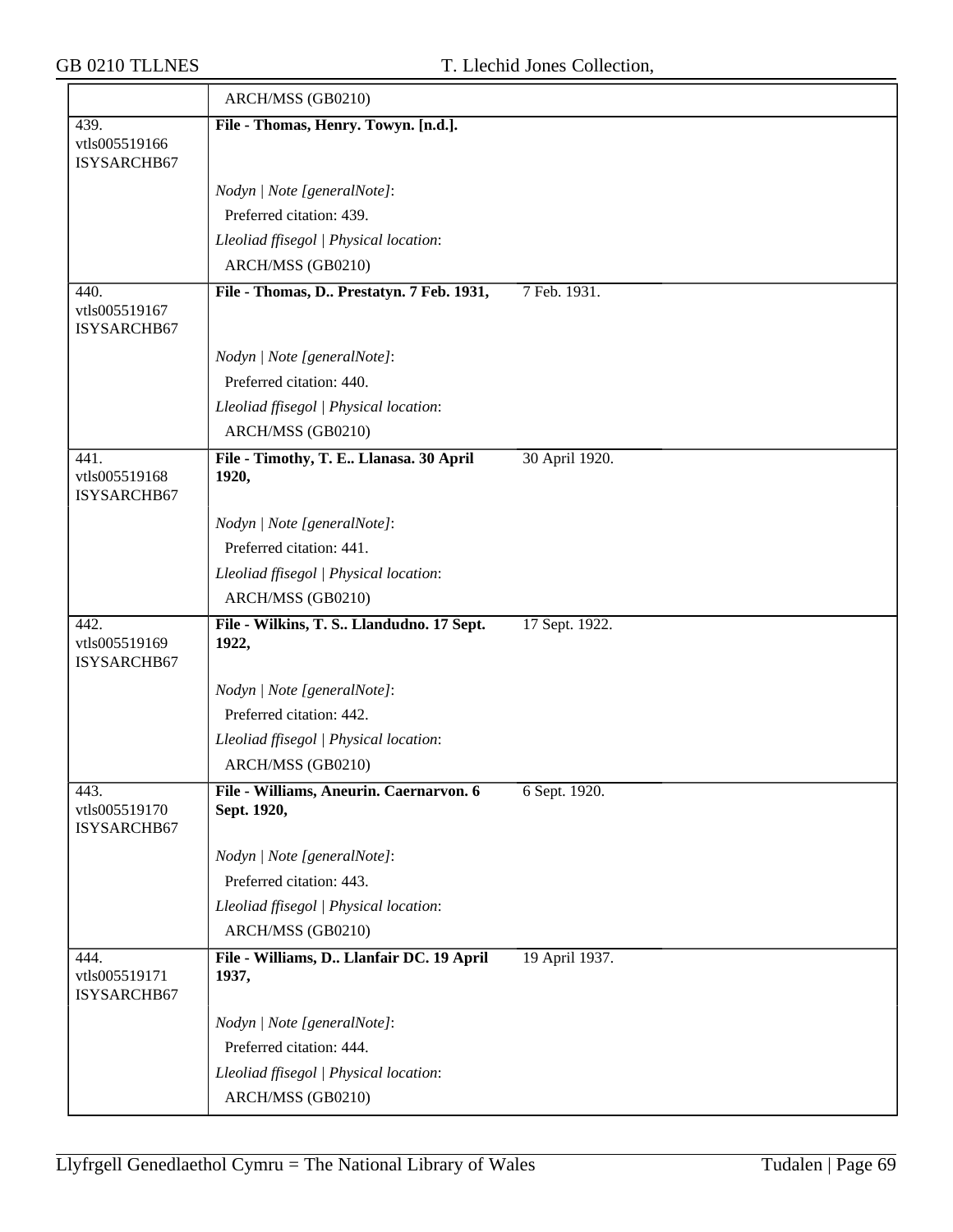| | ARCH/MSS (GB0210) | |
|---|---|---|
| 439. vtls005519166 ISYSARCHB67 | **File - Thomas, Henry. Towyn. [n.d.].** | |
| | *Nodyn \| Note [generalNote]*: | |
| | Preferred citation: 439. | |
| | *Lleoliad ffisegol \| Physical location*: | |
| | ARCH/MSS (GB0210) | |
| 440. vtls005519167 ISYSARCHB67 | **File - Thomas, D.. Prestatyn. 7 Feb. 1931,** | 7 Feb. 1931. |
| | *Nodyn \| Note [generalNote]*: | |
| | Preferred citation: 440. | |
| | *Lleoliad ffisegol \| Physical location*: | |
| | ARCH/MSS (GB0210) | |
| 441. vtls005519168 ISYSARCHB67 | **File - Timothy, T. E.. Llanasa. 30 April 1920,** | 30 April 1920. |
| | *Nodyn \| Note [generalNote]*: | |
| | Preferred citation: 441. | |
| | *Lleoliad ffisegol \| Physical location*: | |
| | ARCH/MSS (GB0210) | |
| 442. vtls005519169 ISYSARCHB67 | **File - Wilkins, T. S.. Llandudno. 17 Sept. 1922,** | 17 Sept. 1922. |
| | *Nodyn \| Note [generalNote]*: | |
| | Preferred citation: 442. | |
| | *Lleoliad ffisegol \| Physical location*: | |
| | ARCH/MSS (GB0210) | |
| 443. vtls005519170 ISYSARCHB67 | **File - Williams, Aneurin. Caernarvon. 6 Sept. 1920,** | 6 Sept. 1920. |
| | *Nodyn \| Note [generalNote]*: | |
| | Preferred citation: 443. | |
| | *Lleoliad ffisegol \| Physical location*: | |
| | ARCH/MSS (GB0210) | |
| 444. vtls005519171 ISYSARCHB67 | **File - Williams, D.. Llanfair DC. 19 April 1937,** | 19 April 1937. |
| | *Nodyn \| Note [generalNote]*: | |
| | Preferred citation: 444. | |
| | *Lleoliad ffisegol \| Physical location*: | |
| | ARCH/MSS (GB0210) | |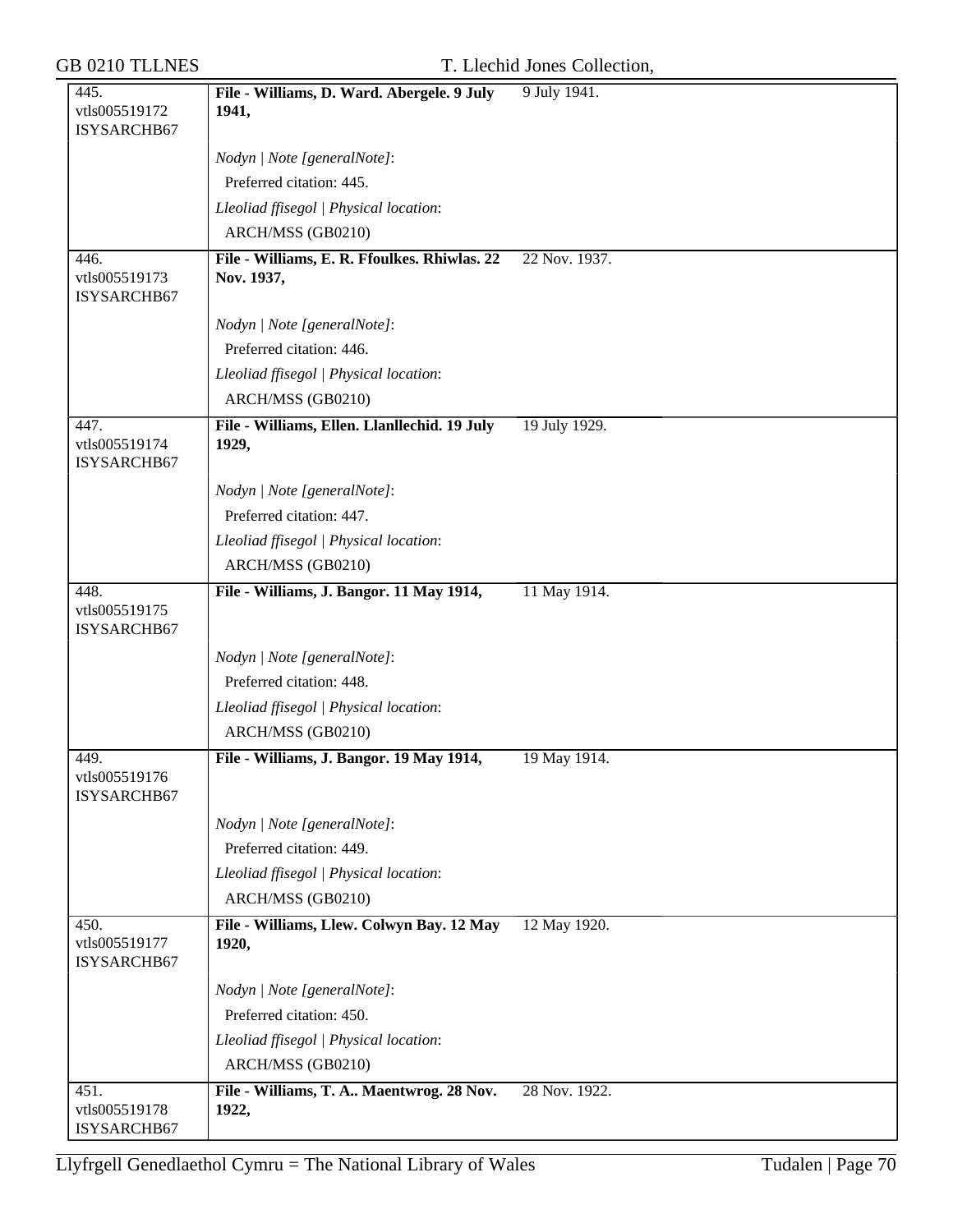| | | |
|---|---|---|
| 445.<br>vtls005519172<br>ISYSARCHB67 | **File - Williams, D. Ward. Abergele. 9 July 1941,** | 9 July 1941. |
| | *Nodyn \| Note [generalNote]*:<br>Preferred citation: 445.<br>*Lleoliad ffisegol \| Physical location*:<br>ARCH/MSS (GB0210) | |
| 446.<br>vtls005519173<br>ISYSARCHB67 | **File - Williams, E. R. Ffoulkes. Rhiwlas. 22 Nov. 1937,** | 22 Nov. 1937. |
| | *Nodyn \| Note [generalNote]*:<br>Preferred citation: 446.<br>*Lleoliad ffisegol \| Physical location*:<br>ARCH/MSS (GB0210) | |
| 447.<br>vtls005519174<br>ISYSARCHB67 | **File - Williams, Ellen. Llanllechid. 19 July 1929,** | 19 July 1929. |
| | *Nodyn \| Note [generalNote]*:<br>Preferred citation: 447.<br>*Lleoliad ffisegol \| Physical location*:<br>ARCH/MSS (GB0210) | |
| 448.<br>vtls005519175<br>ISYSARCHB67 | **File - Williams, J. Bangor. 11 May 1914,** | 11 May 1914. |
| | *Nodyn \| Note [generalNote]*:<br>Preferred citation: 448.<br>*Lleoliad ffisegol \| Physical location*:<br>ARCH/MSS (GB0210) | |
| 449.<br>vtls005519176<br>ISYSARCHB67 | **File - Williams, J. Bangor. 19 May 1914,** | 19 May 1914. |
| | *Nodyn \| Note [generalNote]*:<br>Preferred citation: 449.<br>*Lleoliad ffisegol \| Physical location*:<br>ARCH/MSS (GB0210) | |
| 450.<br>vtls005519177<br>ISYSARCHB67 | **File - Williams, Llew. Colwyn Bay. 12 May 1920,** | 12 May 1920. |
| | *Nodyn \| Note [generalNote]*:<br>Preferred citation: 450.<br>*Lleoliad ffisegol \| Physical location*:<br>ARCH/MSS (GB0210) | |
| 451.<br>vtls005519178<br>ISYSARCHB67 | **File - Williams, T. A.. Maentwrog. 28 Nov. 1922,** | 28 Nov. 1922. |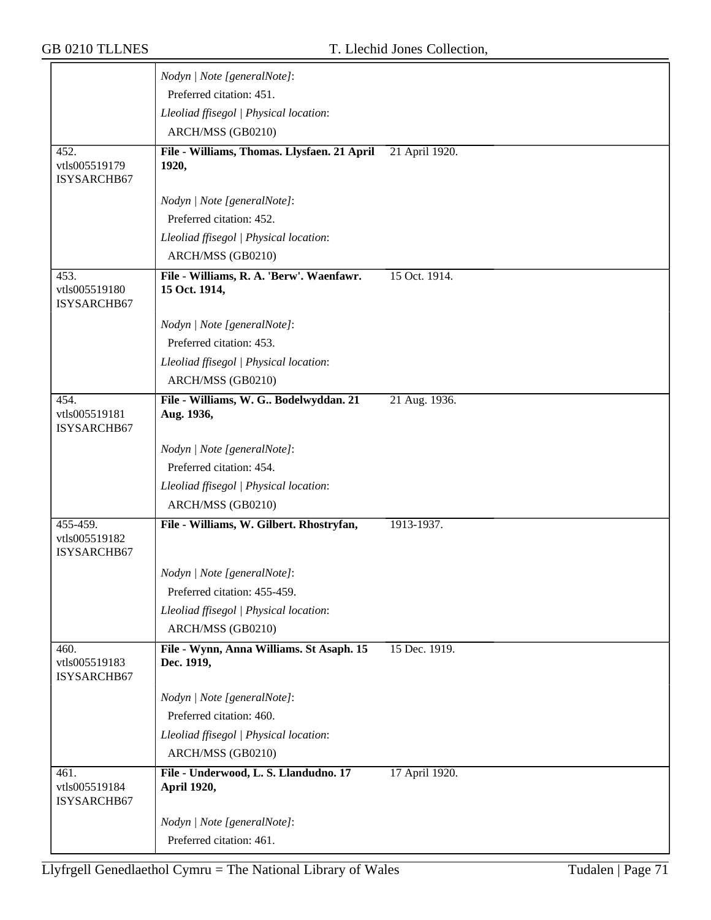| | | |
|---|---|---|
| | *Nodyn \| Note [generalNote]*: Preferred citation: 451. *Lleoliad ffisegol \| Physical location*: ARCH/MSS (GB0210) | |
| 452. vtls005519179 ISYSARCHB67 | **File - Williams, Thomas. Llysfaen. 21 April 1920,** *Nodyn \| Note [generalNote]*: Preferred citation: 452. *Lleoliad ffisegol \| Physical location*: ARCH/MSS (GB0210) | 21 April 1920. |
| 453. vtls005519180 ISYSARCHB67 | **File - Williams, R. A. 'Berw'. Waenfawr. 15 Oct. 1914,** *Nodyn \| Note [generalNote]*: Preferred citation: 453. *Lleoliad ffisegol \| Physical location*: ARCH/MSS (GB0210) | 15 Oct. 1914. |
| 454. vtls005519181 ISYSARCHB67 | **File - Williams, W. G.. Bodelwyddan. 21 Aug. 1936,** *Nodyn \| Note [generalNote]*: Preferred citation: 454. *Lleoliad ffisegol \| Physical location*: ARCH/MSS (GB0210) | 21 Aug. 1936. |
| 455-459. vtls005519182 ISYSARCHB67 | **File - Williams, W. Gilbert. Rhostryfan,** *Nodyn \| Note [generalNote]*: Preferred citation: 455-459. *Lleoliad ffisegol \| Physical location*: ARCH/MSS (GB0210) | 1913-1937. |
| 460. vtls005519183 ISYSARCHB67 | **File - Wynn, Anna Williams. St Asaph. 15 Dec. 1919,** *Nodyn \| Note [generalNote]*: Preferred citation: 460. *Lleoliad ffisegol \| Physical location*: ARCH/MSS (GB0210) | 15 Dec. 1919. |
| 461. vtls005519184 ISYSARCHB67 | **File - Underwood, L. S. Llandudno. 17 April 1920,** *Nodyn \| Note [generalNote]*: Preferred citation: 461. | 17 April 1920. |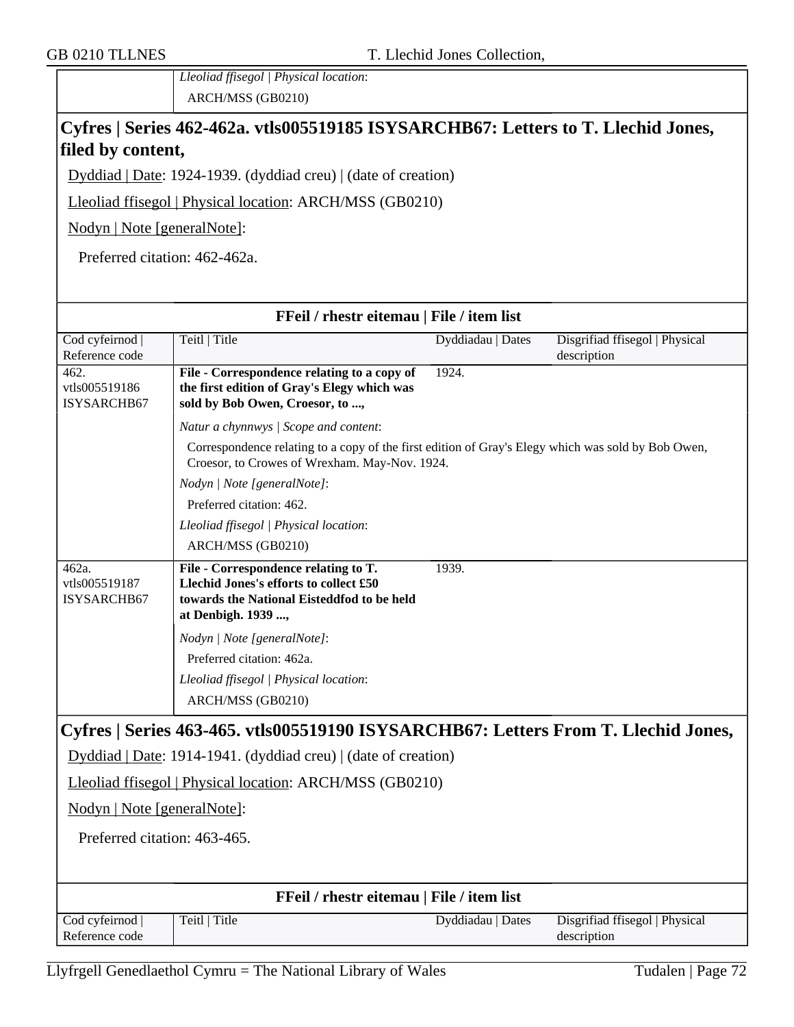| | *Lleoliad ffisegol \| Physical location*: |
|---|---|
| | ARCH/MSS (GB0210) |

## Cyfres | Series 462-462a. vtls005519185 ISYSARCHB67: Letters to T. Llechid Jones, filed by content,

Dyddiad | Date: 1924-1939. (dyddiad creu) | (date of creation)

Lleoliad ffisegol | Physical location: ARCH/MSS (GB0210)

Nodyn | Note [generalNote]:

Preferred citation: 462-462a.

**FFeil / rhestr eitemau | File / item list**

| Cod cyfeirnod \| Reference code | Teitl \| Title | Dyddiadau \| Dates | Disgrifiad ffisegol \| Physical description |
|---|---|---|---|
| 462. vtls005519186 ISYSARCHB67 | **File - Correspondence relating to a copy of the first edition of Gray's Elegy which was sold by Bob Owen, Croesor, to ...,** | 1924. | |
| | *Natur a chynnwys \| Scope and content*: Correspondence relating to a copy of the first edition of Gray's Elegy which was sold by Bob Owen, Croesor, to Crowes of Wrexham. May-Nov. 1924. *Nodyn \| Note [generalNote]*: Preferred citation: 462. *Lleoliad ffisegol \| Physical location*: ARCH/MSS (GB0210) | | |
| 462a. vtls005519187 ISYSARCHB67 | **File - Correspondence relating to T. Llechid Jones's efforts to collect £50 towards the National Eisteddfod to be held at Denbigh. 1939 ...,** | 1939. | |
| | *Nodyn \| Note [generalNote]*: Preferred citation: 462a. *Lleoliad ffisegol \| Physical location*: ARCH/MSS (GB0210) | | |

## Cyfres | Series 463-465. vtls005519190 ISYSARCHB67: Letters From T. Llechid Jones,

Dyddiad | Date: 1914-1941. (dyddiad creu) | (date of creation)

Lleoliad ffisegol | Physical location: ARCH/MSS (GB0210)

Nodyn | Note [generalNote]:

Preferred citation: 463-465.

**FFeil / rhestr eitemau | File / item list**

| Cod cyfeirnod \| Reference code | Teitl \| Title | Dyddiadau \| Dates | Disgrifiad ffisegol \| Physical description |
|---|---|---|---|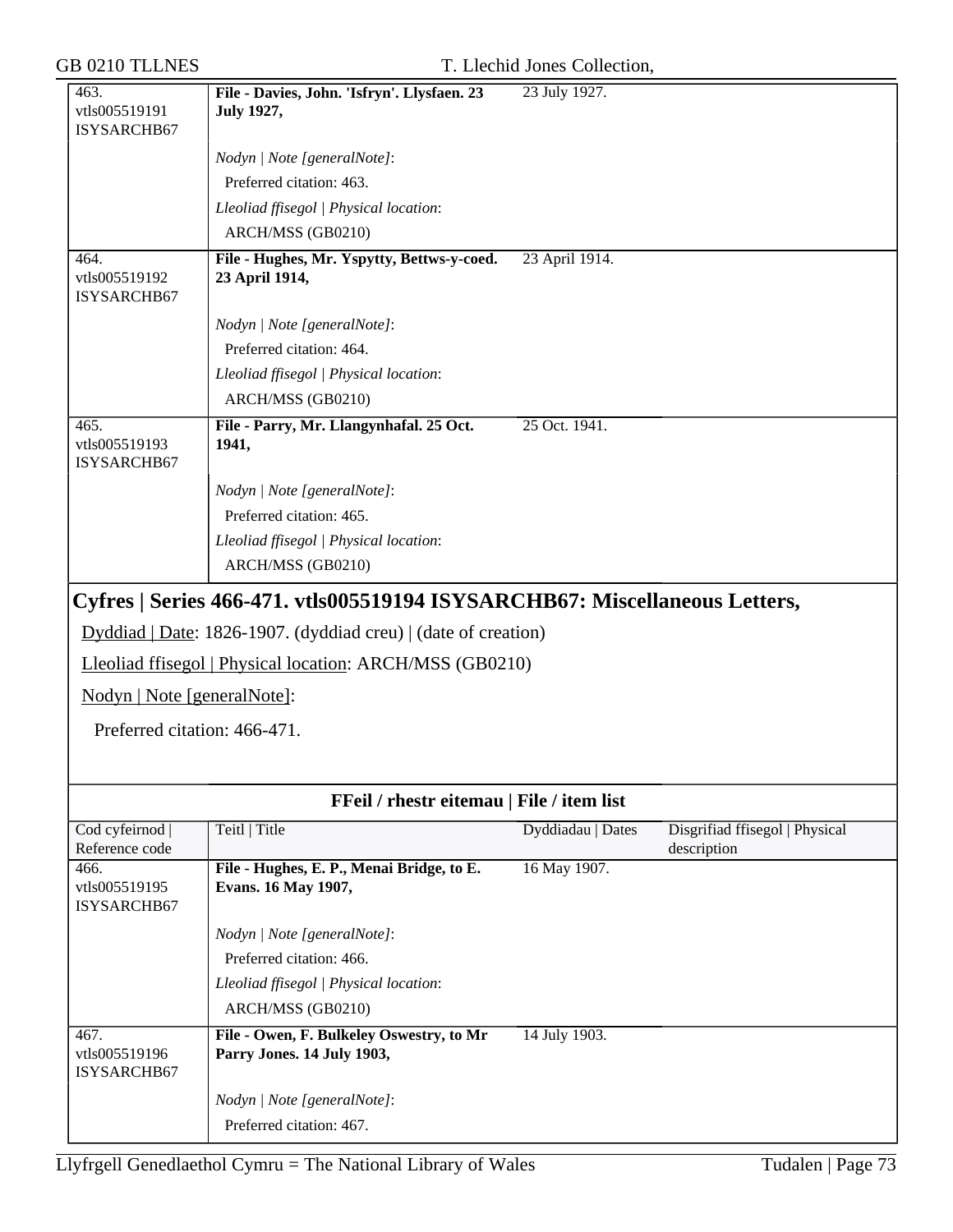| | | | |
|---|---|---|---|
| 463. vtls005519191 ISYSARCHB67 | **File - Davies, John. 'Isfryn'. Llysfaen. 23 July 1927,** | 23 July 1927. | |
| | *Nodyn \| Note [generalNote]*: Preferred citation: 463. *Lleoliad ffisegol \| Physical location*: ARCH/MSS (GB0210) | | |
| 464. vtls005519192 ISYSARCHB67 | **File - Hughes, Mr. Yspytty, Bettws-y-coed. 23 April 1914,** | 23 April 1914. | |
| | *Nodyn \| Note [generalNote]*: Preferred citation: 464. *Lleoliad ffisegol \| Physical location*: ARCH/MSS (GB0210) | | |
| 465. vtls005519193 ISYSARCHB67 | **File - Parry, Mr. Llangynhafal. 25 Oct. 1941,** | 25 Oct. 1941. | |
| | *Nodyn \| Note [generalNote]*: Preferred citation: 465. *Lleoliad ffisegol \| Physical location*: ARCH/MSS (GB0210) | | |

## Cyfres | Series 466-471. vtls005519194 ISYSARCHB67: Miscellaneous Letters,

Dyddiad | Date: 1826-1907. (dyddiad creu) | (date of creation)

Lleoliad ffisegol | Physical location: ARCH/MSS (GB0210)

Nodyn | Note [generalNote]:

Preferred citation: 466-471.

### FFeil / rhestr eitemau | File / item list

| Cod cyfeirnod \| Reference code | Teitl \| Title | Dyddiadau \| Dates | Disgrifiad ffisegol \| Physical description |
|---|---|---|---|
| 466. vtls005519195 ISYSARCHB67 | **File - Hughes, E. P., Menai Bridge, to E. Evans. 16 May 1907,** | 16 May 1907. | |
| | *Nodyn \| Note [generalNote]*: Preferred citation: 466. *Lleoliad ffisegol \| Physical location*: ARCH/MSS (GB0210) | | |
| 467. vtls005519196 ISYSARCHB67 | **File - Owen, F. Bulkeley Oswestry, to Mr Parry Jones. 14 July 1903,** | 14 July 1903. | |
| | *Nodyn \| Note [generalNote]*: Preferred citation: 467. | | |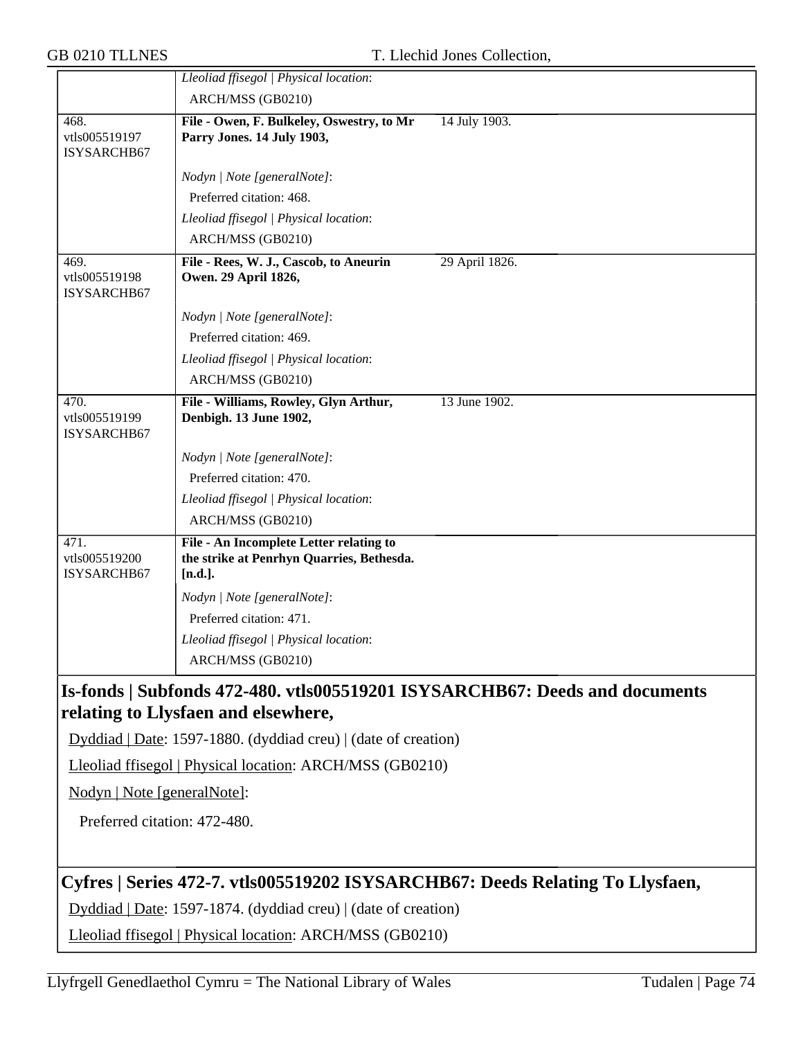| | | |
|---|---|---|
| | *Lleoliad ffisegol \| Physical location*: ARCH/MSS (GB0210) | |
| 468. vtls005519197 ISYSARCHB67 | **File - Owen, F. Bulkeley, Oswestry, to Mr Parry Jones. 14 July 1903,**<br><br>*Nodyn \| Note [generalNote]*: Preferred citation: 468.<br>*Lleoliad ffisegol \| Physical location*: ARCH/MSS (GB0210) | 14 July 1903. |
| 469. vtls005519198 ISYSARCHB67 | **File - Rees, W. J., Cascob, to Aneurin Owen. 29 April 1826,**<br><br>*Nodyn \| Note [generalNote]*: Preferred citation: 469.<br>*Lleoliad ffisegol \| Physical location*: ARCH/MSS (GB0210) | 29 April 1826. |
| 470. vtls005519199 ISYSARCHB67 | **File - Williams, Rowley, Glyn Arthur, Denbigh. 13 June 1902,**<br><br>*Nodyn \| Note [generalNote]*: Preferred citation: 470.<br>*Lleoliad ffisegol \| Physical location*: ARCH/MSS (GB0210) | 13 June 1902. |
| 471. vtls005519200 ISYSARCHB67 | **File - An Incomplete Letter relating to the strike at Penrhyn Quarries, Bethesda. [n.d.].**<br><br>*Nodyn \| Note [generalNote]*: Preferred citation: 471.<br>*Lleoliad ffisegol \| Physical location*: ARCH/MSS (GB0210) | |

## Is-fonds | Subfonds 472-480. vtls005519201 ISYSARCHB67: Deeds and documents relating to Llysfaen and elsewhere,

Dyddiad | Date: 1597-1880. (dyddiad creu) | (date of creation)

Lleoliad ffisegol | Physical location: ARCH/MSS (GB0210)

Nodyn | Note [generalNote]:

Preferred citation: 472-480.

## Cyfres | Series 472-7. vtls005519202 ISYSARCHB67: Deeds Relating To Llysfaen,

Dyddiad | Date: 1597-1874. (dyddiad creu) | (date of creation)

Lleoliad ffisegol | Physical location: ARCH/MSS (GB0210)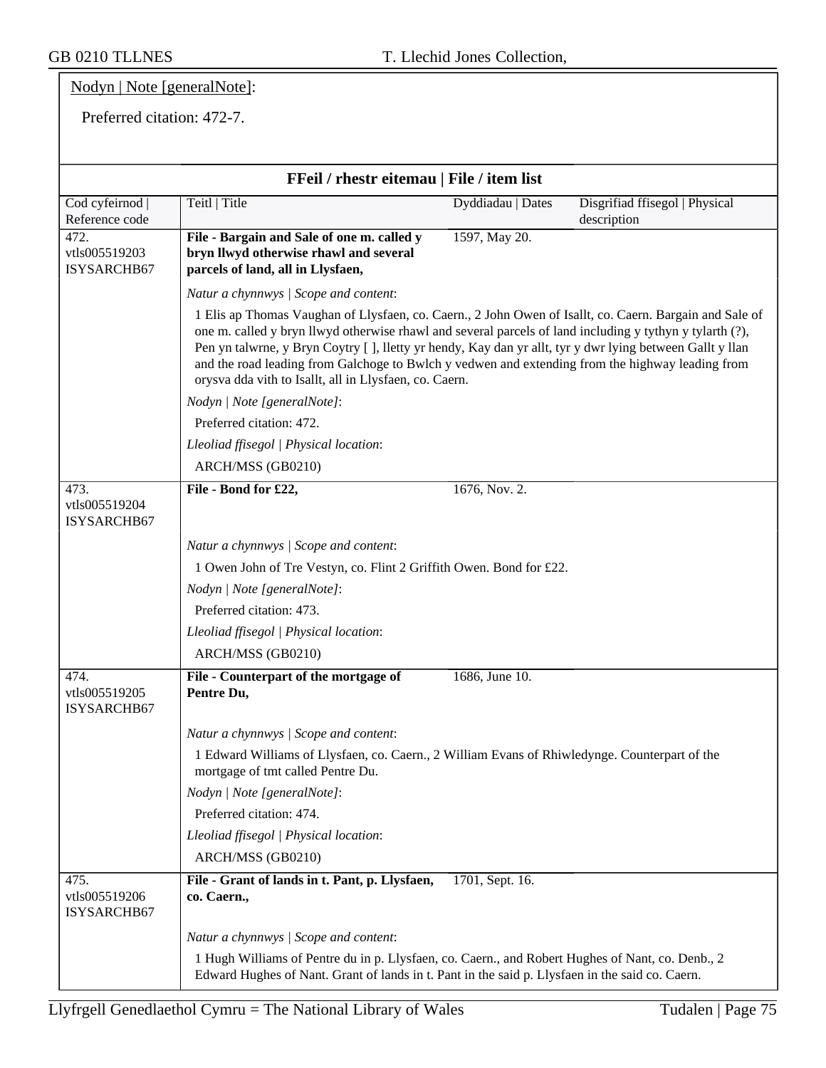Nodyn | Note [generalNote]:

Preferred citation: 472-7.

### FFeil / rhestr eitemau | File / item list

| Cod cyfeirnod \| Reference code | Teitl \| Title | Dyddiadau \| Dates | Disgrifiad ffisegol \| Physical description |
|---|---|---|---|
| 472. vtls005519203 ISYSARCHB67 | **File - Bargain and Sale of one m. called y bryn llwyd otherwise rhawl and several parcels of land, all in Llysfaen,** | 1597, May 20. | |

*Natur a chynnwys | Scope and content*:

1 Elis ap Thomas Vaughan of Llysfaen, co. Caern., 2 John Owen of Isallt, co. Caern. Bargain and Sale of one m. called y bryn llwyd otherwise rhawl and several parcels of land including y tythyn y tylarth (?), Pen yn talwrne, y Bryn Coytry [ ], lletty yr hendy, Kay dan yr allt, tyr y dwr lying between Gallt y llan and the road leading from Galchoge to Bwlch y vedwen and extending from the highway leading from orysva dda vith to Isallt, all in Llysfaen, co. Caern.

*Nodyn | Note [generalNote]*:

Preferred citation: 472.

*Lleoliad ffisegol | Physical location*:

ARCH/MSS (GB0210)

| Cod cyfeirnod \| Reference code | Teitl \| Title | Dyddiadau \| Dates | Disgrifiad ffisegol \| Physical description |
|---|---|---|---|
| 473. vtls005519204 ISYSARCHB67 | **File - Bond for £22,** | 1676, Nov. 2. | |

*Natur a chynnwys | Scope and content*:

1 Owen John of Tre Vestyn, co. Flint 2 Griffith Owen. Bond for £22.

*Nodyn | Note [generalNote]*:

Preferred citation: 473.

*Lleoliad ffisegol | Physical location*:

ARCH/MSS (GB0210)

| Cod cyfeirnod \| Reference code | Teitl \| Title | Dyddiadau \| Dates | Disgrifiad ffisegol \| Physical description |
|---|---|---|---|
| 474. vtls005519205 ISYSARCHB67 | **File - Counterpart of the mortgage of Pentre Du,** | 1686, June 10. | |

*Natur a chynnwys | Scope and content*:

1 Edward Williams of Llysfaen, co. Caern., 2 William Evans of Rhiwledynge. Counterpart of the mortgage of tmt called Pentre Du.

*Nodyn | Note [generalNote]*:

Preferred citation: 474.

*Lleoliad ffisegol | Physical location*:

ARCH/MSS (GB0210)

| Cod cyfeirnod \| Reference code | Teitl \| Title | Dyddiadau \| Dates | Disgrifiad ffisegol \| Physical description |
|---|---|---|---|
| 475. vtls005519206 ISYSARCHB67 | **File - Grant of lands in t. Pant, p. Llysfaen, co. Caern.,** | 1701, Sept. 16. | |

*Natur a chynnwys | Scope and content*:

1 Hugh Williams of Pentre du in p. Llysfaen, co. Caern., and Robert Hughes of Nant, co. Denb., 2 Edward Hughes of Nant. Grant of lands in t. Pant in the said p. Llysfaen in the said co. Caern.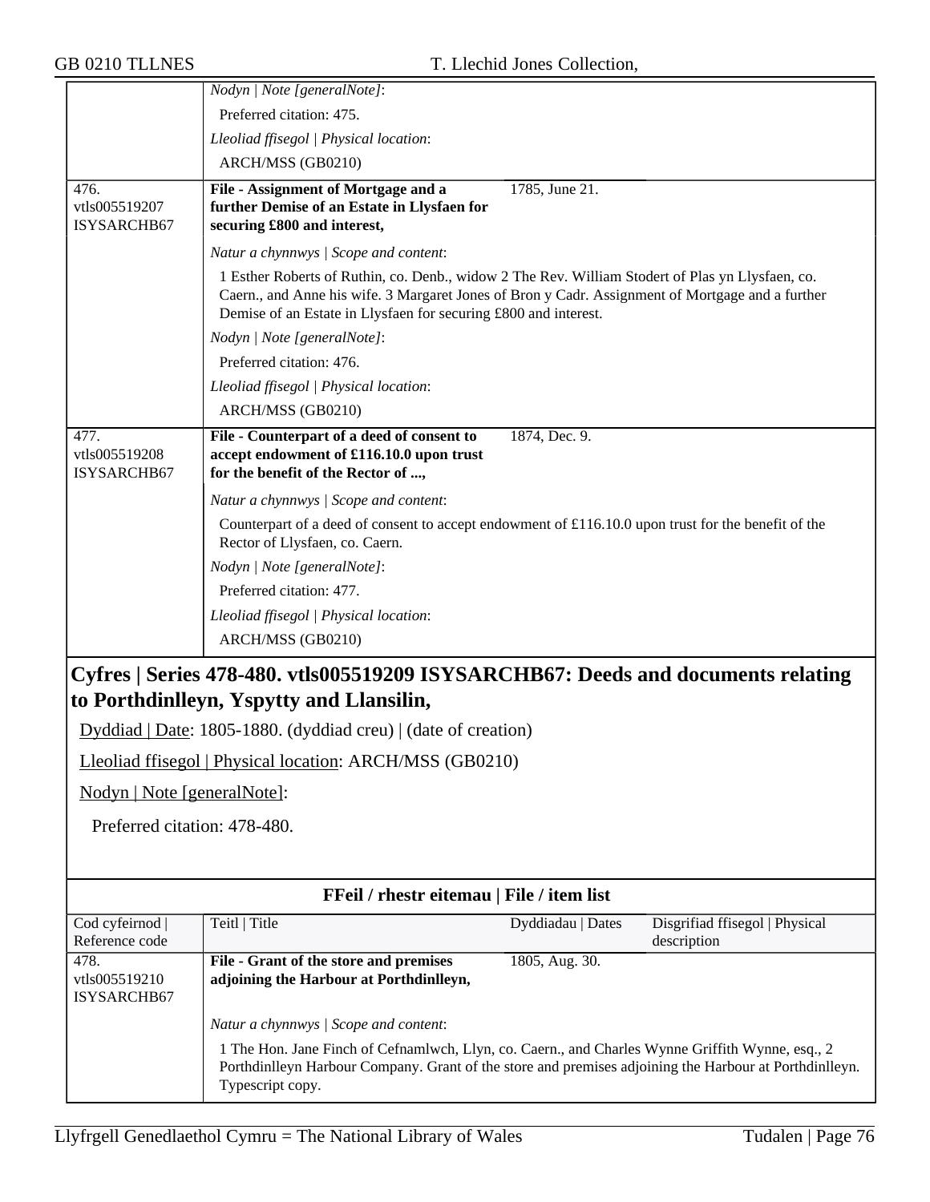| | |
|---|---|
| | *Nodyn \| Note [generalNote]*: |
| | Preferred citation: 475. |
| | *Lleoliad ffisegol \| Physical location*: |
| | ARCH/MSS (GB0210) |

| | | | |
|---|---|---|---|
| 476. vtls005519207 ISYSARCHB67 | **File - Assignment of Mortgage and a further Demise of an Estate in Llysfaen for securing £800 and interest,** | 1785, June 21. | |
| | *Natur a chynnwys \| Scope and content*: | | |
| | 1 Esther Roberts of Ruthin, co. Denb., widow 2 The Rev. William Stodert of Plas yn Llysfaen, co. Caern., and Anne his wife. 3 Margaret Jones of Bron y Cadr. Assignment of Mortgage and a further Demise of an Estate in Llysfaen for securing £800 and interest. | | |
| | *Nodyn \| Note [generalNote]*: | | |
| | Preferred citation: 476. | | |
| | *Lleoliad ffisegol \| Physical location*: | | |
| | ARCH/MSS (GB0210) | | |
| 477. vtls005519208 ISYSARCHB67 | **File - Counterpart of a deed of consent to accept endowment of £116.10.0 upon trust for the benefit of the Rector of ...,** | 1874, Dec. 9. | |
| | *Natur a chynnwys \| Scope and content*: | | |
| | Counterpart of a deed of consent to accept endowment of £116.10.0 upon trust for the benefit of the Rector of Llysfaen, co. Caern. | | |
| | *Nodyn \| Note [generalNote]*: | | |
| | Preferred citation: 477. | | |
| | *Lleoliad ffisegol \| Physical location*: | | |
| | ARCH/MSS (GB0210) | | |

## Cyfres | Series 478-480. vtls005519209 ISYSARCHB67: Deeds and documents relating to Porthdinlleyn, Yspytty and Llansilin,

Dyddiad | Date: 1805-1880. (dyddiad creu) | (date of creation)

Lleoliad ffisegol | Physical location: ARCH/MSS (GB0210)

Nodyn | Note [generalNote]:

Preferred citation: 478-480.

**FFeil / rhestr eitemau | File / item list**

| Cod cyfeirnod \| Reference code | Teitl \| Title | Dyddiadau \| Dates | Disgrifiad ffisegol \| Physical description |
|---|---|---|---|
| 478. vtls005519210 ISYSARCHB67 | **File - Grant of the store and premises adjoining the Harbour at Porthdinlleyn,** | 1805, Aug. 30. | |
| | *Natur a chynnwys \| Scope and content*: | | |
| | 1 The Hon. Jane Finch of Cefnamlwch, Llyn, co. Caern., and Charles Wynne Griffith Wynne, esq., 2 Porthdinlleyn Harbour Company. Grant of the store and premises adjoining the Harbour at Porthdinlleyn. Typescript copy. | | |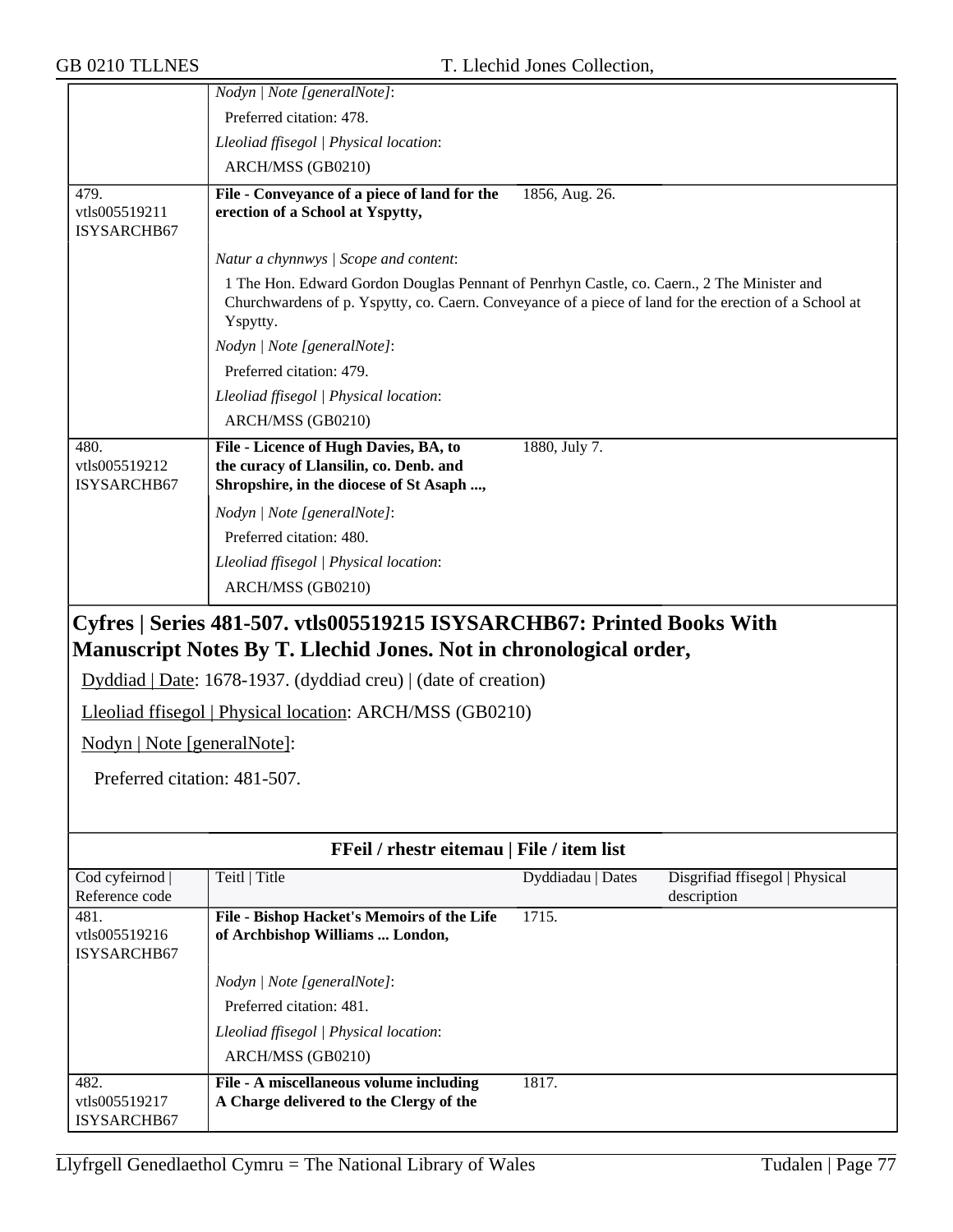| | |
|---|---|
| | *Nodyn \| Note [generalNote]*: |
| | Preferred citation: 478. |
| | *Lleoliad ffisegol \| Physical location*: |
| | ARCH/MSS (GB0210) |

| | | | |
|---|---|---|---|
| 479. vtls005519211 ISYSARCHB67 | **File - Conveyance of a piece of land for the erection of a School at Yspytty,** | 1856, Aug. 26. | |
| | *Natur a chynnwys \| Scope and content*: | | |
| | 1 The Hon. Edward Gordon Douglas Pennant of Penrhyn Castle, co. Caern., 2 The Minister and Churchwardens of p. Yspytty, co. Caern. Conveyance of a piece of land for the erection of a School at Yspytty. | | |
| | *Nodyn \| Note [generalNote]*: | | |
| | Preferred citation: 479. | | |
| | *Lleoliad ffisegol \| Physical location*: | | |
| | ARCH/MSS (GB0210) | | |
| 480. vtls005519212 ISYSARCHB67 | **File - Licence of Hugh Davies, BA, to the curacy of Llansilin, co. Denb. and Shropshire, in the diocese of St Asaph ...,** | 1880, July 7. | |
| | *Nodyn \| Note [generalNote]*: | | |
| | Preferred citation: 480. | | |
| | *Lleoliad ffisegol \| Physical location*: | | |
| | ARCH/MSS (GB0210) | | |

## Cyfres | Series 481-507. vtls005519215 ISYSARCHB67: Printed Books With Manuscript Notes By T. Llechid Jones. Not in chronological order,

Dyddiad | Date: 1678-1937. (dyddiad creu) | (date of creation)

Lleoliad ffisegol | Physical location: ARCH/MSS (GB0210)

Nodyn | Note [generalNote]:

Preferred citation: 481-507.

### FFeil / rhestr eitemau | File / item list

| Cod cyfeirnod \| Reference code | Teitl \| Title | Dyddiadau \| Dates | Disgrifiad ffisegol \| Physical description |
|---|---|---|---|
| 481. vtls005519216 ISYSARCHB67 | **File - Bishop Hacket's Memoirs of the Life of Archbishop Williams ... London,** | 1715. | |
| | *Nodyn \| Note [generalNote]*: | | |
| | Preferred citation: 481. | | |
| | *Lleoliad ffisegol \| Physical location*: | | |
| | ARCH/MSS (GB0210) | | |
| 482. vtls005519217 ISYSARCHB67 | **File - A miscellaneous volume including A Charge delivered to the Clergy of the** | 1817. | |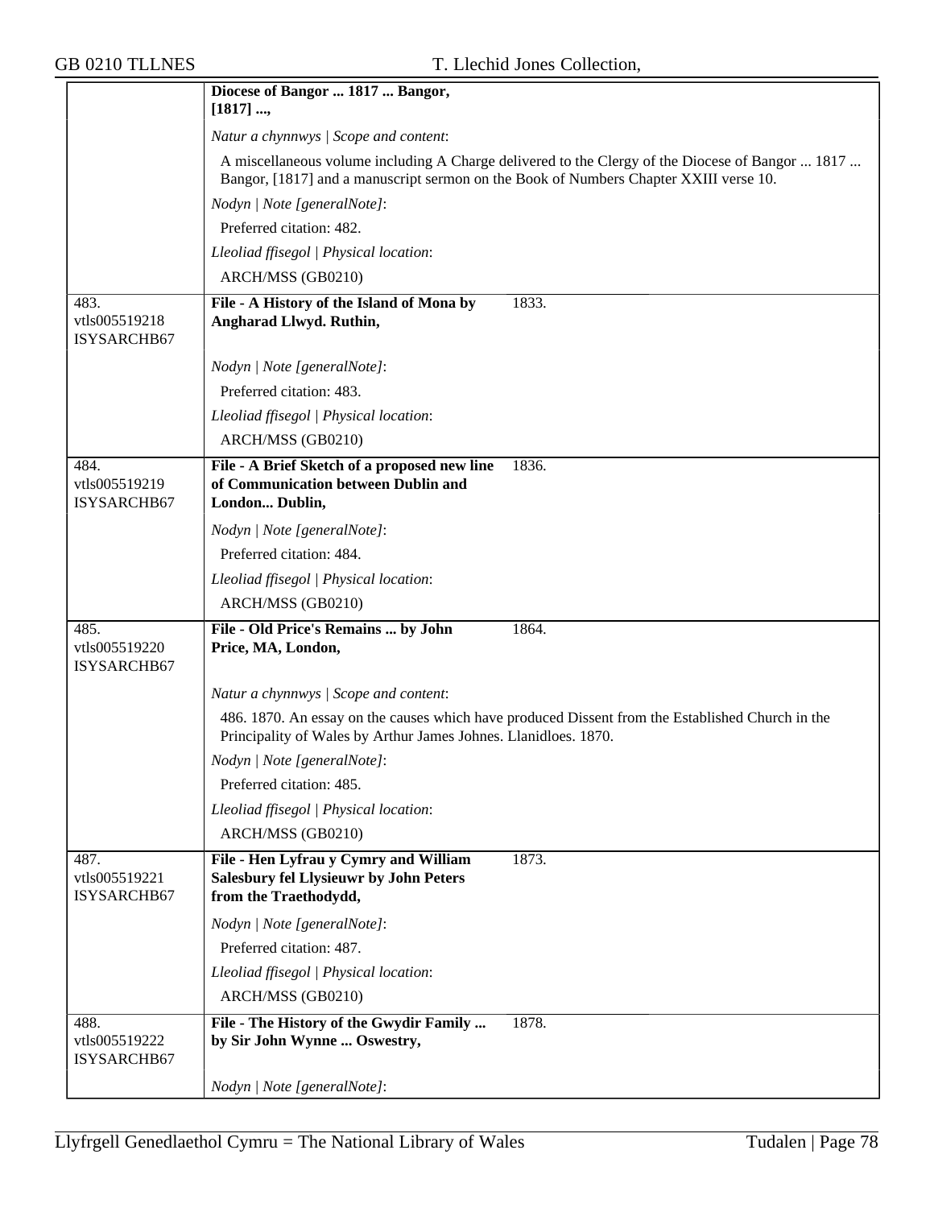| | | |
|---|---|---|
| | **Diocese of Bangor ... 1817 ... Bangor, [1817] ...,** | |
| | *Natur a chynnwys \| Scope and content*:<br>A miscellaneous volume including A Charge delivered to the Clergy of the Diocese of Bangor ... 1817 ... Bangor, [1817] and a manuscript sermon on the Book of Numbers Chapter XXIII verse 10.<br>*Nodyn \| Note [generalNote]*:<br>Preferred citation: 482.<br>*Lleoliad ffisegol \| Physical location*:<br>ARCH/MSS (GB0210) | |
| 483.<br>vtls005519218<br>ISYSARCHB67 | **File - A History of the Island of Mona by Angharad Llwyd. Ruthin,** | 1833. |
| | *Nodyn \| Note [generalNote]*:<br>Preferred citation: 483.<br>*Lleoliad ffisegol \| Physical location*:<br>ARCH/MSS (GB0210) | |
| 484.<br>vtls005519219<br>ISYSARCHB67 | **File - A Brief Sketch of a proposed new line of Communication between Dublin and London... Dublin,** | 1836. |
| | *Nodyn \| Note [generalNote]*:<br>Preferred citation: 484.<br>*Lleoliad ffisegol \| Physical location*:<br>ARCH/MSS (GB0210) | |
| 485.<br>vtls005519220<br>ISYSARCHB67 | **File - Old Price's Remains ... by John Price, MA, London,** | 1864. |
| | *Natur a chynnwys \| Scope and content*:<br>486. 1870. An essay on the causes which have produced Dissent from the Established Church in the Principality of Wales by Arthur James Johnes. Llanidloes. 1870.<br>*Nodyn \| Note [generalNote]*:<br>Preferred citation: 485.<br>*Lleoliad ffisegol \| Physical location*:<br>ARCH/MSS (GB0210) | |
| 487.<br>vtls005519221<br>ISYSARCHB67 | **File - Hen Lyfrau y Cymry and William Salesbury fel Llysieuwr by John Peters from the Traethodydd,** | 1873. |
| | *Nodyn \| Note [generalNote]*:<br>Preferred citation: 487.<br>*Lleoliad ffisegol \| Physical location*:<br>ARCH/MSS (GB0210) | |
| 488.<br>vtls005519222<br>ISYSARCHB67 | **File - The History of the Gwydir Family ... by Sir John Wynne ... Oswestry,** | 1878. |
| | *Nodyn \| Note [generalNote]*: | |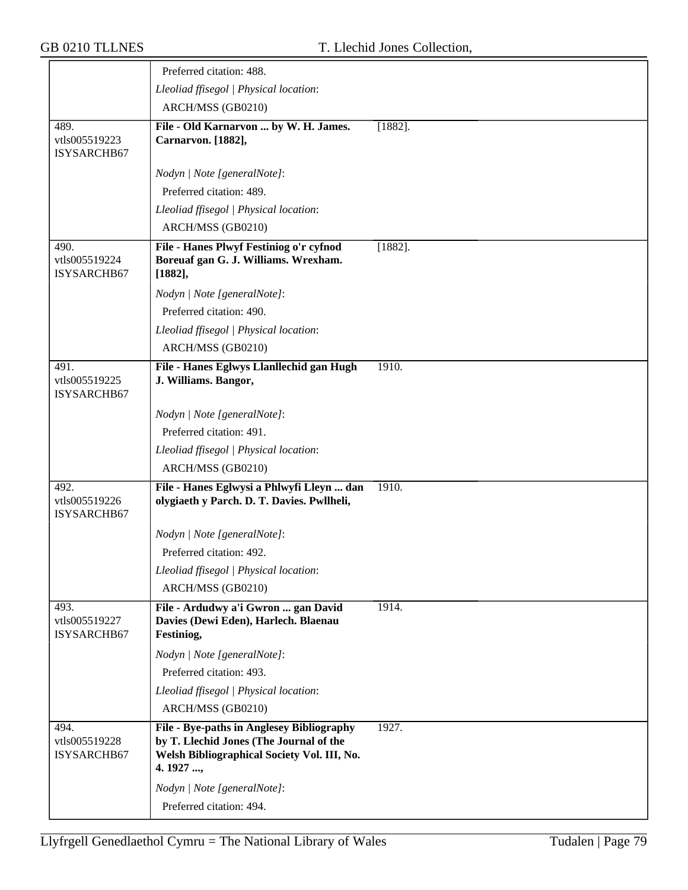| | | |
|---|---|---|
| | Preferred citation: 488.<br>*Lleoliad ffisegol \| Physical location*:<br>ARCH/MSS (GB0210) | |
| 489.<br>vtls005519223<br>ISYSARCHB67 | **File - Old Karnarvon ... by W. H. James. Carnarvon. [1882],**<br>*Nodyn \| Note [generalNote]*:<br>Preferred citation: 489.<br>*Lleoliad ffisegol \| Physical location*:<br>ARCH/MSS (GB0210) | [1882]. |
| 490.<br>vtls005519224<br>ISYSARCHB67 | **File - Hanes Plwyf Festiniog o'r cyfnod Boreuaf gan G. J. Williams. Wrexham. [1882],**<br>*Nodyn \| Note [generalNote]*:<br>Preferred citation: 490.<br>*Lleoliad ffisegol \| Physical location*:<br>ARCH/MSS (GB0210) | [1882]. |
| 491.<br>vtls005519225<br>ISYSARCHB67 | **File - Hanes Eglwys Llanllechid gan Hugh J. Williams. Bangor,**<br>*Nodyn \| Note [generalNote]*:<br>Preferred citation: 491.<br>*Lleoliad ffisegol \| Physical location*:<br>ARCH/MSS (GB0210) | 1910. |
| 492.<br>vtls005519226<br>ISYSARCHB67 | **File - Hanes Eglwysi a Phlwyfi Lleyn ... dan olygiaeth y Parch. D. T. Davies. Pwllheli,**<br>*Nodyn \| Note [generalNote]*:<br>Preferred citation: 492.<br>*Lleoliad ffisegol \| Physical location*:<br>ARCH/MSS (GB0210) | 1910. |
| 493.<br>vtls005519227<br>ISYSARCHB67 | **File - Ardudwy a'i Gwron ... gan David Davies (Dewi Eden), Harlech. Blaenau Festiniog,**<br>*Nodyn \| Note [generalNote]*:<br>Preferred citation: 493.<br>*Lleoliad ffisegol \| Physical location*:<br>ARCH/MSS (GB0210) | 1914. |
| 494.<br>vtls005519228<br>ISYSARCHB67 | **File - Bye-paths in Anglesey Bibliography by T. Llechid Jones (The Journal of the Welsh Bibliographical Society Vol. III, No. 4. 1927 ...,**<br>*Nodyn \| Note [generalNote]*:<br>Preferred citation: 494. | 1927. |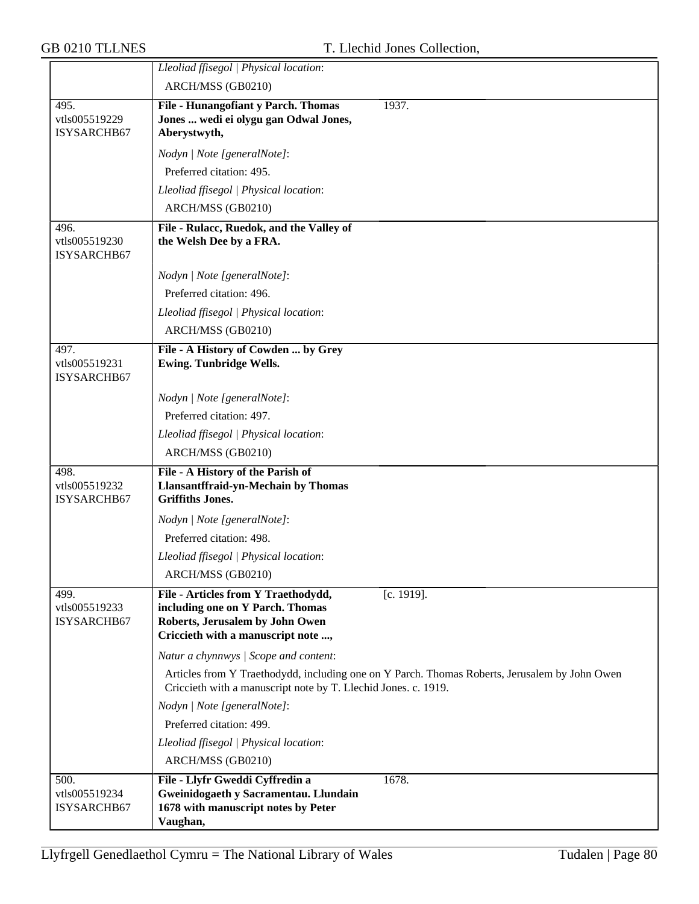| | |
|---|---|
| | *Lleoliad ffisegol \| Physical location*: |
| | ARCH/MSS (GB0210) |
| 495. vtls005519229 ISYSARCHB67 | **File - Hunangofiant y Parch. Thomas Jones ... wedi ei olygu gan Odwal Jones, Aberystwyth,** 1937. |
| | *Nodyn \| Note [generalNote]*: |
| | Preferred citation: 495. |
| | *Lleoliad ffisegol \| Physical location*: |
| | ARCH/MSS (GB0210) |
| 496. vtls005519230 ISYSARCHB67 | **File - Rulacc, Ruedok, and the Valley of the Welsh Dee by a FRA.** |
| | *Nodyn \| Note [generalNote]*: |
| | Preferred citation: 496. |
| | *Lleoliad ffisegol \| Physical location*: |
| | ARCH/MSS (GB0210) |
| 497. vtls005519231 ISYSARCHB67 | **File - A History of Cowden ... by Grey Ewing. Tunbridge Wells.** |
| | *Nodyn \| Note [generalNote]*: |
| | Preferred citation: 497. |
| | *Lleoliad ffisegol \| Physical location*: |
| | ARCH/MSS (GB0210) |
| 498. vtls005519232 ISYSARCHB67 | **File - A History of the Parish of Llansantffraid-yn-Mechain by Thomas Griffiths Jones.** |
| | *Nodyn \| Note [generalNote]*: |
| | Preferred citation: 498. |
| | *Lleoliad ffisegol \| Physical location*: |
| | ARCH/MSS (GB0210) |
| 499. vtls005519233 ISYSARCHB67 | **File - Articles from Y Traethodydd, including one on Y Parch. Thomas Roberts, Jerusalem by John Owen Criccieth with a manuscript note ...,** [c. 1919]. |
| | *Natur a chynnwys \| Scope and content*: |
| | Articles from Y Traethodydd, including one on Y Parch. Thomas Roberts, Jerusalem by John Owen Criccieth with a manuscript note by T. Llechid Jones. c. 1919. |
| | *Nodyn \| Note [generalNote]*: |
| | Preferred citation: 499. |
| | *Lleoliad ffisegol \| Physical location*: |
| | ARCH/MSS (GB0210) |
| 500. vtls005519234 ISYSARCHB67 | **File - Llyfr Gweddi Cyffredin a Gweinidogaeth y Sacramentau. Llundain 1678 with manuscript notes by Peter Vaughan,** 1678. |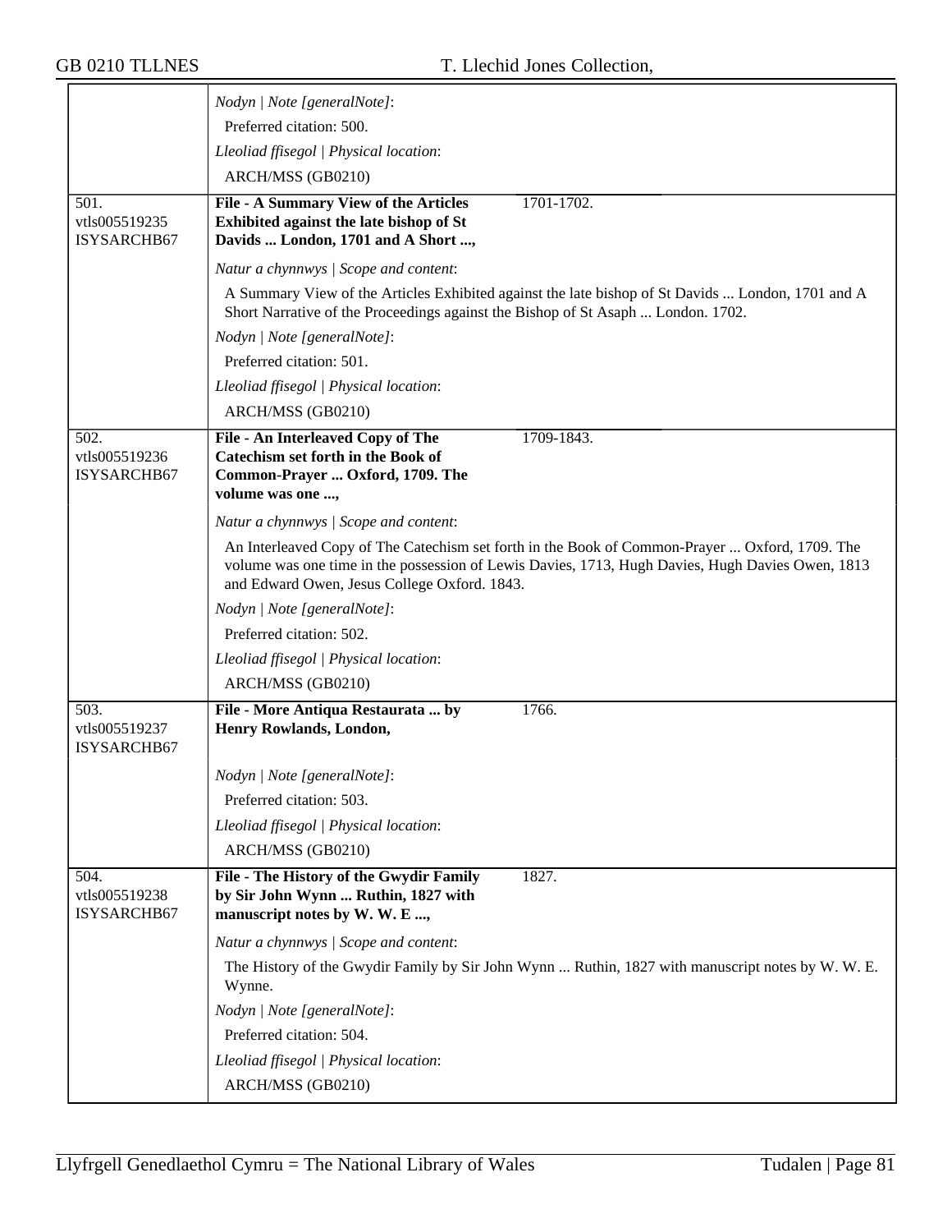*Nodyn | Note [generalNote]*:

Preferred citation: 500.

*Lleoliad ffisegol | Physical location*:

ARCH/MSS (GB0210)

---

501.
vtls005519235
ISYSARCHB67

**File - A Summary View of the Articles Exhibited against the late bishop of St Davids ... London, 1701 and A Short ...,** 1701-1702.

*Natur a chynnwys | Scope and content*:

A Summary View of the Articles Exhibited against the late bishop of St Davids ... London, 1701 and A Short Narrative of the Proceedings against the Bishop of St Asaph ... London. 1702.

*Nodyn | Note [generalNote]*:

Preferred citation: 501.

*Lleoliad ffisegol | Physical location*:

ARCH/MSS (GB0210)

---

502.
vtls005519236
ISYSARCHB67

**File - An Interleaved Copy of The Catechism set forth in the Book of Common-Prayer ... Oxford, 1709. The volume was one ...,** 1709-1843.

*Natur a chynnwys | Scope and content*:

An Interleaved Copy of The Catechism set forth in the Book of Common-Prayer ... Oxford, 1709. The volume was one time in the possession of Lewis Davies, 1713, Hugh Davies, Hugh Davies Owen, 1813 and Edward Owen, Jesus College Oxford. 1843.

*Nodyn | Note [generalNote]*:

Preferred citation: 502.

*Lleoliad ffisegol | Physical location*:

ARCH/MSS (GB0210)

---

503.
vtls005519237
ISYSARCHB67

**File - More Antiqua Restaurata ... by Henry Rowlands, London,** 1766.

*Nodyn | Note [generalNote]*:

Preferred citation: 503.

*Lleoliad ffisegol | Physical location*:

ARCH/MSS (GB0210)

---

504.
vtls005519238
ISYSARCHB67

**File - The History of the Gwydir Family by Sir John Wynn ... Ruthin, 1827 with manuscript notes by W. W. E ...,** 1827.

*Natur a chynnwys | Scope and content*:

The History of the Gwydir Family by Sir John Wynn ... Ruthin, 1827 with manuscript notes by W. W. E. Wynne.

*Nodyn | Note [generalNote]*:

Preferred citation: 504.

*Lleoliad ffisegol | Physical location*:

ARCH/MSS (GB0210)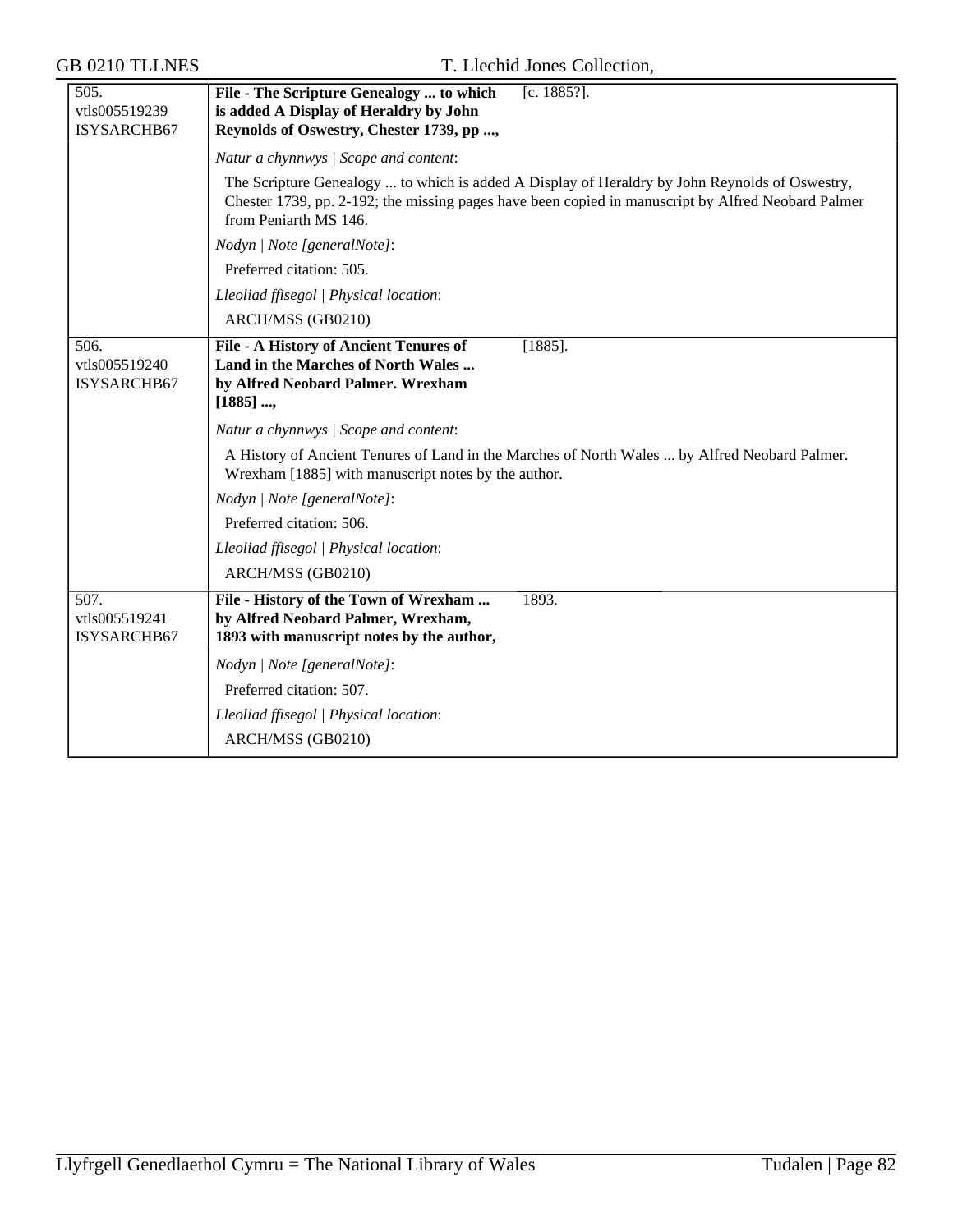| | |
|---|---|
| 505.<br>vtls005519239<br>ISYSARCHB67 | **File - The Scripture Genealogy ... to which is added A Display of Heraldry by John Reynolds of Oswestry, Chester 1739, pp ...,** [c. 1885?].<br><br>*Natur a chynnwys \| Scope and content*:<br>The Scripture Genealogy ... to which is added A Display of Heraldry by John Reynolds of Oswestry, Chester 1739, pp. 2-192; the missing pages have been copied in manuscript by Alfred Neobard Palmer from Peniarth MS 146.<br><br>*Nodyn \| Note [generalNote]*:<br>Preferred citation: 505.<br><br>*Lleoliad ffisegol \| Physical location*:<br>ARCH/MSS (GB0210) |
| 506.<br>vtls005519240<br>ISYSARCHB67 | **File - A History of Ancient Tenures of Land in the Marches of North Wales ... by Alfred Neobard Palmer. Wrexham [1885] ...,** [1885].<br><br>*Natur a chynnwys \| Scope and content*:<br>A History of Ancient Tenures of Land in the Marches of North Wales ... by Alfred Neobard Palmer. Wrexham [1885] with manuscript notes by the author.<br><br>*Nodyn \| Note [generalNote]*:<br>Preferred citation: 506.<br><br>*Lleoliad ffisegol \| Physical location*:<br>ARCH/MSS (GB0210) |
| 507.<br>vtls005519241<br>ISYSARCHB67 | **File - History of the Town of Wrexham ... by Alfred Neobard Palmer, Wrexham, 1893 with manuscript notes by the author,** 1893.<br><br>*Nodyn \| Note [generalNote]*:<br>Preferred citation: 507.<br><br>*Lleoliad ffisegol \| Physical location*:<br>ARCH/MSS (GB0210) |